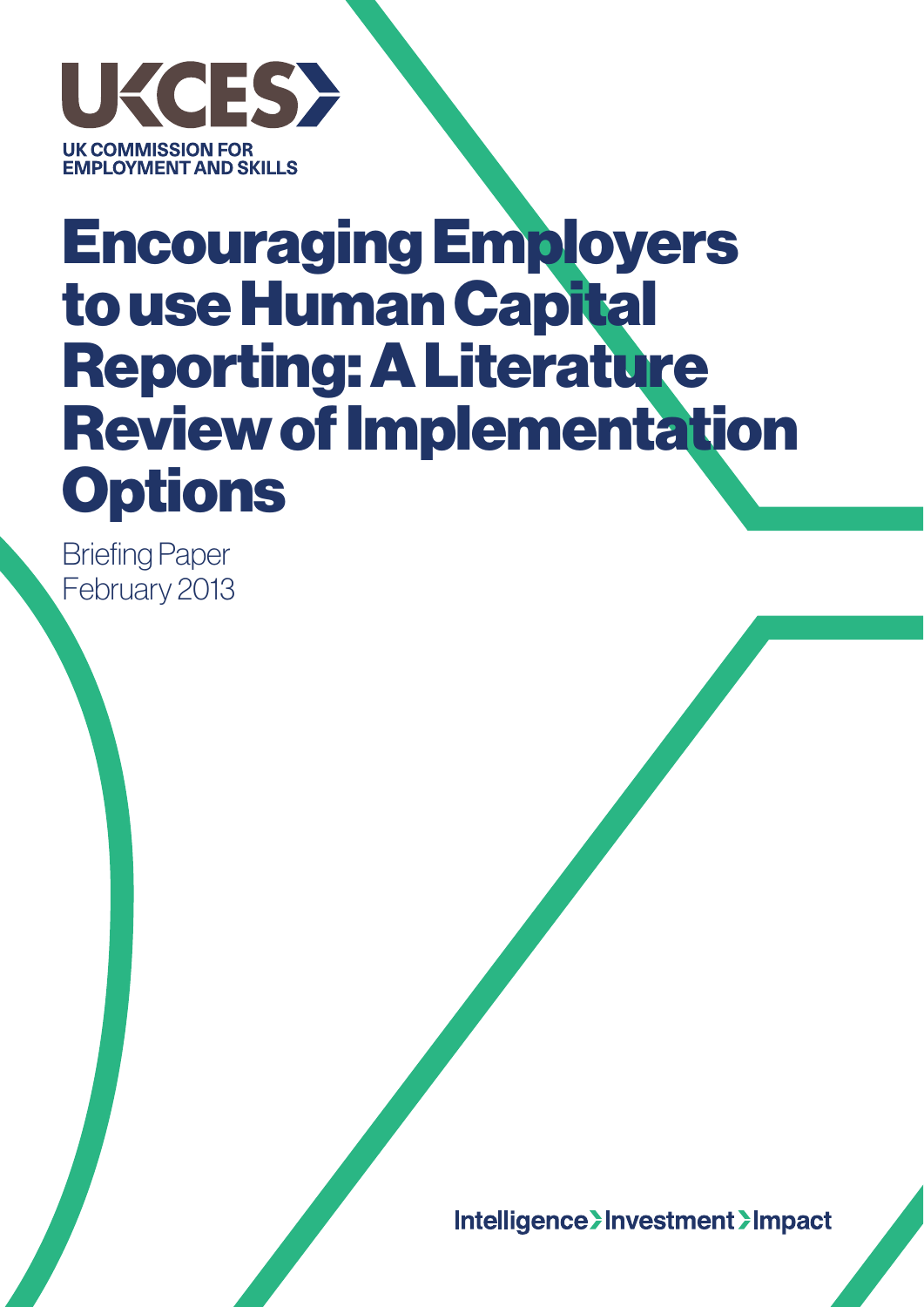UKCES

UK COMMISSION FOR EMPLOYMENT AND SKILLS

# Encouraging Employers to use Human Capital Reporting: A Literature Review of Implementation Options

Briefing Paper
February 2013

Intelligence > Investment > Impact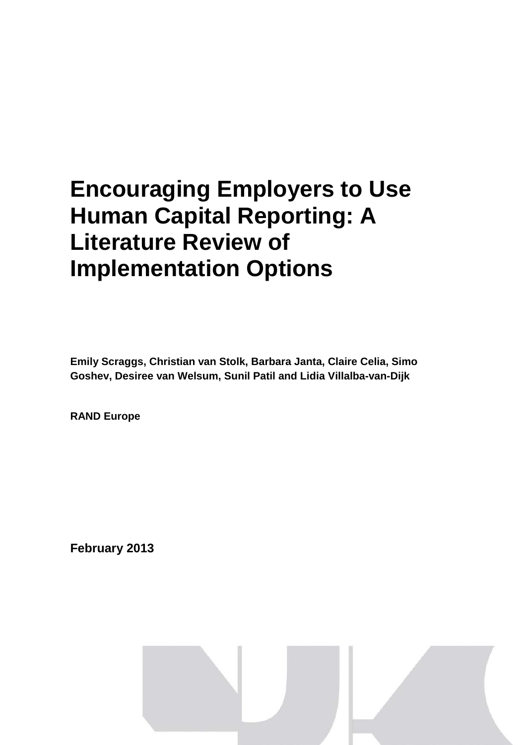# Encouraging Employers to Use Human Capital Reporting: A Literature Review of Implementation Options

**Emily Scraggs, Christian van Stolk, Barbara Janta, Claire Celia, Simo Goshev, Desiree van Welsum, Sunil Patil and Lidia Villalba-van-Dijk**

**RAND Europe**

**February 2013**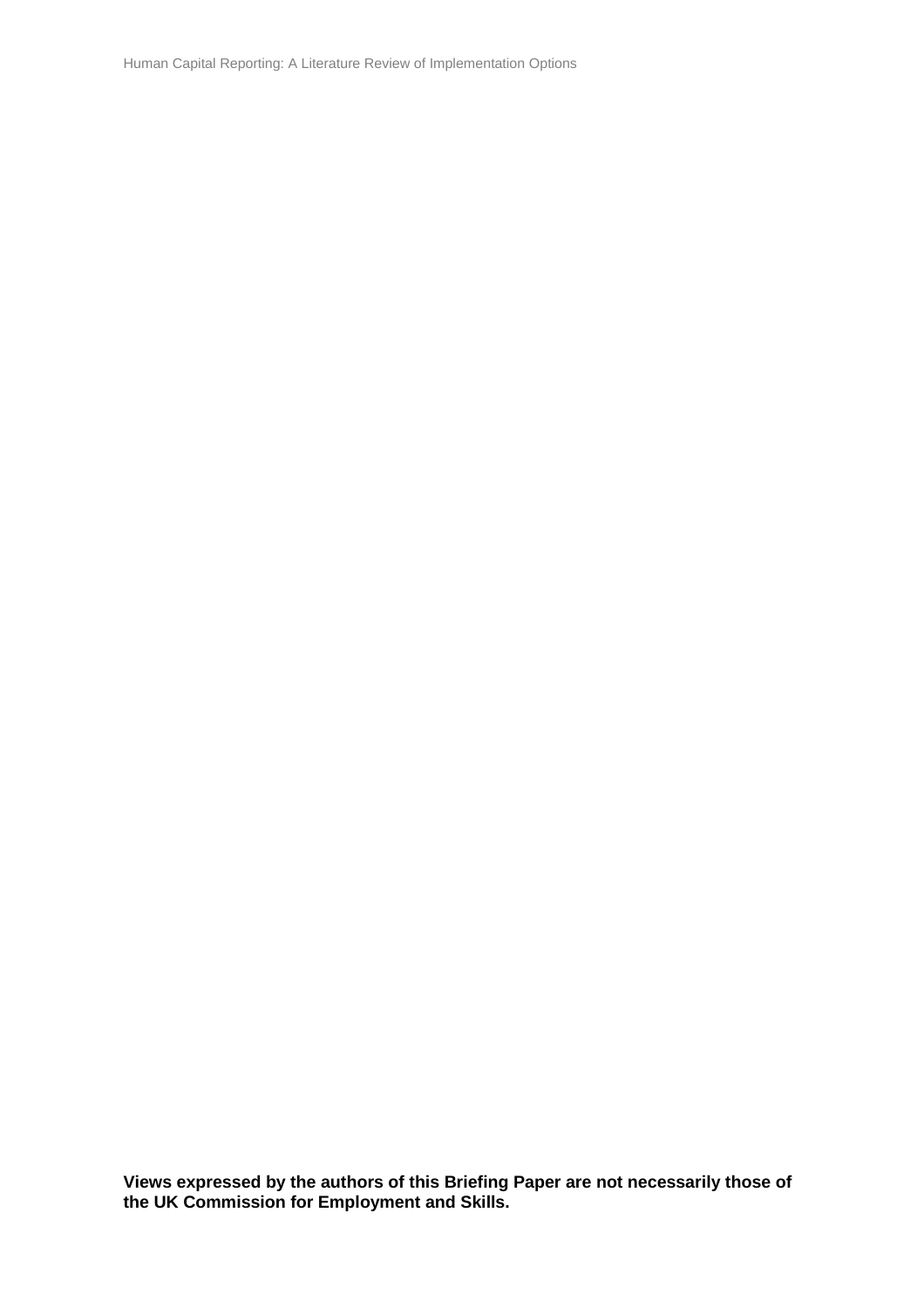**Views expressed by the authors of this Briefing Paper are not necessarily those of the UK Commission for Employment and Skills.**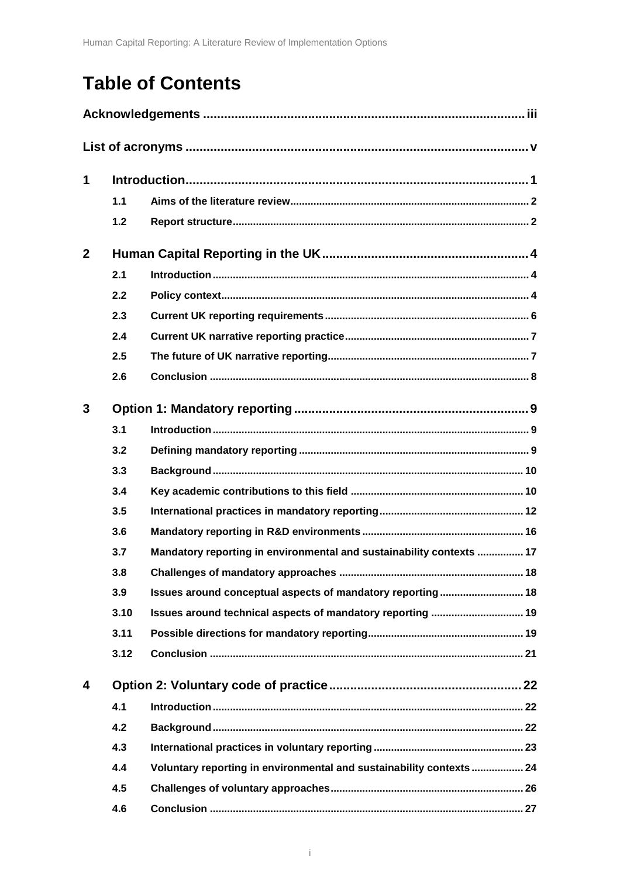# Table of Contents

**Acknowledgements** ........................................................................................ iii

**List of acronyms** ........................................................................................ v

**1 Introduction** ........................................................................................ 1

- 1.1 Aims of the literature review ........................................................................................ 2
- 1.2 Report structure ........................................................................................ 2

**2 Human Capital Reporting in the UK** ........................................................................................ 4

- 2.1 Introduction ........................................................................................ 4
- 2.2 Policy context ........................................................................................ 4
- 2.3 Current UK reporting requirements ........................................................................................ 6
- 2.4 Current UK narrative reporting practice ........................................................................................ 7
- 2.5 The future of UK narrative reporting ........................................................................................ 7
- 2.6 Conclusion ........................................................................................ 8

**3 Option 1: Mandatory reporting** ........................................................................................ 9

- 3.1 Introduction ........................................................................................ 9
- 3.2 Defining mandatory reporting ........................................................................................ 9
- 3.3 Background ........................................................................................ 10
- 3.4 Key academic contributions to this field ........................................................................................ 10
- 3.5 International practices in mandatory reporting ........................................................................................ 12
- 3.6 Mandatory reporting in R&D environments ........................................................................................ 16
- 3.7 Mandatory reporting in environmental and sustainability contexts ........................................................................................ 17
- 3.8 Challenges of mandatory approaches ........................................................................................ 18
- 3.9 Issues around conceptual aspects of mandatory reporting ........................................................................................ 18
- 3.10 Issues around technical aspects of mandatory reporting ........................................................................................ 19
- 3.11 Possible directions for mandatory reporting ........................................................................................ 19
- 3.12 Conclusion ........................................................................................ 21

**4 Option 2: Voluntary code of practice** ........................................................................................ 22

- 4.1 Introduction ........................................................................................ 22
- 4.2 Background ........................................................................................ 22
- 4.3 International practices in voluntary reporting ........................................................................................ 23
- 4.4 Voluntary reporting in environmental and sustainability contexts ........................................................................................ 24
- 4.5 Challenges of voluntary approaches ........................................................................................ 26
- 4.6 Conclusion ........................................................................................ 27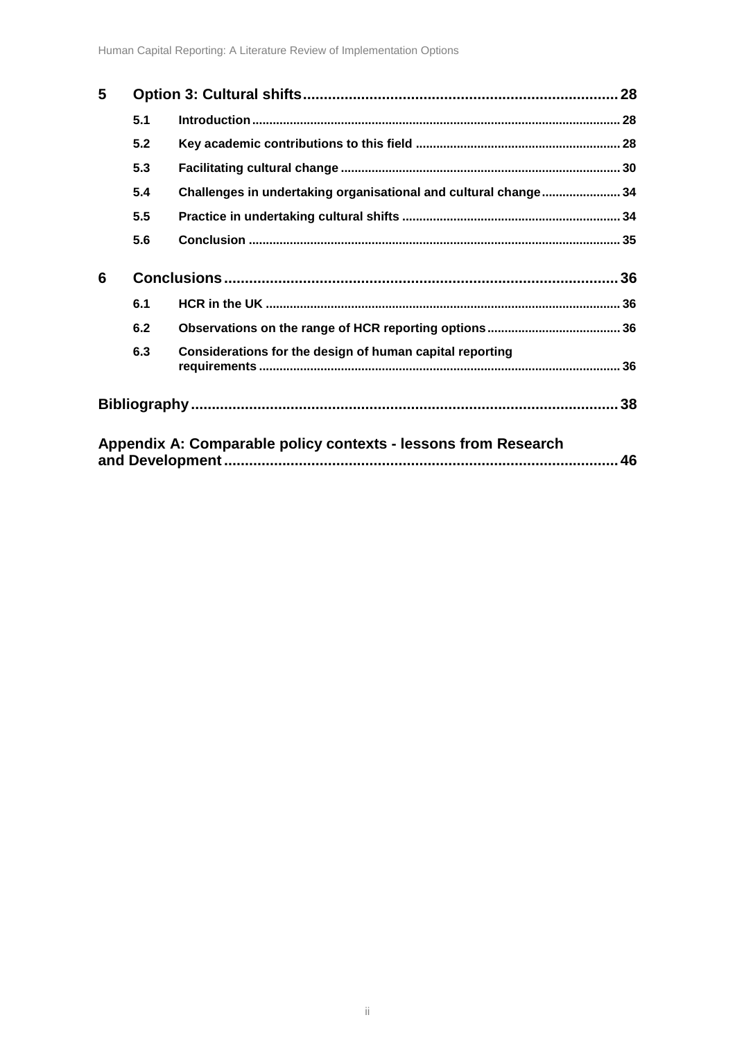| | | | |
|---|---|---|---|
| **5** | **Option 3: Cultural shifts** | | **28** |
| | **5.1** | **Introduction** | **28** |
| | **5.2** | **Key academic contributions to this field** | **28** |
| | **5.3** | **Facilitating cultural change** | **30** |
| | **5.4** | **Challenges in undertaking organisational and cultural change** | **34** |
| | **5.5** | **Practice in undertaking cultural shifts** | **34** |
| | **5.6** | **Conclusion** | **35** |
| **6** | **Conclusions** | | **36** |
| | **6.1** | **HCR in the UK** | **36** |
| | **6.2** | **Observations on the range of HCR reporting options** | **36** |
| | **6.3** | **Considerations for the design of human capital reporting requirements** | **36** |
| **Bibliography** | | | **38** |
| **Appendix A: Comparable policy contexts - lessons from Research and Development** | | | **46** |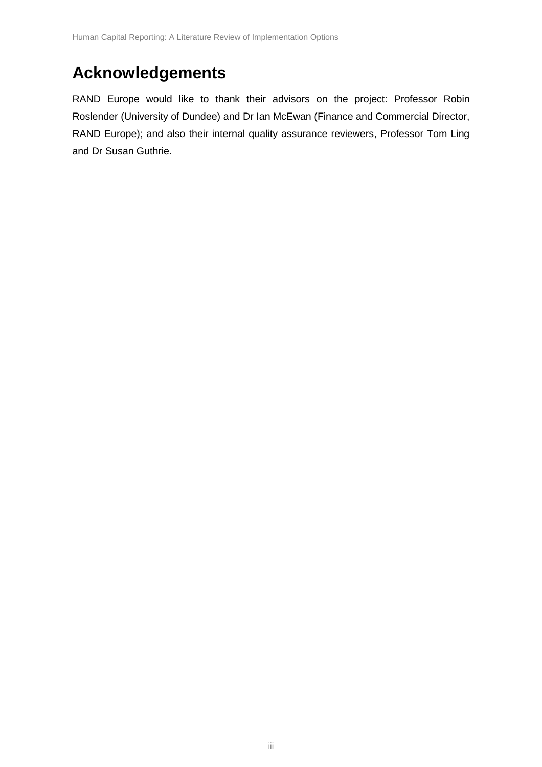# Acknowledgements

RAND Europe would like to thank their advisors on the project: Professor Robin Roslender (University of Dundee) and Dr Ian McEwan (Finance and Commercial Director, RAND Europe); and also their internal quality assurance reviewers, Professor Tom Ling and Dr Susan Guthrie.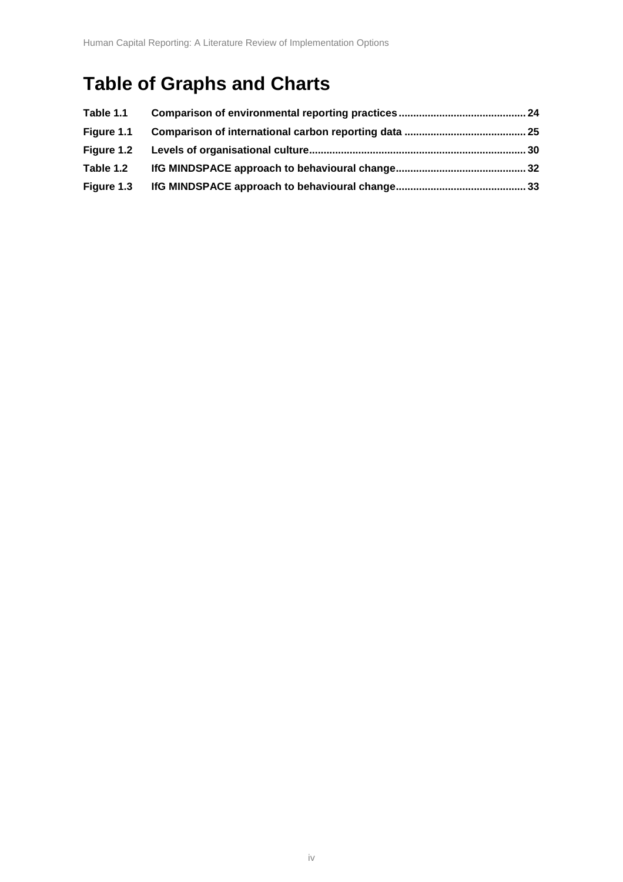# Table of Graphs and Charts

**Table 1.1 Comparison of environmental reporting practices ........................................... 24**

**Figure 1.1 Comparison of international carbon reporting data ......................................... 25**

**Figure 1.2 Levels of organisational culture......................................................................... 30**

**Table 1.2 IfG MINDSPACE approach to behavioural change............................................ 32**

**Figure 1.3 IfG MINDSPACE approach to behavioural change............................................ 33**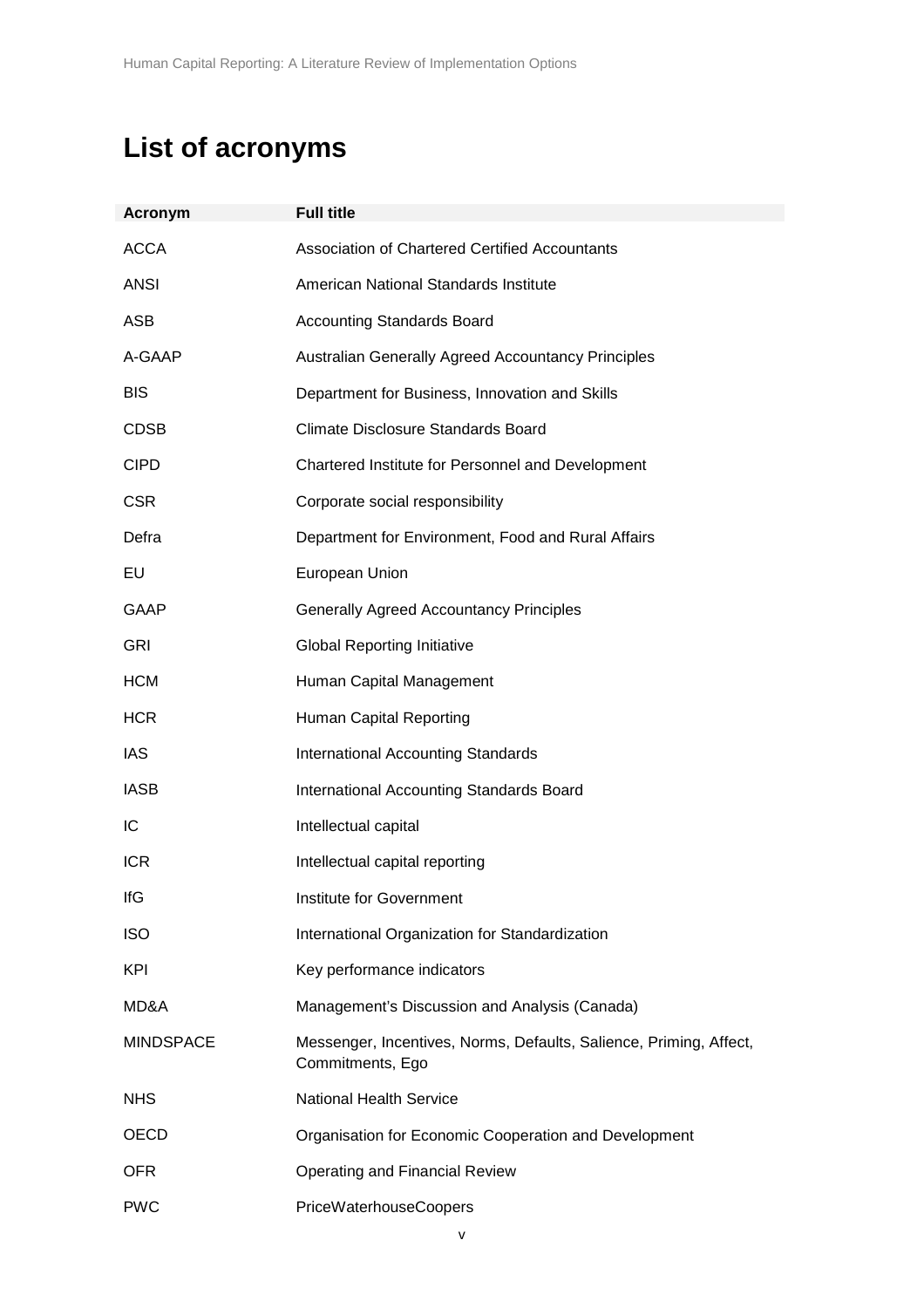# List of acronyms

| Acronym | Full title |
|---|---|
| ACCA | Association of Chartered Certified Accountants |
| ANSI | American National Standards Institute |
| ASB | Accounting Standards Board |
| A-GAAP | Australian Generally Agreed Accountancy Principles |
| BIS | Department for Business, Innovation and Skills |
| CDSB | Climate Disclosure Standards Board |
| CIPD | Chartered Institute for Personnel and Development |
| CSR | Corporate social responsibility |
| Defra | Department for Environment, Food and Rural Affairs |
| EU | European Union |
| GAAP | Generally Agreed Accountancy Principles |
| GRI | Global Reporting Initiative |
| HCM | Human Capital Management |
| HCR | Human Capital Reporting |
| IAS | International Accounting Standards |
| IASB | International Accounting Standards Board |
| IC | Intellectual capital |
| ICR | Intellectual capital reporting |
| IfG | Institute for Government |
| ISO | International Organization for Standardization |
| KPI | Key performance indicators |
| MD&A | Management's Discussion and Analysis (Canada) |
| MINDSPACE | Messenger, Incentives, Norms, Defaults, Salience, Priming, Affect, Commitments, Ego |
| NHS | National Health Service |
| OECD | Organisation for Economic Cooperation and Development |
| OFR | Operating and Financial Review |
| PWC | PriceWaterhouseCoopers |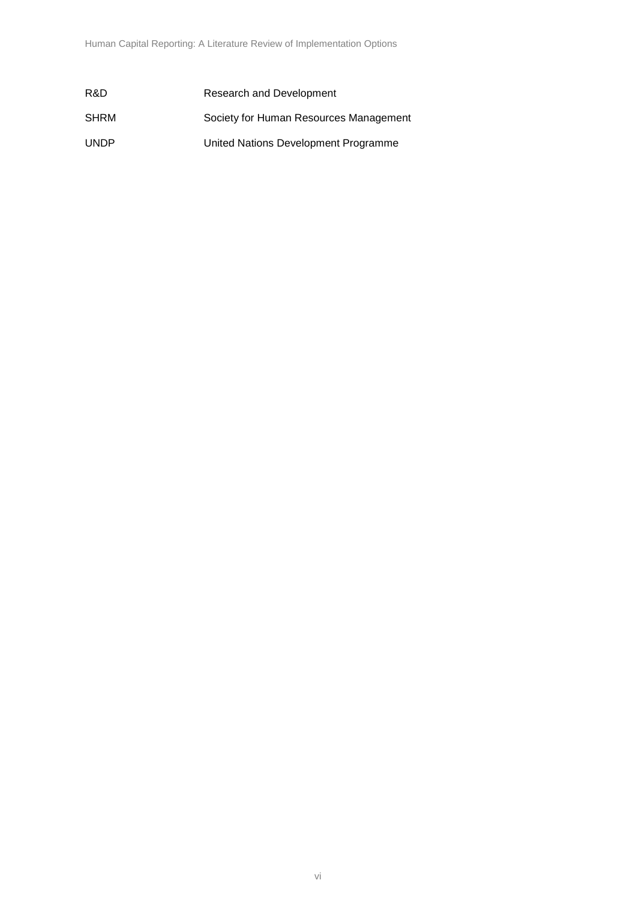| | |
|---|---|
| R&D | Research and Development |
| SHRM | Society for Human Resources Management |
| UNDP | United Nations Development Programme |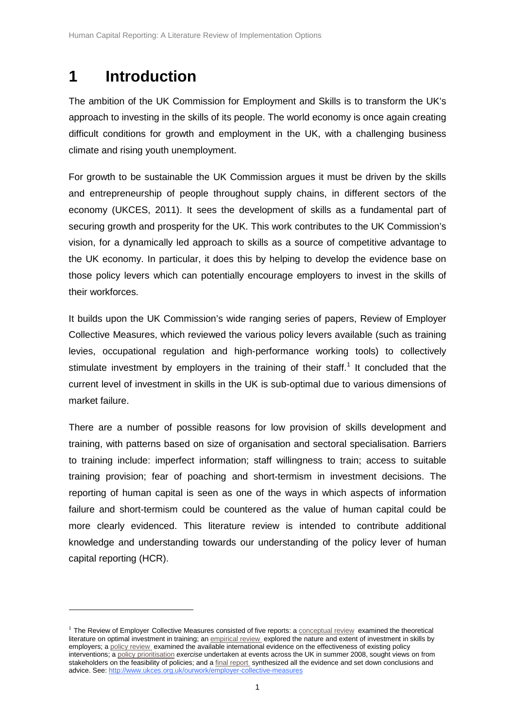# 1 Introduction

The ambition of the UK Commission for Employment and Skills is to transform the UK's approach to investing in the skills of its people. The world economy is once again creating difficult conditions for growth and employment in the UK, with a challenging business climate and rising youth unemployment.

For growth to be sustainable the UK Commission argues it must be driven by the skills and entrepreneurship of people throughout supply chains, in different sectors of the economy (UKCES, 2011). It sees the development of skills as a fundamental part of securing growth and prosperity for the UK. This work contributes to the UK Commission's vision, for a dynamically led approach to skills as a source of competitive advantage to the UK economy. In particular, it does this by helping to develop the evidence base on those policy levers which can potentially encourage employers to invest in the skills of their workforces.

It builds upon the UK Commission's wide ranging series of papers, Review of Employer Collective Measures, which reviewed the various policy levers available (such as training levies, occupational regulation and high-performance working tools) to collectively stimulate investment by employers in the training of their staff.[1] It concluded that the current level of investment in skills in the UK is sub-optimal due to various dimensions of market failure.

There are a number of possible reasons for low provision of skills development and training, with patterns based on size of organisation and sectoral specialisation. Barriers to training include: imperfect information; staff willingness to train; access to suitable training provision; fear of poaching and short-termism in investment decisions. The reporting of human capital is seen as one of the ways in which aspects of information failure and short-termism could be countered as the value of human capital could be more clearly evidenced. This literature review is intended to contribute additional knowledge and understanding towards our understanding of the policy lever of human capital reporting (HCR).

[1] The Review of Employer Collective Measures consisted of five reports: a conceptual review examined the theoretical literature on optimal investment in training; an empirical review explored the nature and extent of investment in skills by employers; a policy review examined the available international evidence on the effectiveness of existing policy interventions; a policy prioritisation *exercise* undertaken at events across the UK in summer 2008, sought views on from stakeholders on the feasibility of policies; and a final report synthesized all the evidence and set down conclusions and advice. See: http://www.ukces.org.uk/ourwork/employer-collective-measures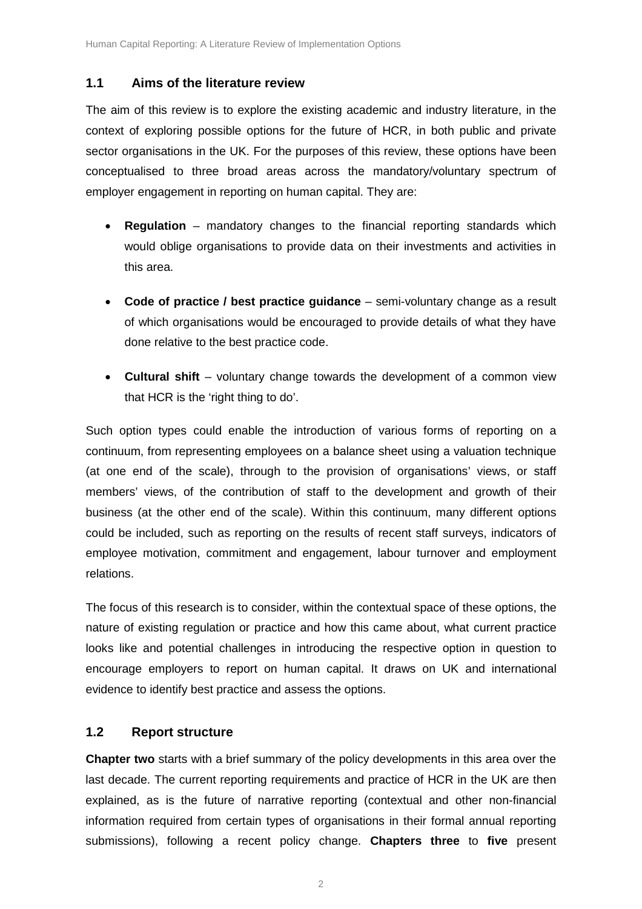## 1.1 Aims of the literature review

The aim of this review is to explore the existing academic and industry literature, in the context of exploring possible options for the future of HCR, in both public and private sector organisations in the UK. For the purposes of this review, these options have been conceptualised to three broad areas across the mandatory/voluntary spectrum of employer engagement in reporting on human capital. They are:

- **Regulation** – mandatory changes to the financial reporting standards which would oblige organisations to provide data on their investments and activities in this area.
- **Code of practice / best practice guidance** – semi-voluntary change as a result of which organisations would be encouraged to provide details of what they have done relative to the best practice code.
- **Cultural shift** – voluntary change towards the development of a common view that HCR is the 'right thing to do'.

Such option types could enable the introduction of various forms of reporting on a continuum, from representing employees on a balance sheet using a valuation technique (at one end of the scale), through to the provision of organisations' views, or staff members' views, of the contribution of staff to the development and growth of their business (at the other end of the scale). Within this continuum, many different options could be included, such as reporting on the results of recent staff surveys, indicators of employee motivation, commitment and engagement, labour turnover and employment relations.

The focus of this research is to consider, within the contextual space of these options, the nature of existing regulation or practice and how this came about, what current practice looks like and potential challenges in introducing the respective option in question to encourage employers to report on human capital. It draws on UK and international evidence to identify best practice and assess the options.

## 1.2 Report structure

**Chapter two** starts with a brief summary of the policy developments in this area over the last decade. The current reporting requirements and practice of HCR in the UK are then explained, as is the future of narrative reporting (contextual and other non-financial information required from certain types of organisations in their formal annual reporting submissions), following a recent policy change. **Chapters three** to **five** present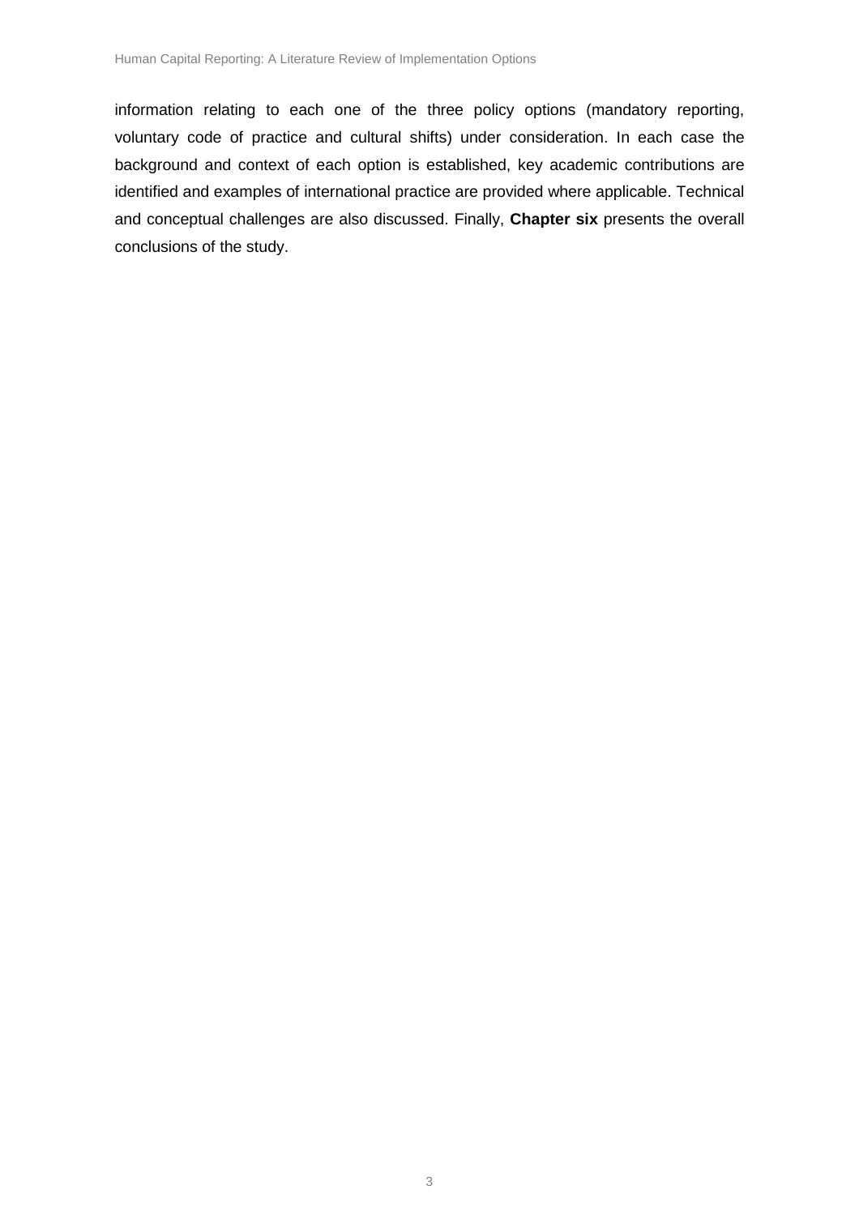information relating to each one of the three policy options (mandatory reporting, voluntary code of practice and cultural shifts) under consideration. In each case the background and context of each option is established, key academic contributions are identified and examples of international practice are provided where applicable. Technical and conceptual challenges are also discussed. Finally, **Chapter six** presents the overall conclusions of the study.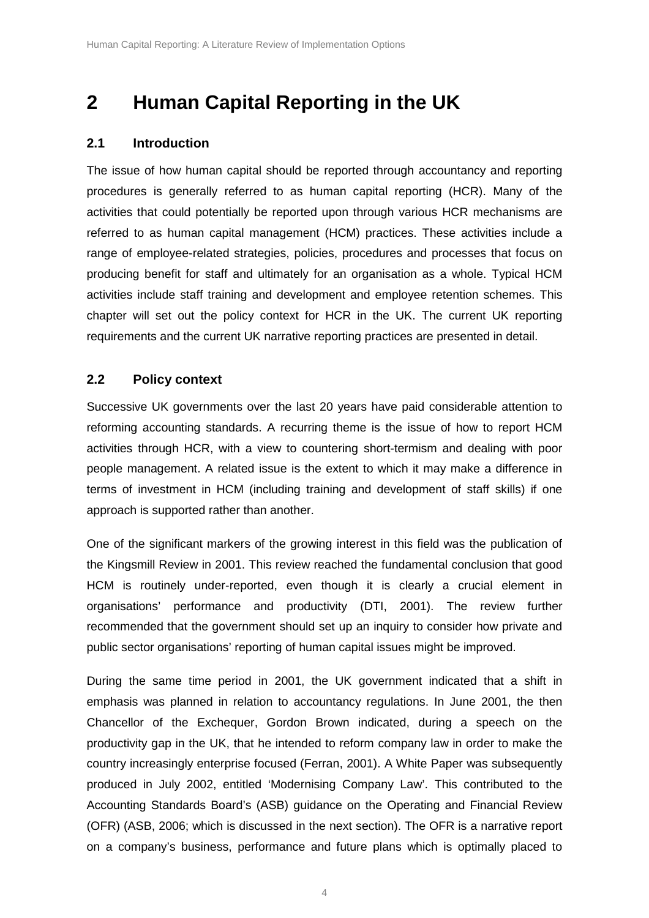# 2 Human Capital Reporting in the UK

## 2.1 Introduction

The issue of how human capital should be reported through accountancy and reporting procedures is generally referred to as human capital reporting (HCR). Many of the activities that could potentially be reported upon through various HCR mechanisms are referred to as human capital management (HCM) practices. These activities include a range of employee-related strategies, policies, procedures and processes that focus on producing benefit for staff and ultimately for an organisation as a whole. Typical HCM activities include staff training and development and employee retention schemes. This chapter will set out the policy context for HCR in the UK. The current UK reporting requirements and the current UK narrative reporting practices are presented in detail.

## 2.2 Policy context

Successive UK governments over the last 20 years have paid considerable attention to reforming accounting standards. A recurring theme is the issue of how to report HCM activities through HCR, with a view to countering short-termism and dealing with poor people management. A related issue is the extent to which it may make a difference in terms of investment in HCM (including training and development of staff skills) if one approach is supported rather than another.

One of the significant markers of the growing interest in this field was the publication of the Kingsmill Review in 2001. This review reached the fundamental conclusion that good HCM is routinely under-reported, even though it is clearly a crucial element in organisations' performance and productivity (DTI, 2001). The review further recommended that the government should set up an inquiry to consider how private and public sector organisations' reporting of human capital issues might be improved.

During the same time period in 2001, the UK government indicated that a shift in emphasis was planned in relation to accountancy regulations. In June 2001, the then Chancellor of the Exchequer, Gordon Brown indicated, during a speech on the productivity gap in the UK, that he intended to reform company law in order to make the country increasingly enterprise focused (Ferran, 2001). A White Paper was subsequently produced in July 2002, entitled 'Modernising Company Law'. This contributed to the Accounting Standards Board's (ASB) guidance on the Operating and Financial Review (OFR) (ASB, 2006; which is discussed in the next section). The OFR is a narrative report on a company's business, performance and future plans which is optimally placed to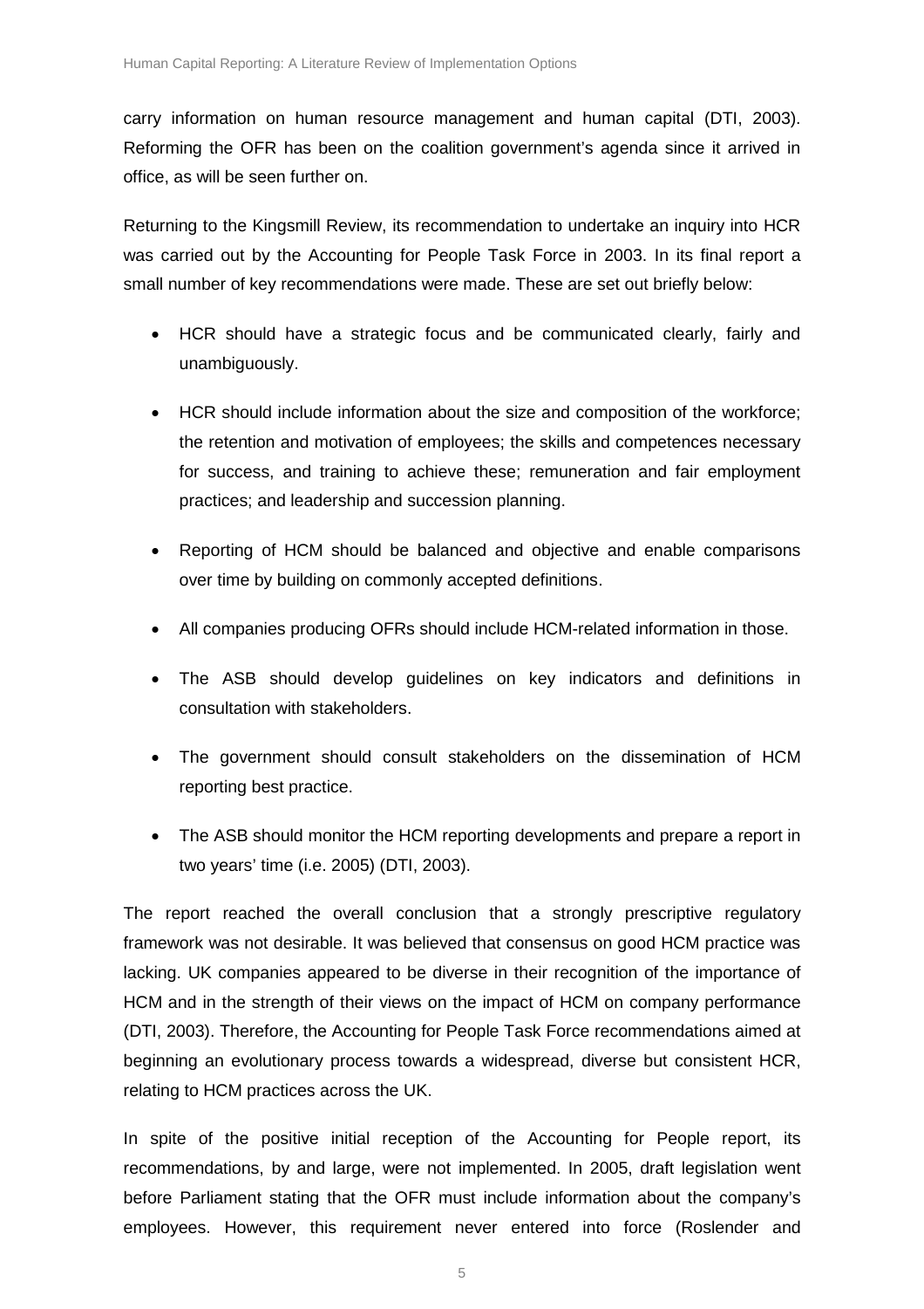carry information on human resource management and human capital (DTI, 2003). Reforming the OFR has been on the coalition government's agenda since it arrived in office, as will be seen further on.

Returning to the Kingsmill Review, its recommendation to undertake an inquiry into HCR was carried out by the Accounting for People Task Force in 2003. In its final report a small number of key recommendations were made. These are set out briefly below:

- HCR should have a strategic focus and be communicated clearly, fairly and unambiguously.
- HCR should include information about the size and composition of the workforce; the retention and motivation of employees; the skills and competences necessary for success, and training to achieve these; remuneration and fair employment practices; and leadership and succession planning.
- Reporting of HCM should be balanced and objective and enable comparisons over time by building on commonly accepted definitions.
- All companies producing OFRs should include HCM-related information in those.
- The ASB should develop guidelines on key indicators and definitions in consultation with stakeholders.
- The government should consult stakeholders on the dissemination of HCM reporting best practice.
- The ASB should monitor the HCM reporting developments and prepare a report in two years' time (i.e. 2005) (DTI, 2003).

The report reached the overall conclusion that a strongly prescriptive regulatory framework was not desirable. It was believed that consensus on good HCM practice was lacking. UK companies appeared to be diverse in their recognition of the importance of HCM and in the strength of their views on the impact of HCM on company performance (DTI, 2003). Therefore, the Accounting for People Task Force recommendations aimed at beginning an evolutionary process towards a widespread, diverse but consistent HCR, relating to HCM practices across the UK.

In spite of the positive initial reception of the Accounting for People report, its recommendations, by and large, were not implemented. In 2005, draft legislation went before Parliament stating that the OFR must include information about the company's employees. However, this requirement never entered into force (Roslender and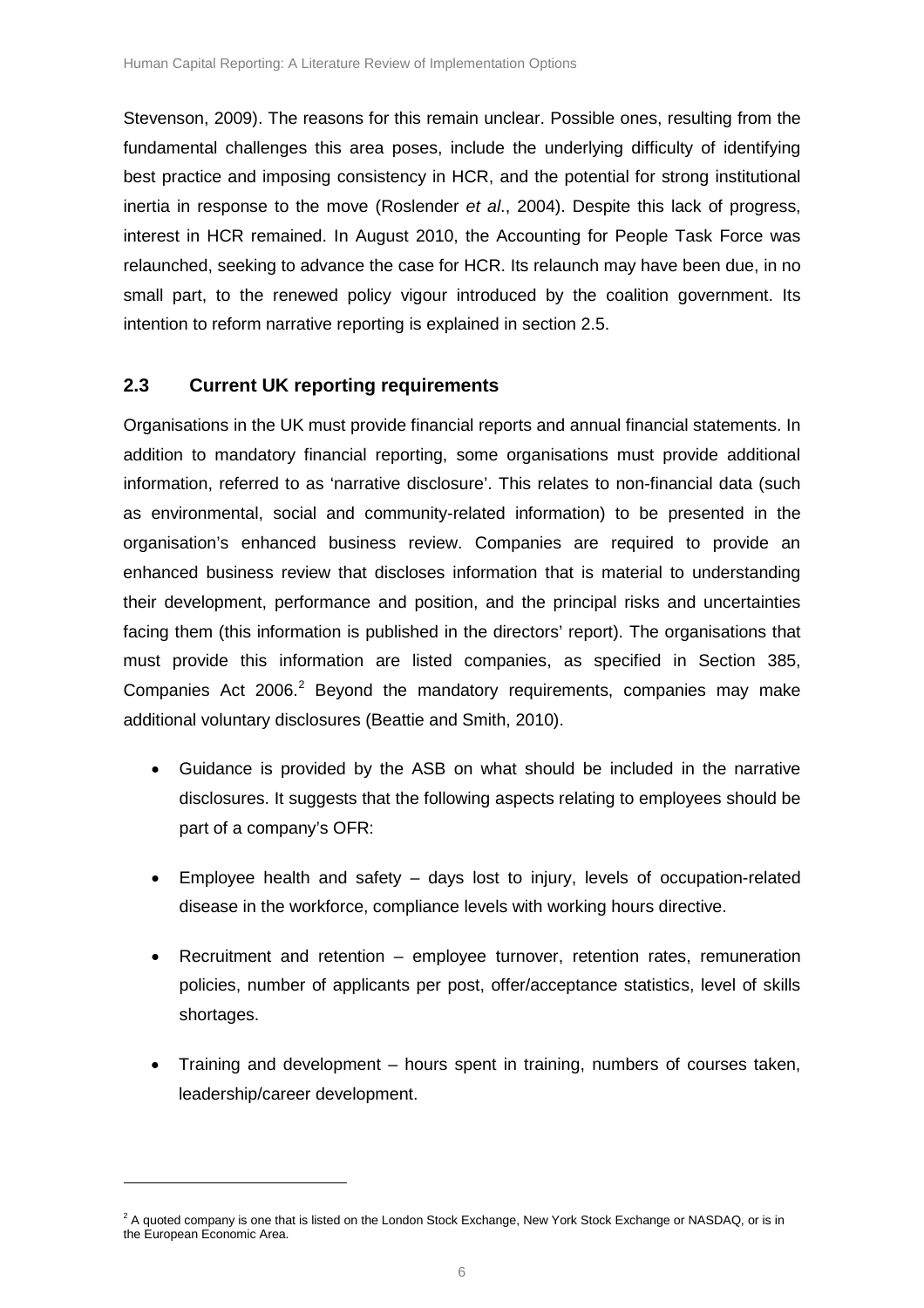Stevenson, 2009). The reasons for this remain unclear. Possible ones, resulting from the fundamental challenges this area poses, include the underlying difficulty of identifying best practice and imposing consistency in HCR, and the potential for strong institutional inertia in response to the move (Roslender *et al*., 2004). Despite this lack of progress, interest in HCR remained. In August 2010, the Accounting for People Task Force was relaunched, seeking to advance the case for HCR. Its relaunch may have been due, in no small part, to the renewed policy vigour introduced by the coalition government. Its intention to reform narrative reporting is explained in section 2.5.

## 2.3 Current UK reporting requirements

Organisations in the UK must provide financial reports and annual financial statements. In addition to mandatory financial reporting, some organisations must provide additional information, referred to as 'narrative disclosure'. This relates to non-financial data (such as environmental, social and community-related information) to be presented in the organisation's enhanced business review. Companies are required to provide an enhanced business review that discloses information that is material to understanding their development, performance and position, and the principal risks and uncertainties facing them (this information is published in the directors' report). The organisations that must provide this information are listed companies, as specified in Section 385, Companies Act 2006.[2] Beyond the mandatory requirements, companies may make additional voluntary disclosures (Beattie and Smith, 2010).

- Guidance is provided by the ASB on what should be included in the narrative disclosures. It suggests that the following aspects relating to employees should be part of a company's OFR:
- Employee health and safety – days lost to injury, levels of occupation-related disease in the workforce, compliance levels with working hours directive.
- Recruitment and retention – employee turnover, retention rates, remuneration policies, number of applicants per post, offer/acceptance statistics, level of skills shortages.
- Training and development – hours spent in training, numbers of courses taken, leadership/career development.

[2] A quoted company is one that is listed on the London Stock Exchange, New York Stock Exchange or NASDAQ, or is in the European Economic Area.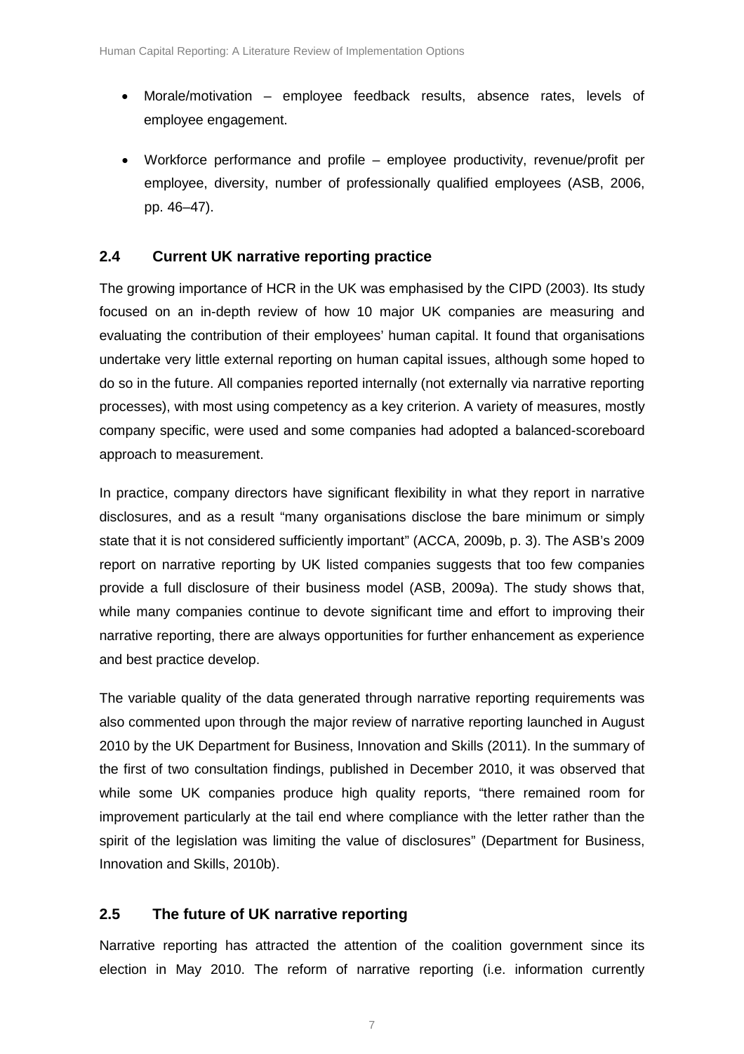- Morale/motivation – employee feedback results, absence rates, levels of employee engagement.

- Workforce performance and profile – employee productivity, revenue/profit per employee, diversity, number of professionally qualified employees (ASB, 2006, pp. 46–47).

## 2.4 Current UK narrative reporting practice

The growing importance of HCR in the UK was emphasised by the CIPD (2003). Its study focused on an in-depth review of how 10 major UK companies are measuring and evaluating the contribution of their employees' human capital. It found that organisations undertake very little external reporting on human capital issues, although some hoped to do so in the future. All companies reported internally (not externally via narrative reporting processes), with most using competency as a key criterion. A variety of measures, mostly company specific, were used and some companies had adopted a balanced-scoreboard approach to measurement.

In practice, company directors have significant flexibility in what they report in narrative disclosures, and as a result "many organisations disclose the bare minimum or simply state that it is not considered sufficiently important" (ACCA, 2009b, p. 3). The ASB's 2009 report on narrative reporting by UK listed companies suggests that too few companies provide a full disclosure of their business model (ASB, 2009a). The study shows that, while many companies continue to devote significant time and effort to improving their narrative reporting, there are always opportunities for further enhancement as experience and best practice develop.

The variable quality of the data generated through narrative reporting requirements was also commented upon through the major review of narrative reporting launched in August 2010 by the UK Department for Business, Innovation and Skills (2011). In the summary of the first of two consultation findings, published in December 2010, it was observed that while some UK companies produce high quality reports, "there remained room for improvement particularly at the tail end where compliance with the letter rather than the spirit of the legislation was limiting the value of disclosures" (Department for Business, Innovation and Skills, 2010b).

## 2.5 The future of UK narrative reporting

Narrative reporting has attracted the attention of the coalition government since its election in May 2010. The reform of narrative reporting (i.e. information currently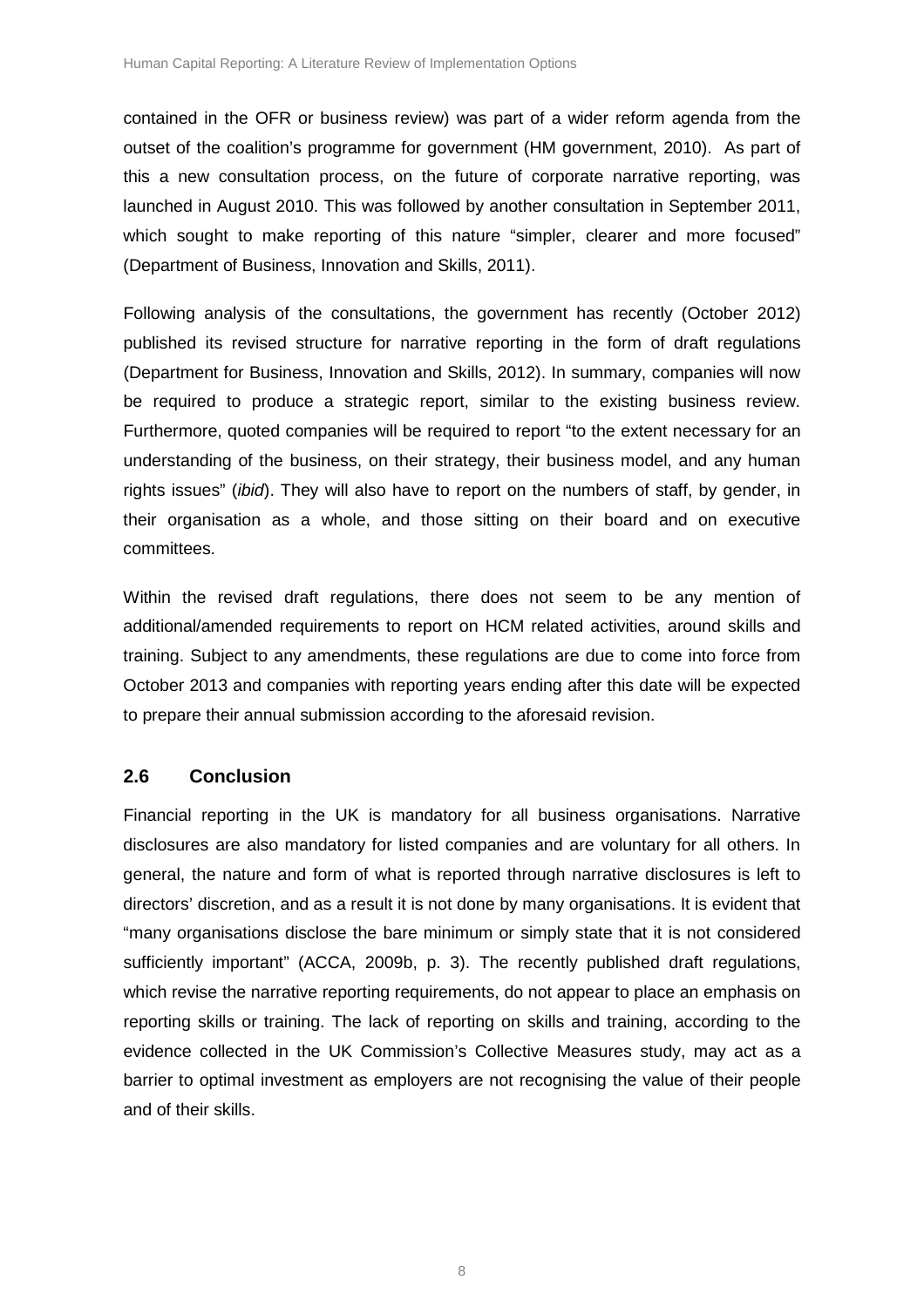contained in the OFR or business review) was part of a wider reform agenda from the outset of the coalition's programme for government (HM government, 2010). As part of this a new consultation process, on the future of corporate narrative reporting, was launched in August 2010. This was followed by another consultation in September 2011, which sought to make reporting of this nature "simpler, clearer and more focused" (Department of Business, Innovation and Skills, 2011).

Following analysis of the consultations, the government has recently (October 2012) published its revised structure for narrative reporting in the form of draft regulations (Department for Business, Innovation and Skills, 2012). In summary, companies will now be required to produce a strategic report, similar to the existing business review. Furthermore, quoted companies will be required to report "to the extent necessary for an understanding of the business, on their strategy, their business model, and any human rights issues" (*ibid*). They will also have to report on the numbers of staff, by gender, in their organisation as a whole, and those sitting on their board and on executive committees.

Within the revised draft regulations, there does not seem to be any mention of additional/amended requirements to report on HCM related activities, around skills and training. Subject to any amendments, these regulations are due to come into force from October 2013 and companies with reporting years ending after this date will be expected to prepare their annual submission according to the aforesaid revision.

## 2.6 Conclusion

Financial reporting in the UK is mandatory for all business organisations. Narrative disclosures are also mandatory for listed companies and are voluntary for all others. In general, the nature and form of what is reported through narrative disclosures is left to directors' discretion, and as a result it is not done by many organisations. It is evident that "many organisations disclose the bare minimum or simply state that it is not considered sufficiently important" (ACCA, 2009b, p. 3). The recently published draft regulations, which revise the narrative reporting requirements, do not appear to place an emphasis on reporting skills or training. The lack of reporting on skills and training, according to the evidence collected in the UK Commission's Collective Measures study, may act as a barrier to optimal investment as employers are not recognising the value of their people and of their skills.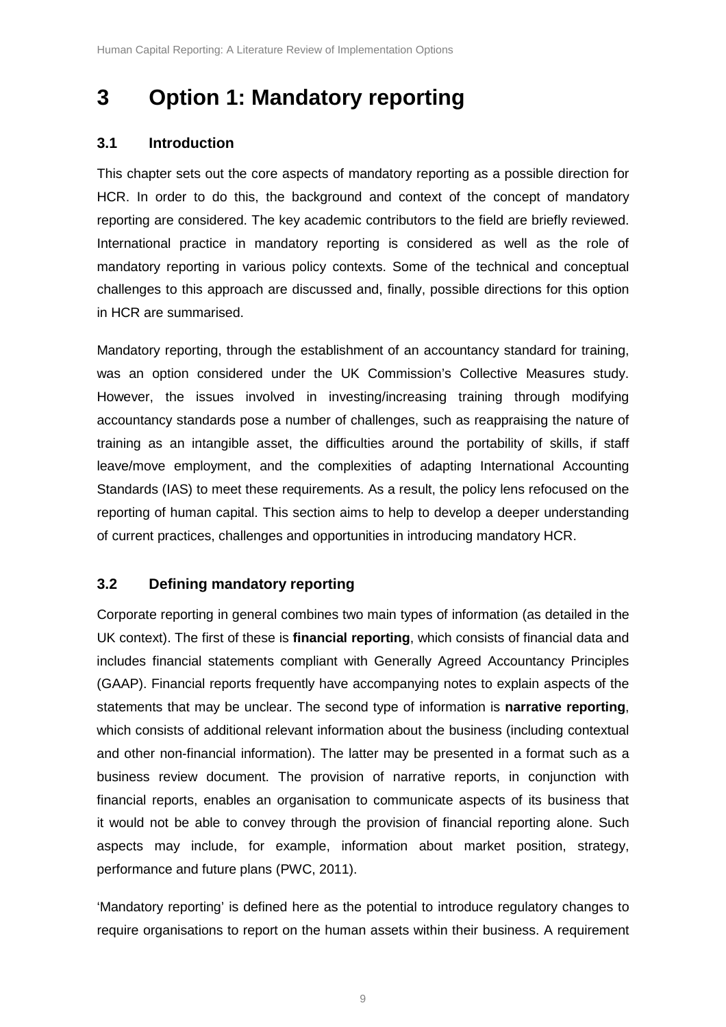# 3 Option 1: Mandatory reporting

## 3.1 Introduction

This chapter sets out the core aspects of mandatory reporting as a possible direction for HCR. In order to do this, the background and context of the concept of mandatory reporting are considered. The key academic contributors to the field are briefly reviewed. International practice in mandatory reporting is considered as well as the role of mandatory reporting in various policy contexts. Some of the technical and conceptual challenges to this approach are discussed and, finally, possible directions for this option in HCR are summarised.

Mandatory reporting, through the establishment of an accountancy standard for training, was an option considered under the UK Commission's Collective Measures study. However, the issues involved in investing/increasing training through modifying accountancy standards pose a number of challenges, such as reappraising the nature of training as an intangible asset, the difficulties around the portability of skills, if staff leave/move employment, and the complexities of adapting International Accounting Standards (IAS) to meet these requirements. As a result, the policy lens refocused on the reporting of human capital. This section aims to help to develop a deeper understanding of current practices, challenges and opportunities in introducing mandatory HCR.

## 3.2 Defining mandatory reporting

Corporate reporting in general combines two main types of information (as detailed in the UK context). The first of these is **financial reporting**, which consists of financial data and includes financial statements compliant with Generally Agreed Accountancy Principles (GAAP). Financial reports frequently have accompanying notes to explain aspects of the statements that may be unclear. The second type of information is **narrative reporting**, which consists of additional relevant information about the business (including contextual and other non-financial information). The latter may be presented in a format such as a business review document. The provision of narrative reports, in conjunction with financial reports, enables an organisation to communicate aspects of its business that it would not be able to convey through the provision of financial reporting alone. Such aspects may include, for example, information about market position, strategy, performance and future plans (PWC, 2011).

'Mandatory reporting' is defined here as the potential to introduce regulatory changes to require organisations to report on the human assets within their business. A requirement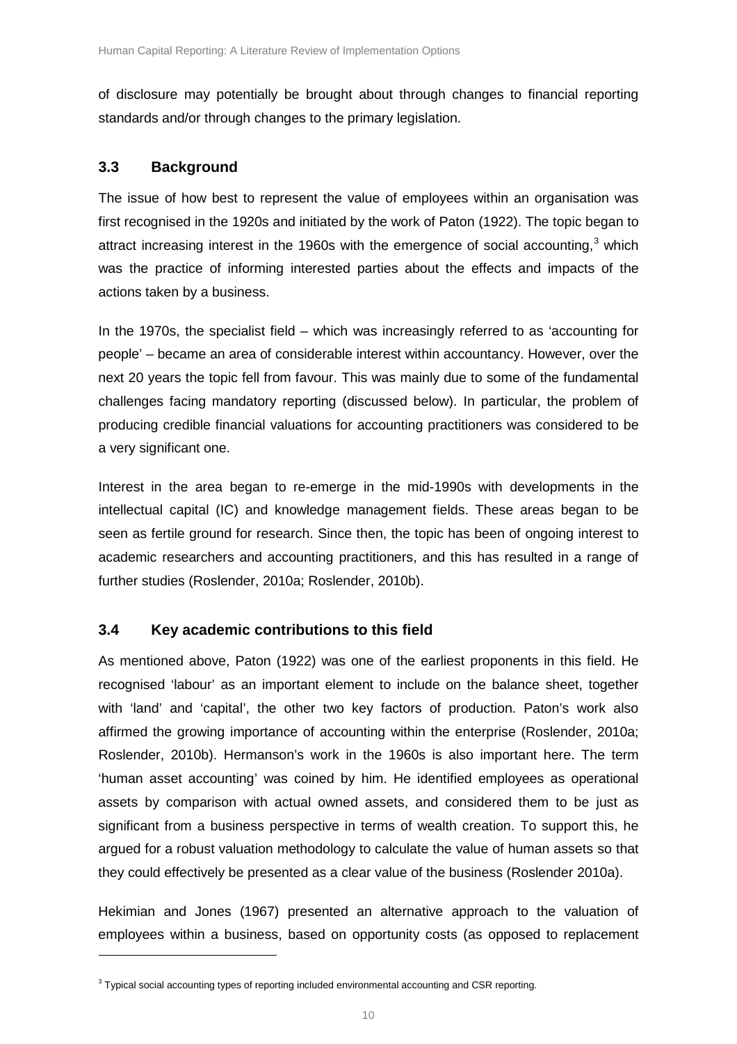of disclosure may potentially be brought about through changes to financial reporting standards and/or through changes to the primary legislation.

### 3.3 Background

The issue of how best to represent the value of employees within an organisation was first recognised in the 1920s and initiated by the work of Paton (1922). The topic began to attract increasing interest in the 1960s with the emergence of social accounting,[3] which was the practice of informing interested parties about the effects and impacts of the actions taken by a business.

In the 1970s, the specialist field – which was increasingly referred to as 'accounting for people' – became an area of considerable interest within accountancy. However, over the next 20 years the topic fell from favour. This was mainly due to some of the fundamental challenges facing mandatory reporting (discussed below). In particular, the problem of producing credible financial valuations for accounting practitioners was considered to be a very significant one.

Interest in the area began to re-emerge in the mid-1990s with developments in the intellectual capital (IC) and knowledge management fields. These areas began to be seen as fertile ground for research. Since then, the topic has been of ongoing interest to academic researchers and accounting practitioners, and this has resulted in a range of further studies (Roslender, 2010a; Roslender, 2010b).

### 3.4 Key academic contributions to this field

As mentioned above, Paton (1922) was one of the earliest proponents in this field. He recognised 'labour' as an important element to include on the balance sheet, together with 'land' and 'capital', the other two key factors of production. Paton's work also affirmed the growing importance of accounting within the enterprise (Roslender, 2010a; Roslender, 2010b). Hermanson's work in the 1960s is also important here. The term 'human asset accounting' was coined by him. He identified employees as operational assets by comparison with actual owned assets, and considered them to be just as significant from a business perspective in terms of wealth creation. To support this, he argued for a robust valuation methodology to calculate the value of human assets so that they could effectively be presented as a clear value of the business (Roslender 2010a).

Hekimian and Jones (1967) presented an alternative approach to the valuation of employees within a business, based on opportunity costs (as opposed to replacement

[3] Typical social accounting types of reporting included environmental accounting and CSR reporting.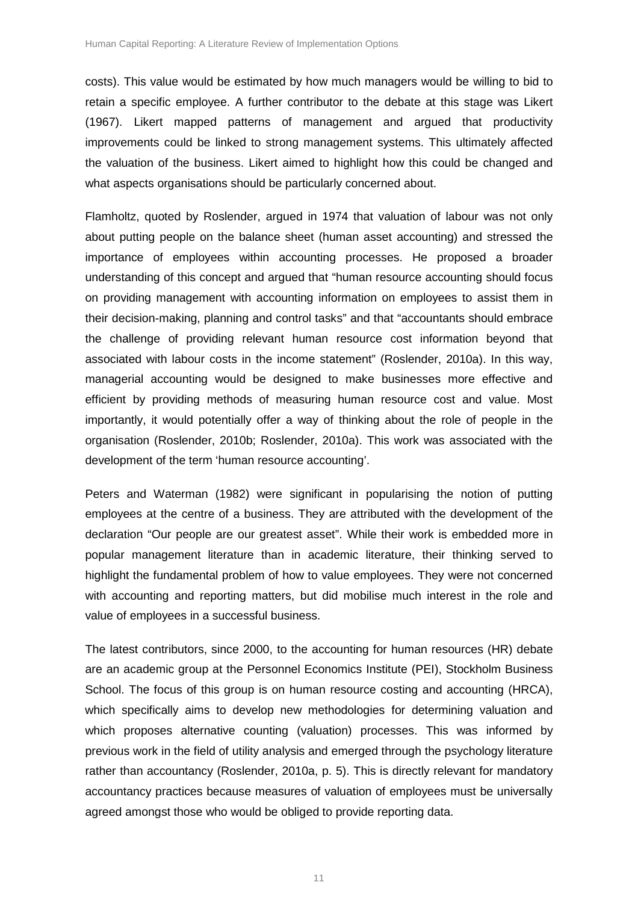costs). This value would be estimated by how much managers would be willing to bid to retain a specific employee. A further contributor to the debate at this stage was Likert (1967). Likert mapped patterns of management and argued that productivity improvements could be linked to strong management systems. This ultimately affected the valuation of the business. Likert aimed to highlight how this could be changed and what aspects organisations should be particularly concerned about.

Flamholtz, quoted by Roslender, argued in 1974 that valuation of labour was not only about putting people on the balance sheet (human asset accounting) and stressed the importance of employees within accounting processes. He proposed a broader understanding of this concept and argued that "human resource accounting should focus on providing management with accounting information on employees to assist them in their decision-making, planning and control tasks" and that "accountants should embrace the challenge of providing relevant human resource cost information beyond that associated with labour costs in the income statement" (Roslender, 2010a). In this way, managerial accounting would be designed to make businesses more effective and efficient by providing methods of measuring human resource cost and value. Most importantly, it would potentially offer a way of thinking about the role of people in the organisation (Roslender, 2010b; Roslender, 2010a). This work was associated with the development of the term 'human resource accounting'.

Peters and Waterman (1982) were significant in popularising the notion of putting employees at the centre of a business. They are attributed with the development of the declaration "Our people are our greatest asset". While their work is embedded more in popular management literature than in academic literature, their thinking served to highlight the fundamental problem of how to value employees. They were not concerned with accounting and reporting matters, but did mobilise much interest in the role and value of employees in a successful business.

The latest contributors, since 2000, to the accounting for human resources (HR) debate are an academic group at the Personnel Economics Institute (PEI), Stockholm Business School. The focus of this group is on human resource costing and accounting (HRCA), which specifically aims to develop new methodologies for determining valuation and which proposes alternative counting (valuation) processes. This was informed by previous work in the field of utility analysis and emerged through the psychology literature rather than accountancy (Roslender, 2010a, p. 5). This is directly relevant for mandatory accountancy practices because measures of valuation of employees must be universally agreed amongst those who would be obliged to provide reporting data.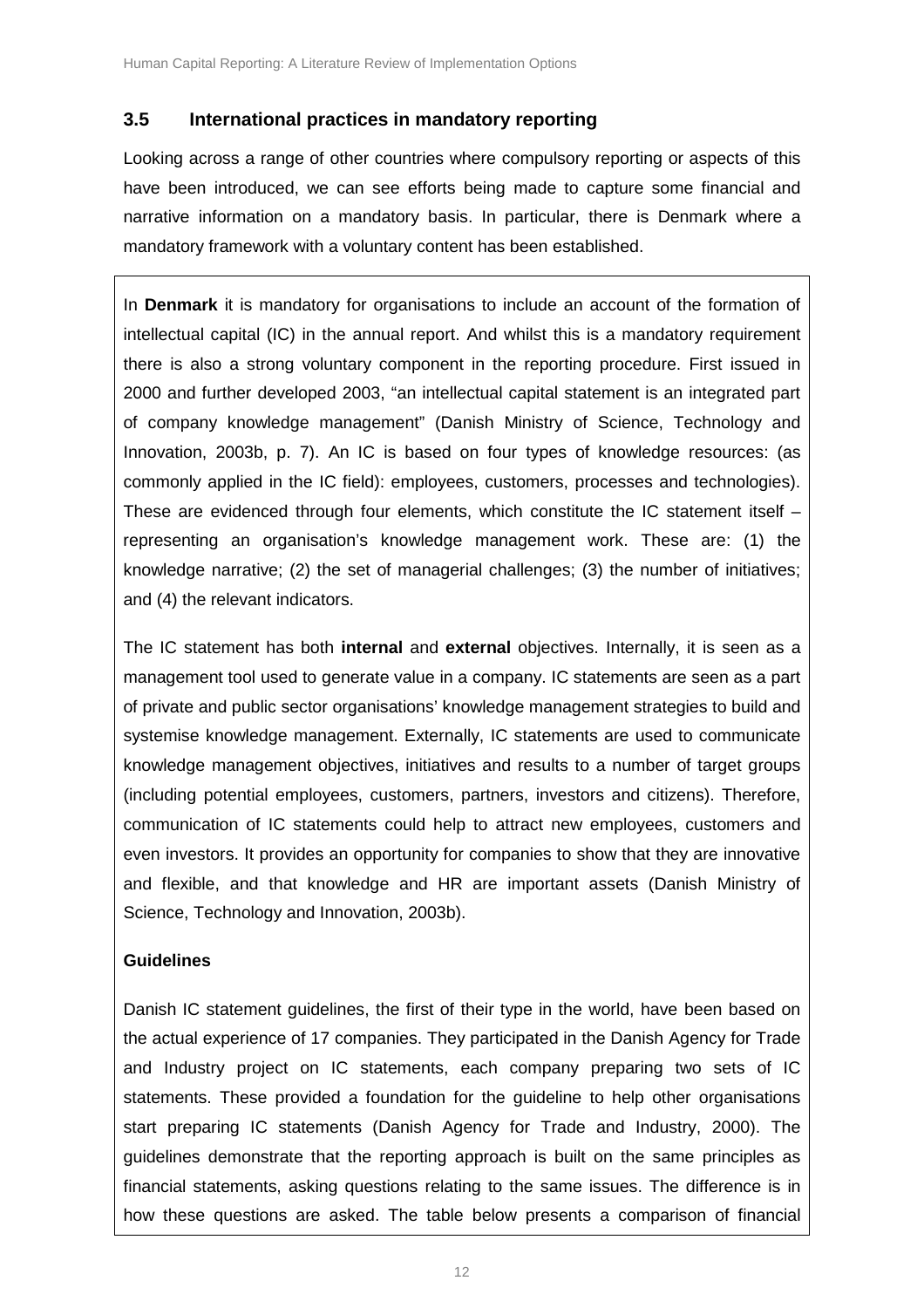## 3.5 International practices in mandatory reporting

Looking across a range of other countries where compulsory reporting or aspects of this have been introduced, we can see efforts being made to capture some financial and narrative information on a mandatory basis. In particular, there is Denmark where a mandatory framework with a voluntary content has been established.

In **Denmark** it is mandatory for organisations to include an account of the formation of intellectual capital (IC) in the annual report. And whilst this is a mandatory requirement there is also a strong voluntary component in the reporting procedure. First issued in 2000 and further developed 2003, "an intellectual capital statement is an integrated part of company knowledge management" (Danish Ministry of Science, Technology and Innovation, 2003b, p. 7). An IC is based on four types of knowledge resources: (as commonly applied in the IC field): employees, customers, processes and technologies). These are evidenced through four elements, which constitute the IC statement itself – representing an organisation's knowledge management work. These are: (1) the knowledge narrative; (2) the set of managerial challenges; (3) the number of initiatives; and (4) the relevant indicators.

The IC statement has both **internal** and **external** objectives. Internally, it is seen as a management tool used to generate value in a company. IC statements are seen as a part of private and public sector organisations' knowledge management strategies to build and systemise knowledge management. Externally, IC statements are used to communicate knowledge management objectives, initiatives and results to a number of target groups (including potential employees, customers, partners, investors and citizens). Therefore, communication of IC statements could help to attract new employees, customers and even investors. It provides an opportunity for companies to show that they are innovative and flexible, and that knowledge and HR are important assets (Danish Ministry of Science, Technology and Innovation, 2003b).

**Guidelines**

Danish IC statement guidelines, the first of their type in the world, have been based on the actual experience of 17 companies. They participated in the Danish Agency for Trade and Industry project on IC statements, each company preparing two sets of IC statements. These provided a foundation for the guideline to help other organisations start preparing IC statements (Danish Agency for Trade and Industry, 2000). The guidelines demonstrate that the reporting approach is built on the same principles as financial statements, asking questions relating to the same issues. The difference is in how these questions are asked. The table below presents a comparison of financial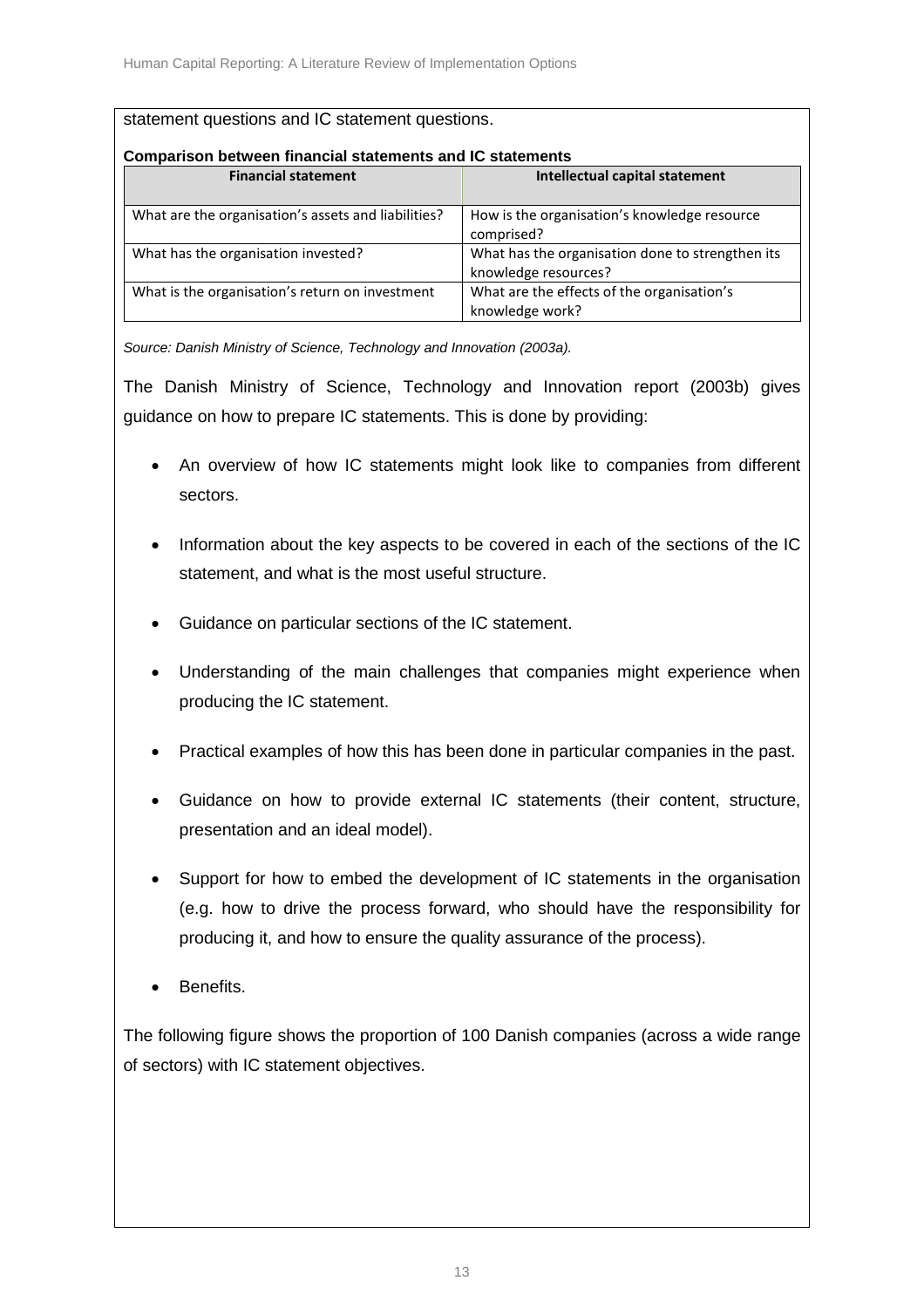statement questions and IC statement questions.

**Comparison between financial statements and IC statements**

| Financial statement | Intellectual capital statement |
|---|---|
| What are the organisation's assets and liabilities? | How is the organisation's knowledge resource comprised? |
| What has the organisation invested? | What has the organisation done to strengthen its knowledge resources? |
| What is the organisation's return on investment | What are the effects of the organisation's knowledge work? |

*Source: Danish Ministry of Science, Technology and Innovation (2003a).*

The Danish Ministry of Science, Technology and Innovation report (2003b) gives guidance on how to prepare IC statements. This is done by providing:

- An overview of how IC statements might look like to companies from different sectors.
- Information about the key aspects to be covered in each of the sections of the IC statement, and what is the most useful structure.
- Guidance on particular sections of the IC statement.
- Understanding of the main challenges that companies might experience when producing the IC statement.
- Practical examples of how this has been done in particular companies in the past.
- Guidance on how to provide external IC statements (their content, structure, presentation and an ideal model).
- Support for how to embed the development of IC statements in the organisation (e.g. how to drive the process forward, who should have the responsibility for producing it, and how to ensure the quality assurance of the process).
- Benefits.

The following figure shows the proportion of 100 Danish companies (across a wide range of sectors) with IC statement objectives.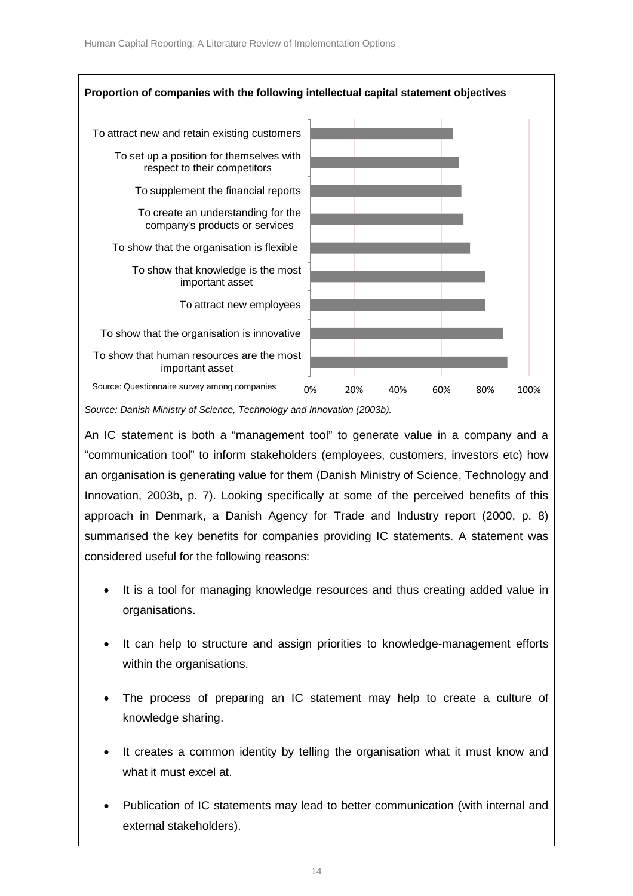**Proportion of companies with the following intellectual capital statement objectives**

| Objective | Proportion |
| --- | --- |
| To attract new and retain existing customers | ~65% |
| To set up a position for themselves with respect to their competitors | ~68% |
| To supplement the financial reports | ~69% |
| To create an understanding for the company's products or services | ~70% |
| To show that the organisation is flexible | ~73% |
| To show that knowledge is the most important asset | ~80% |
| To attract new employees | ~80% |
| To show that the organisation is innovative | ~88% |
| To show that human resources are the most important asset | ~90% |

Source: Questionnaire survey among companies

*Source: Danish Ministry of Science, Technology and Innovation (2003b).*

An IC statement is both a "management tool" to generate value in a company and a "communication tool" to inform stakeholders (employees, customers, investors etc) how an organisation is generating value for them (Danish Ministry of Science, Technology and Innovation, 2003b, p. 7). Looking specifically at some of the perceived benefits of this approach in Denmark, a Danish Agency for Trade and Industry report (2000, p. 8) summarised the key benefits for companies providing IC statements. A statement was considered useful for the following reasons:

- It is a tool for managing knowledge resources and thus creating added value in organisations.
- It can help to structure and assign priorities to knowledge-management efforts within the organisations.
- The process of preparing an IC statement may help to create a culture of knowledge sharing.
- It creates a common identity by telling the organisation what it must know and what it must excel at.
- Publication of IC statements may lead to better communication (with internal and external stakeholders).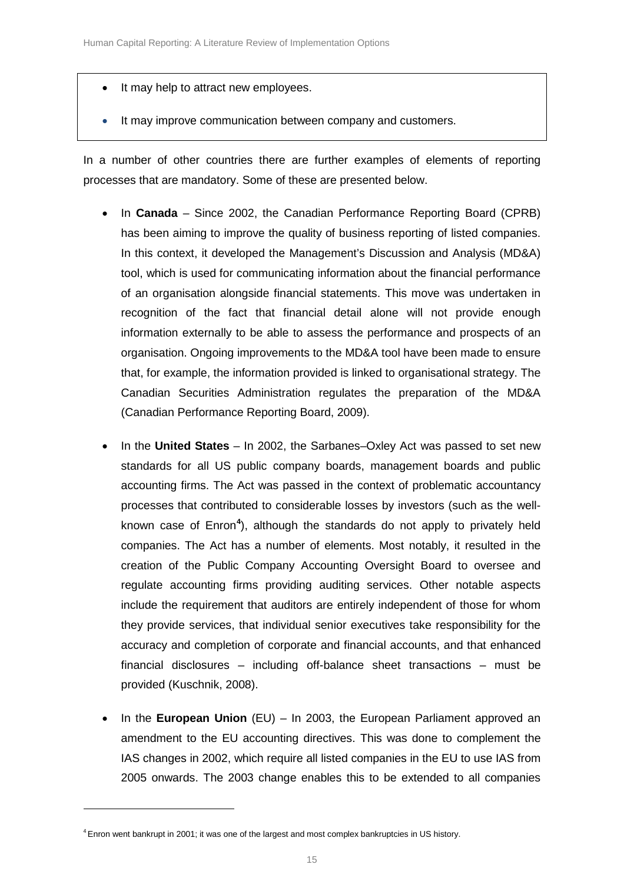- It may help to attract new employees.
- It may improve communication between company and customers.

In a number of other countries there are further examples of elements of reporting processes that are mandatory. Some of these are presented below.

- In **Canada** – Since 2002, the Canadian Performance Reporting Board (CPRB) has been aiming to improve the quality of business reporting of listed companies. In this context, it developed the Management's Discussion and Analysis (MD&A) tool, which is used for communicating information about the financial performance of an organisation alongside financial statements. This move was undertaken in recognition of the fact that financial detail alone will not provide enough information externally to be able to assess the performance and prospects of an organisation. Ongoing improvements to the MD&A tool have been made to ensure that, for example, the information provided is linked to organisational strategy. The Canadian Securities Administration regulates the preparation of the MD&A (Canadian Performance Reporting Board, 2009).

- In the **United States** – In 2002, the Sarbanes–Oxley Act was passed to set new standards for all US public company boards, management boards and public accounting firms. The Act was passed in the context of problematic accountancy processes that contributed to considerable losses by investors (such as the well-known case of Enron[4]), although the standards do not apply to privately held companies. The Act has a number of elements. Most notably, it resulted in the creation of the Public Company Accounting Oversight Board to oversee and regulate accounting firms providing auditing services. Other notable aspects include the requirement that auditors are entirely independent of those for whom they provide services, that individual senior executives take responsibility for the accuracy and completion of corporate and financial accounts, and that enhanced financial disclosures – including off-balance sheet transactions – must be provided (Kuschnik, 2008).

- In the **European Union** (EU) – In 2003, the European Parliament approved an amendment to the EU accounting directives. This was done to complement the IAS changes in 2002, which require all listed companies in the EU to use IAS from 2005 onwards. The 2003 change enables this to be extended to all companies

[4] Enron went bankrupt in 2001; it was one of the largest and most complex bankruptcies in US history.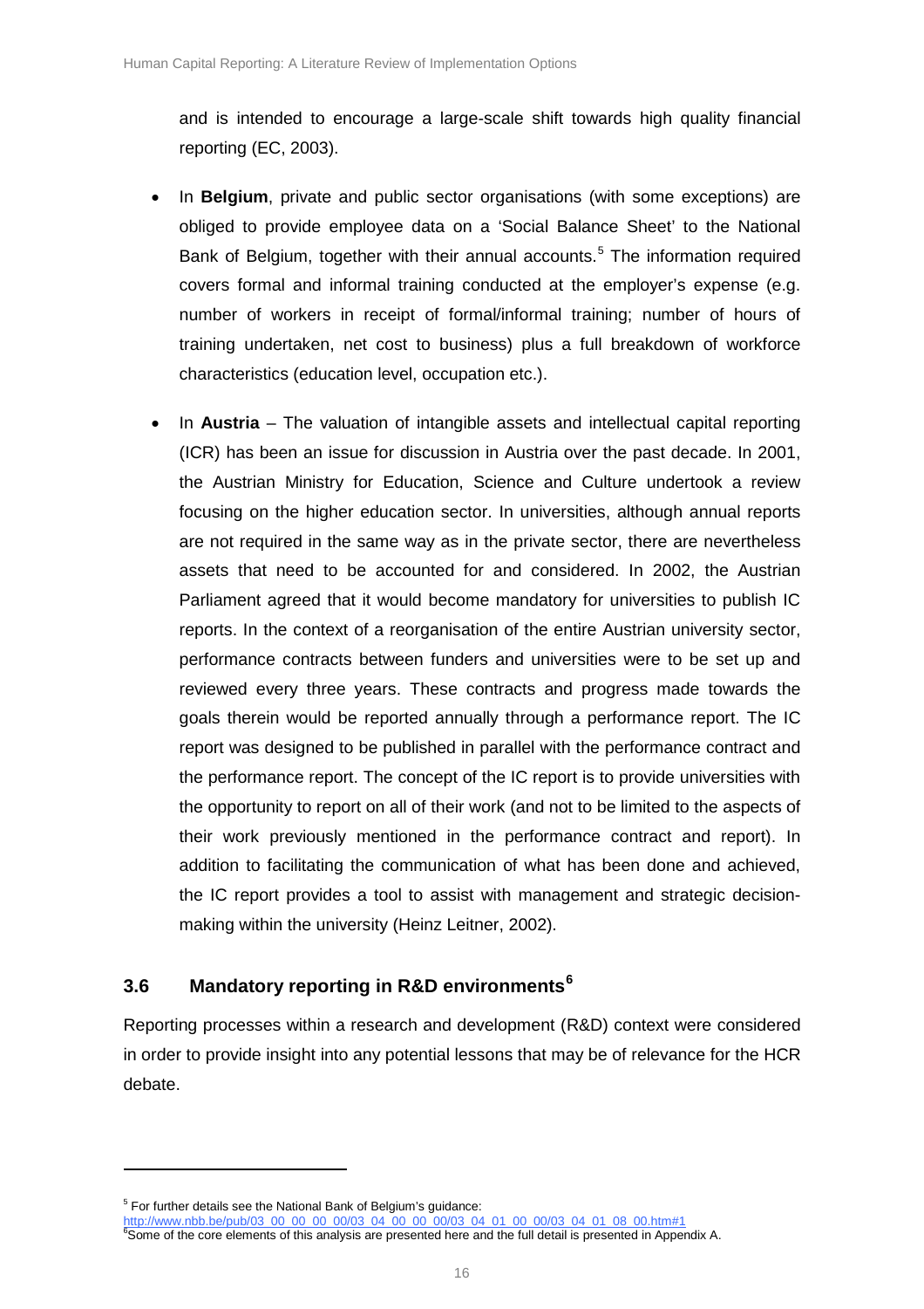and is intended to encourage a large-scale shift towards high quality financial reporting (EC, 2003).

- In **Belgium**, private and public sector organisations (with some exceptions) are obliged to provide employee data on a 'Social Balance Sheet' to the National Bank of Belgium, together with their annual accounts.[5] The information required covers formal and informal training conducted at the employer's expense (e.g. number of workers in receipt of formal/informal training; number of hours of training undertaken, net cost to business) plus a full breakdown of workforce characteristics (education level, occupation etc.).

- In **Austria** – The valuation of intangible assets and intellectual capital reporting (ICR) has been an issue for discussion in Austria over the past decade. In 2001, the Austrian Ministry for Education, Science and Culture undertook a review focusing on the higher education sector. In universities, although annual reports are not required in the same way as in the private sector, there are nevertheless assets that need to be accounted for and considered. In 2002, the Austrian Parliament agreed that it would become mandatory for universities to publish IC reports. In the context of a reorganisation of the entire Austrian university sector, performance contracts between funders and universities were to be set up and reviewed every three years. These contracts and progress made towards the goals therein would be reported annually through a performance report. The IC report was designed to be published in parallel with the performance contract and the performance report. The concept of the IC report is to provide universities with the opportunity to report on all of their work (and not to be limited to the aspects of their work previously mentioned in the performance contract and report). In addition to facilitating the communication of what has been done and achieved, the IC report provides a tool to assist with management and strategic decision-making within the university (Heinz Leitner, 2002).

## 3.6 Mandatory reporting in R&D environments[6]

Reporting processes within a research and development (R&D) context were considered in order to provide insight into any potential lessons that may be of relevance for the HCR debate.

---

[5] For further details see the National Bank of Belgium's guidance: http://www.nbb.be/pub/03_00_00_00_00/03_04_00_00_00/03_04_01_00_00/03_04_01_08_00.htm#1

[6] Some of the core elements of this analysis are presented here and the full detail is presented in Appendix A.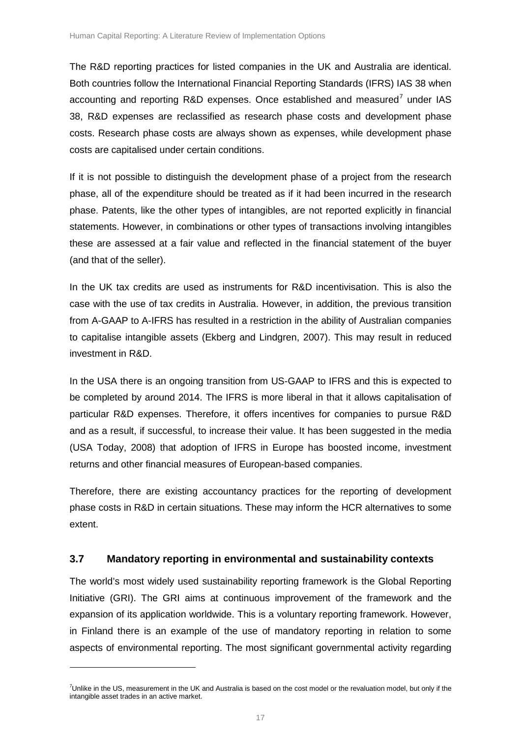The R&D reporting practices for listed companies in the UK and Australia are identical. Both countries follow the International Financial Reporting Standards (IFRS) IAS 38 when accounting and reporting R&D expenses. Once established and measured[7] under IAS 38, R&D expenses are reclassified as research phase costs and development phase costs. Research phase costs are always shown as expenses, while development phase costs are capitalised under certain conditions.

If it is not possible to distinguish the development phase of a project from the research phase, all of the expenditure should be treated as if it had been incurred in the research phase. Patents, like the other types of intangibles, are not reported explicitly in financial statements. However, in combinations or other types of transactions involving intangibles these are assessed at a fair value and reflected in the financial statement of the buyer (and that of the seller).

In the UK tax credits are used as instruments for R&D incentivisation. This is also the case with the use of tax credits in Australia. However, in addition, the previous transition from A-GAAP to A-IFRS has resulted in a restriction in the ability of Australian companies to capitalise intangible assets (Ekberg and Lindgren, 2007). This may result in reduced investment in R&D.

In the USA there is an ongoing transition from US-GAAP to IFRS and this is expected to be completed by around 2014. The IFRS is more liberal in that it allows capitalisation of particular R&D expenses. Therefore, it offers incentives for companies to pursue R&D and as a result, if successful, to increase their value. It has been suggested in the media (USA Today, 2008) that adoption of IFRS in Europe has boosted income, investment returns and other financial measures of European-based companies.

Therefore, there are existing accountancy practices for the reporting of development phase costs in R&D in certain situations. These may inform the HCR alternatives to some extent.

## 3.7 Mandatory reporting in environmental and sustainability contexts

The world's most widely used sustainability reporting framework is the Global Reporting Initiative (GRI). The GRI aims at continuous improvement of the framework and the expansion of its application worldwide. This is a voluntary reporting framework. However, in Finland there is an example of the use of mandatory reporting in relation to some aspects of environmental reporting. The most significant governmental activity regarding

---

[7] Unlike in the US, measurement in the UK and Australia is based on the cost model or the revaluation model, but only if the intangible asset trades in an active market.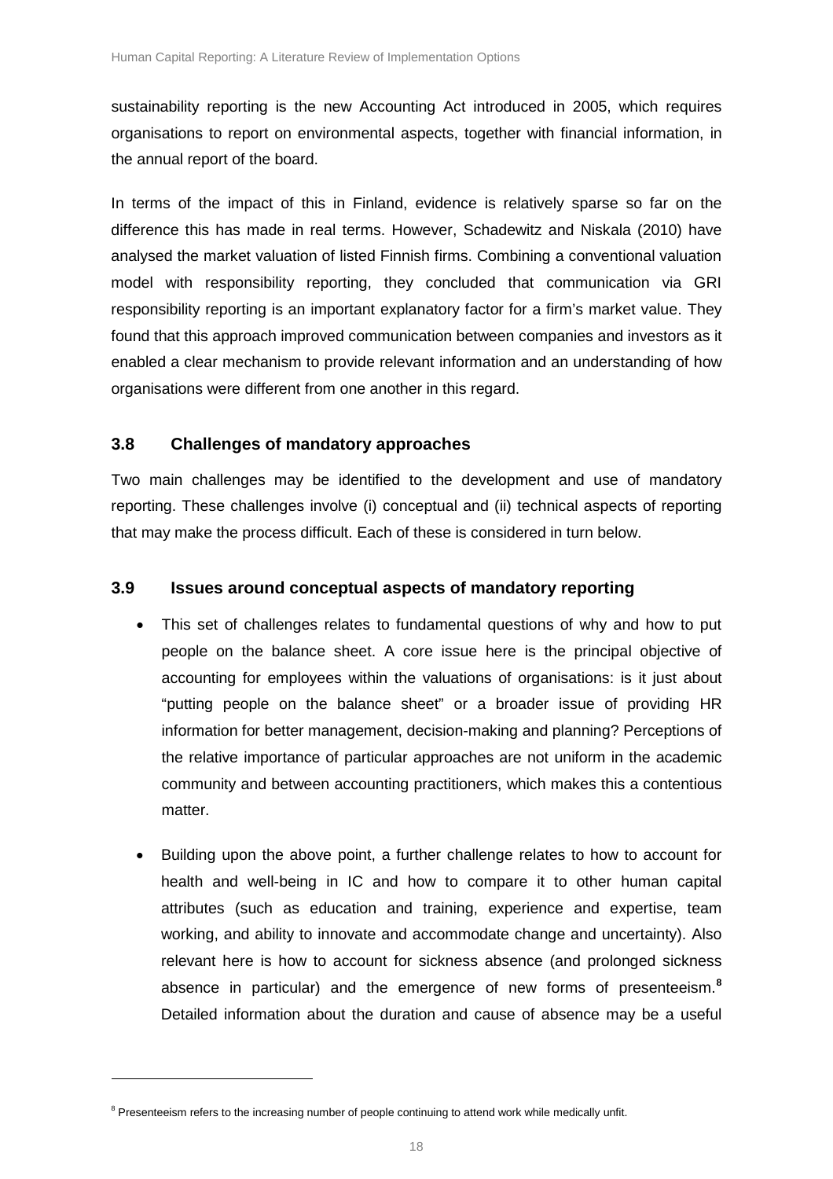sustainability reporting is the new Accounting Act introduced in 2005, which requires organisations to report on environmental aspects, together with financial information, in the annual report of the board.

In terms of the impact of this in Finland, evidence is relatively sparse so far on the difference this has made in real terms. However, Schadewitz and Niskala (2010) have analysed the market valuation of listed Finnish firms. Combining a conventional valuation model with responsibility reporting, they concluded that communication via GRI responsibility reporting is an important explanatory factor for a firm's market value. They found that this approach improved communication between companies and investors as it enabled a clear mechanism to provide relevant information and an understanding of how organisations were different from one another in this regard.

### 3.8 Challenges of mandatory approaches

Two main challenges may be identified to the development and use of mandatory reporting. These challenges involve (i) conceptual and (ii) technical aspects of reporting that may make the process difficult. Each of these is considered in turn below.

### 3.9 Issues around conceptual aspects of mandatory reporting

- This set of challenges relates to fundamental questions of why and how to put people on the balance sheet. A core issue here is the principal objective of accounting for employees within the valuations of organisations: is it just about "putting people on the balance sheet" or a broader issue of providing HR information for better management, decision-making and planning? Perceptions of the relative importance of particular approaches are not uniform in the academic community and between accounting practitioners, which makes this a contentious matter.

- Building upon the above point, a further challenge relates to how to account for health and well-being in IC and how to compare it to other human capital attributes (such as education and training, experience and expertise, team working, and ability to innovate and accommodate change and uncertainty). Also relevant here is how to account for sickness absence (and prolonged sickness absence in particular) and the emergence of new forms of presenteeism.[8] Detailed information about the duration and cause of absence may be a useful

[8] Presenteeism refers to the increasing number of people continuing to attend work while medically unfit.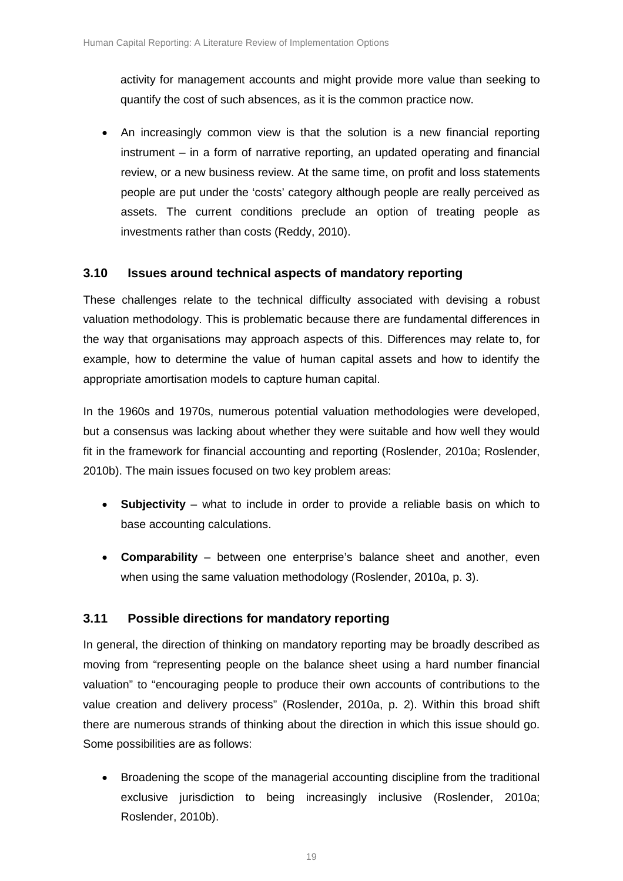activity for management accounts and might provide more value than seeking to quantify the cost of such absences, as it is the common practice now.

- An increasingly common view is that the solution is a new financial reporting instrument – in a form of narrative reporting, an updated operating and financial review, or a new business review. At the same time, on profit and loss statements people are put under the 'costs' category although people are really perceived as assets. The current conditions preclude an option of treating people as investments rather than costs (Reddy, 2010).

### 3.10 Issues around technical aspects of mandatory reporting

These challenges relate to the technical difficulty associated with devising a robust valuation methodology. This is problematic because there are fundamental differences in the way that organisations may approach aspects of this. Differences may relate to, for example, how to determine the value of human capital assets and how to identify the appropriate amortisation models to capture human capital.

In the 1960s and 1970s, numerous potential valuation methodologies were developed, but a consensus was lacking about whether they were suitable and how well they would fit in the framework for financial accounting and reporting (Roslender, 2010a; Roslender, 2010b). The main issues focused on two key problem areas:

- **Subjectivity** – what to include in order to provide a reliable basis on which to base accounting calculations.
- **Comparability** – between one enterprise's balance sheet and another, even when using the same valuation methodology (Roslender, 2010a, p. 3).

### 3.11 Possible directions for mandatory reporting

In general, the direction of thinking on mandatory reporting may be broadly described as moving from "representing people on the balance sheet using a hard number financial valuation" to "encouraging people to produce their own accounts of contributions to the value creation and delivery process" (Roslender, 2010a, p. 2). Within this broad shift there are numerous strands of thinking about the direction in which this issue should go. Some possibilities are as follows:

- Broadening the scope of the managerial accounting discipline from the traditional exclusive jurisdiction to being increasingly inclusive (Roslender, 2010a; Roslender, 2010b).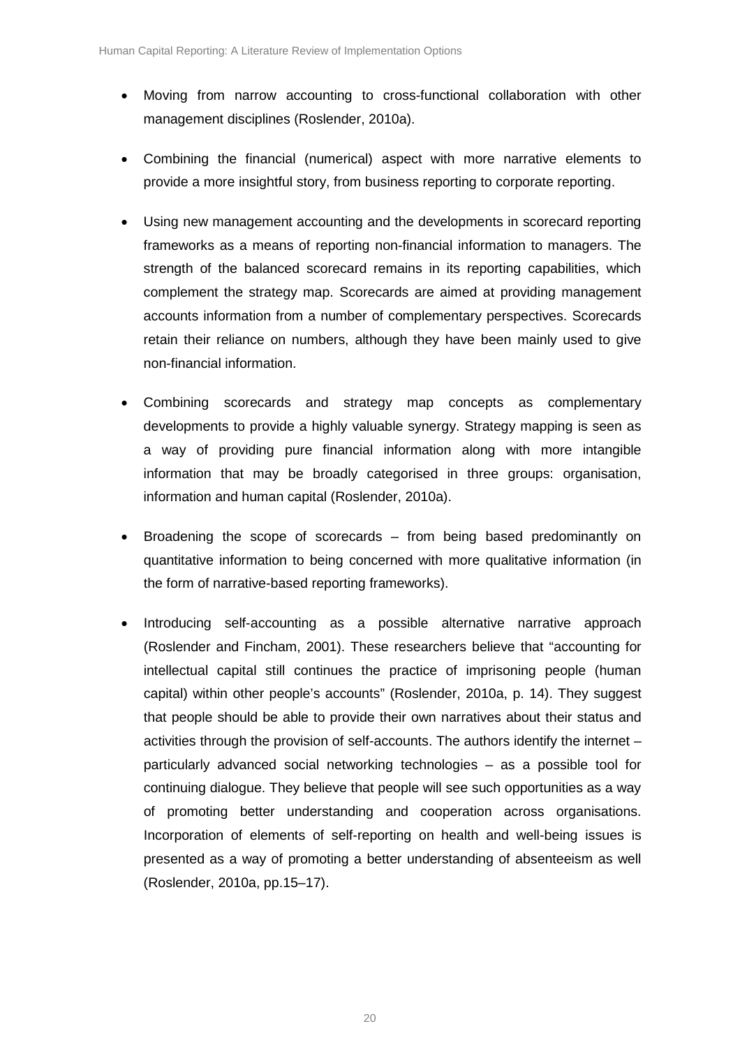- Moving from narrow accounting to cross-functional collaboration with other management disciplines (Roslender, 2010a).

- Combining the financial (numerical) aspect with more narrative elements to provide a more insightful story, from business reporting to corporate reporting.

- Using new management accounting and the developments in scorecard reporting frameworks as a means of reporting non-financial information to managers. The strength of the balanced scorecard remains in its reporting capabilities, which complement the strategy map. Scorecards are aimed at providing management accounts information from a number of complementary perspectives. Scorecards retain their reliance on numbers, although they have been mainly used to give non-financial information.

- Combining scorecards and strategy map concepts as complementary developments to provide a highly valuable synergy. Strategy mapping is seen as a way of providing pure financial information along with more intangible information that may be broadly categorised in three groups: organisation, information and human capital (Roslender, 2010a).

- Broadening the scope of scorecards – from being based predominantly on quantitative information to being concerned with more qualitative information (in the form of narrative-based reporting frameworks).

- Introducing self-accounting as a possible alternative narrative approach (Roslender and Fincham, 2001). These researchers believe that "accounting for intellectual capital still continues the practice of imprisoning people (human capital) within other people's accounts" (Roslender, 2010a, p. 14). They suggest that people should be able to provide their own narratives about their status and activities through the provision of self-accounts. The authors identify the internet – particularly advanced social networking technologies – as a possible tool for continuing dialogue. They believe that people will see such opportunities as a way of promoting better understanding and cooperation across organisations. Incorporation of elements of self-reporting on health and well-being issues is presented as a way of promoting a better understanding of absenteeism as well (Roslender, 2010a, pp.15–17).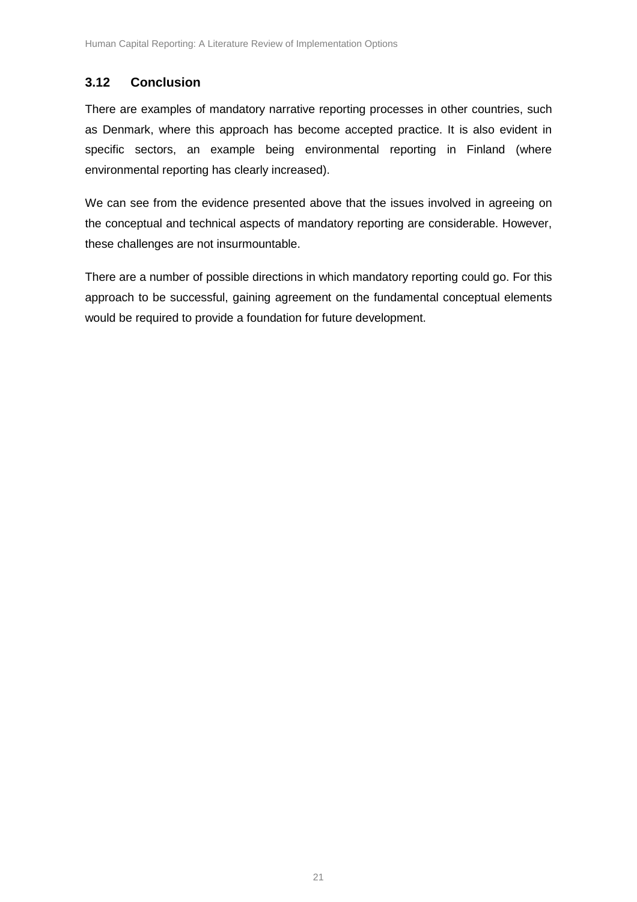### 3.12 Conclusion

There are examples of mandatory narrative reporting processes in other countries, such as Denmark, where this approach has become accepted practice. It is also evident in specific sectors, an example being environmental reporting in Finland (where environmental reporting has clearly increased).

We can see from the evidence presented above that the issues involved in agreeing on the conceptual and technical aspects of mandatory reporting are considerable. However, these challenges are not insurmountable.

There are a number of possible directions in which mandatory reporting could go. For this approach to be successful, gaining agreement on the fundamental conceptual elements would be required to provide a foundation for future development.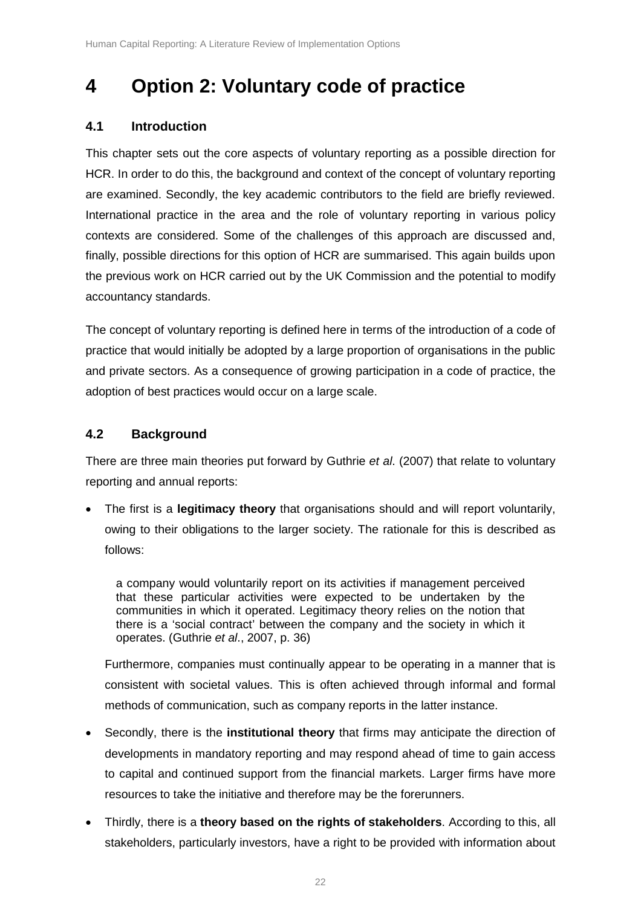# 4 Option 2: Voluntary code of practice

## 4.1 Introduction

This chapter sets out the core aspects of voluntary reporting as a possible direction for HCR. In order to do this, the background and context of the concept of voluntary reporting are examined. Secondly, the key academic contributors to the field are briefly reviewed. International practice in the area and the role of voluntary reporting in various policy contexts are considered. Some of the challenges of this approach are discussed and, finally, possible directions for this option of HCR are summarised. This again builds upon the previous work on HCR carried out by the UK Commission and the potential to modify accountancy standards.

The concept of voluntary reporting is defined here in terms of the introduction of a code of practice that would initially be adopted by a large proportion of organisations in the public and private sectors. As a consequence of growing participation in a code of practice, the adoption of best practices would occur on a large scale.

## 4.2 Background

There are three main theories put forward by Guthrie *et al*. (2007) that relate to voluntary reporting and annual reports:

- The first is a **legitimacy theory** that organisations should and will report voluntarily, owing to their obligations to the larger society. The rationale for this is described as follows:

  > a company would voluntarily report on its activities if management perceived that these particular activities were expected to be undertaken by the communities in which it operated. Legitimacy theory relies on the notion that there is a 'social contract' between the company and the society in which it operates. (Guthrie *et al*., 2007, p. 36)

  Furthermore, companies must continually appear to be operating in a manner that is consistent with societal values. This is often achieved through informal and formal methods of communication, such as company reports in the latter instance.

- Secondly, there is the **institutional theory** that firms may anticipate the direction of developments in mandatory reporting and may respond ahead of time to gain access to capital and continued support from the financial markets. Larger firms have more resources to take the initiative and therefore may be the forerunners.

- Thirdly, there is a **theory based on the rights of stakeholders**. According to this, all stakeholders, particularly investors, have a right to be provided with information about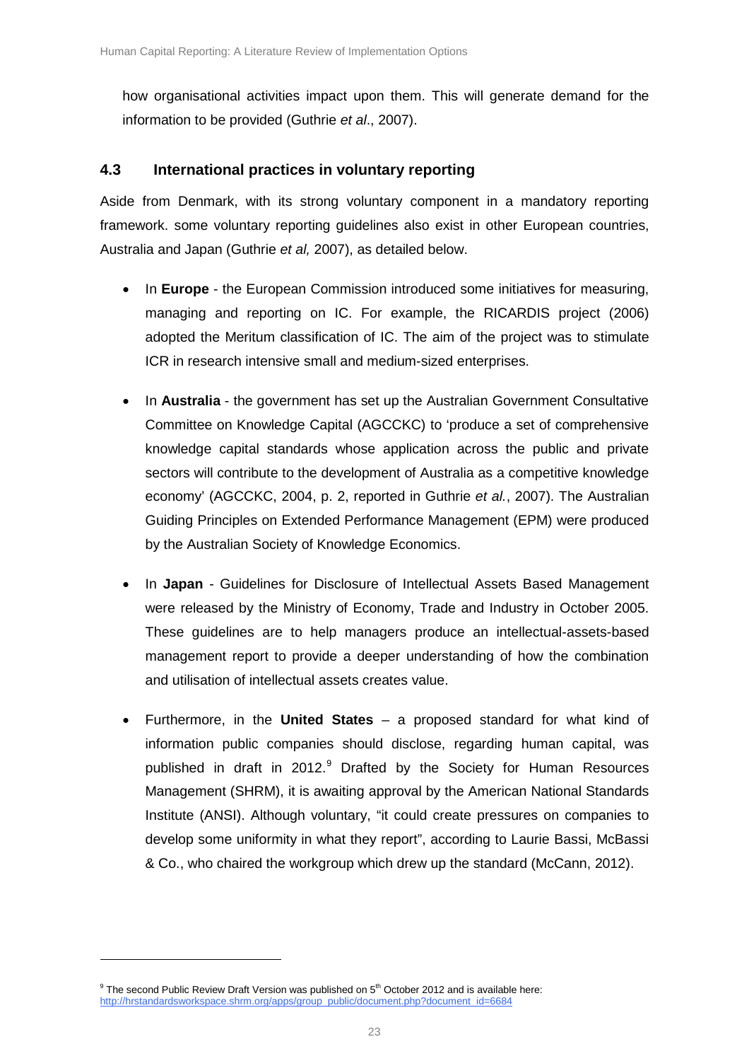how organisational activities impact upon them. This will generate demand for the information to be provided (Guthrie *et al*., 2007).

### 4.3 International practices in voluntary reporting

Aside from Denmark, with its strong voluntary component in a mandatory reporting framework. some voluntary reporting guidelines also exist in other European countries, Australia and Japan (Guthrie *et al,* 2007), as detailed below.

- In **Europe** - the European Commission introduced some initiatives for measuring, managing and reporting on IC. For example, the RICARDIS project (2006) adopted the Meritum classification of IC. The aim of the project was to stimulate ICR in research intensive small and medium-sized enterprises.

- In **Australia** - the government has set up the Australian Government Consultative Committee on Knowledge Capital (AGCCKC) to 'produce a set of comprehensive knowledge capital standards whose application across the public and private sectors will contribute to the development of Australia as a competitive knowledge economy' (AGCCKC, 2004, p. 2, reported in Guthrie *et al.*, 2007). The Australian Guiding Principles on Extended Performance Management (EPM) were produced by the Australian Society of Knowledge Economics.

- In **Japan** - Guidelines for Disclosure of Intellectual Assets Based Management were released by the Ministry of Economy, Trade and Industry in October 2005. These guidelines are to help managers produce an intellectual-assets-based management report to provide a deeper understanding of how the combination and utilisation of intellectual assets creates value.

- Furthermore, in the **United States** – a proposed standard for what kind of information public companies should disclose, regarding human capital, was published in draft in 2012.[9] Drafted by the Society for Human Resources Management (SHRM), it is awaiting approval by the American National Standards Institute (ANSI). Although voluntary, "it could create pressures on companies to develop some uniformity in what they report", according to Laurie Bassi, McBassi & Co., who chaired the workgroup which drew up the standard (McCann, 2012).

---

[9] The second Public Review Draft Version was published on 5th October 2012 and is available here: http://hrstandardsworkspace.shrm.org/apps/group_public/document.php?document_id=6684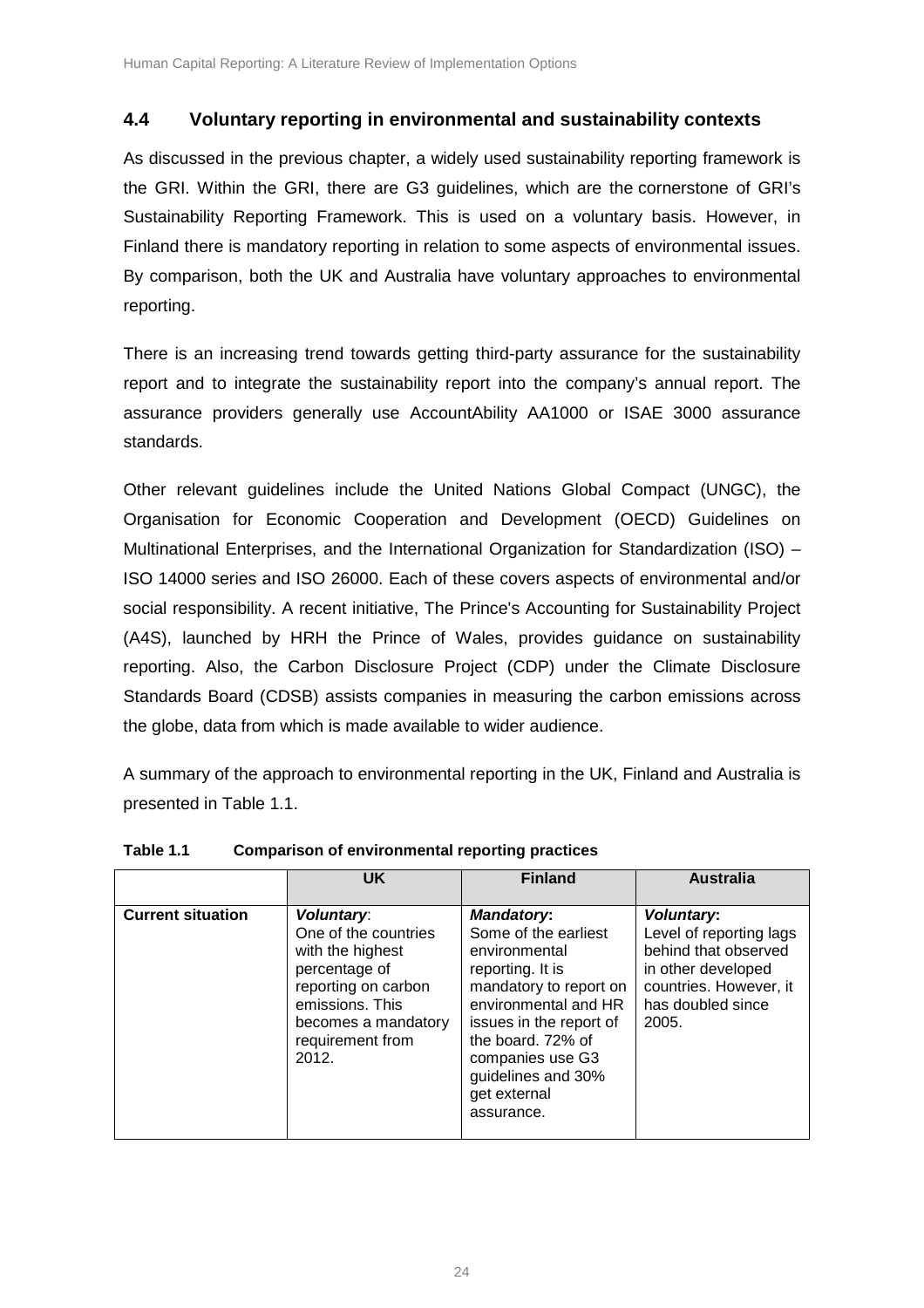### 4.4 Voluntary reporting in environmental and sustainability contexts

As discussed in the previous chapter, a widely used sustainability reporting framework is the GRI. Within the GRI, there are G3 guidelines, which are the cornerstone of GRI's Sustainability Reporting Framework. This is used on a voluntary basis. However, in Finland there is mandatory reporting in relation to some aspects of environmental issues. By comparison, both the UK and Australia have voluntary approaches to environmental reporting.

There is an increasing trend towards getting third-party assurance for the sustainability report and to integrate the sustainability report into the company's annual report. The assurance providers generally use AccountAbility AA1000 or ISAE 3000 assurance standards.

Other relevant guidelines include the United Nations Global Compact (UNGC), the Organisation for Economic Cooperation and Development (OECD) Guidelines on Multinational Enterprises, and the International Organization for Standardization (ISO) – ISO 14000 series and ISO 26000. Each of these covers aspects of environmental and/or social responsibility. A recent initiative, The Prince's Accounting for Sustainability Project (A4S), launched by HRH the Prince of Wales, provides guidance on sustainability reporting. Also, the Carbon Disclosure Project (CDP) under the Climate Disclosure Standards Board (CDSB) assists companies in measuring the carbon emissions across the globe, data from which is made available to wider audience.

A summary of the approach to environmental reporting in the UK, Finland and Australia is presented in Table 1.1.

**Table 1.1 Comparison of environmental reporting practices**

| | UK | Finland | Australia |
|---|---|---|---|
| **Current situation** | ***Voluntary***: One of the countries with the highest percentage of reporting on carbon emissions. This becomes a mandatory requirement from 2012. | ***Mandatory***: Some of the earliest environmental reporting. It is mandatory to report on environmental and HR issues in the report of the board. 72% of companies use G3 guidelines and 30% get external assurance. | ***Voluntary***: Level of reporting lags behind that observed in other developed countries. However, it has doubled since 2005. |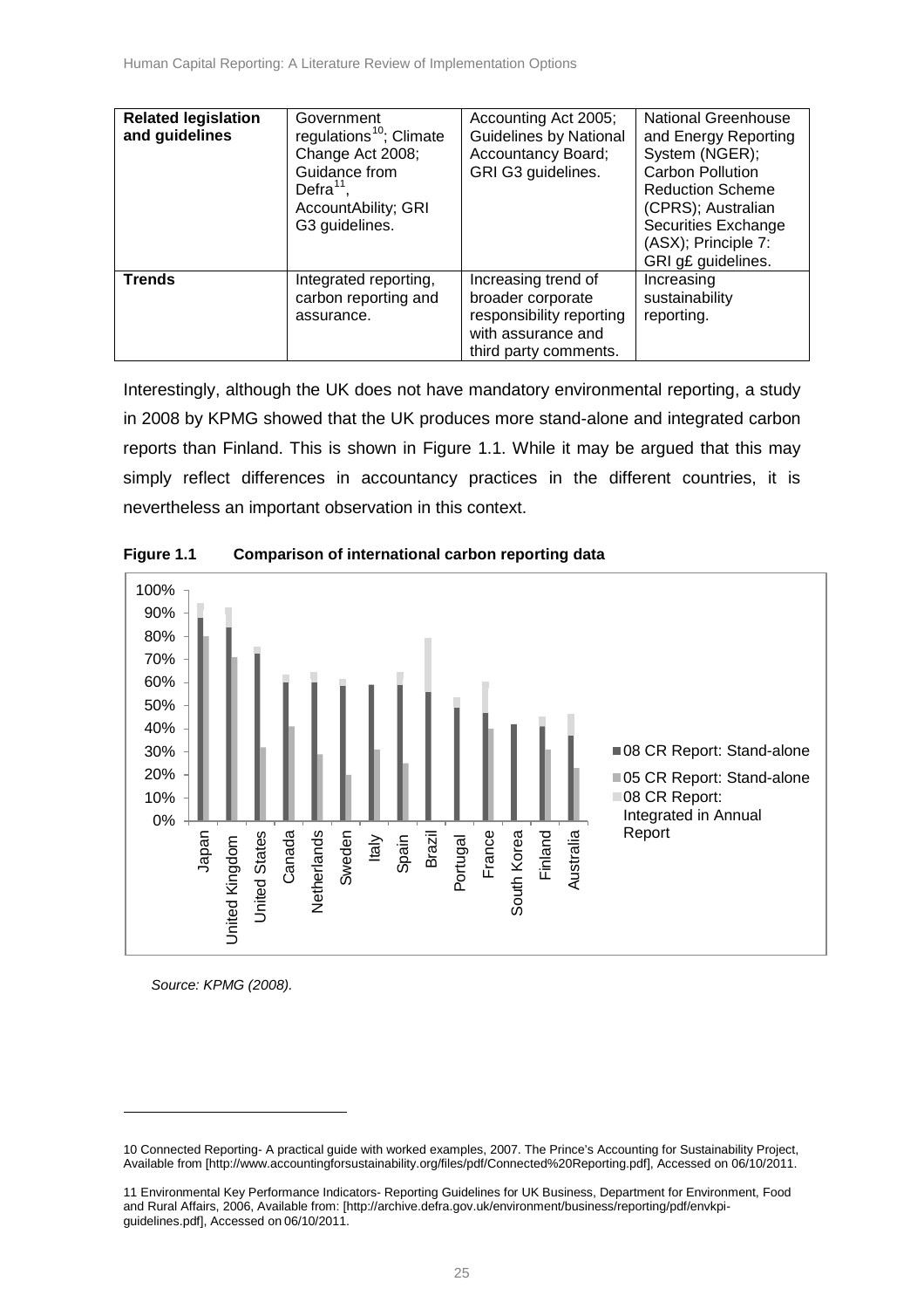| | | | |
|---|---|---|---|
| **Related legislation and guidelines** | Government regulations[10]; Climate Change Act 2008; Guidance from Defra[11], AccountAbility; GRI G3 guidelines. | Accounting Act 2005; Guidelines by National Accountancy Board; GRI G3 guidelines. | National Greenhouse and Energy Reporting System (NGER); Carbon Pollution Reduction Scheme (CPRS); Australian Securities Exchange (ASX); Principle 7: GRI g£ guidelines. |
| **Trends** | Integrated reporting, carbon reporting and assurance. | Increasing trend of broader corporate responsibility reporting with assurance and third party comments. | Increasing sustainability reporting. |

Interestingly, although the UK does not have mandatory environmental reporting, a study in 2008 by KPMG showed that the UK produces more stand-alone and integrated carbon reports than Finland. This is shown in Figure 1.1. While it may be argued that this may simply reflect differences in accountancy practices in the different countries, it is nevertheless an important observation in this context.

**Figure 1.1 Comparison of international carbon reporting data**

*Source: KPMG (2008).*

10 Connected Reporting- A practical guide with worked examples, 2007. The Prince's Accounting for Sustainability Project, Available from [http://www.accountingforsustainability.org/files/pdf/Connected%20Reporting.pdf], Accessed on 06/10/2011.

11 Environmental Key Performance Indicators- Reporting Guidelines for UK Business, Department for Environment, Food and Rural Affairs, 2006, Available from: [http://archive.defra.gov.uk/environment/business/reporting/pdf/envkpi-guidelines.pdf], Accessed on 06/10/2011.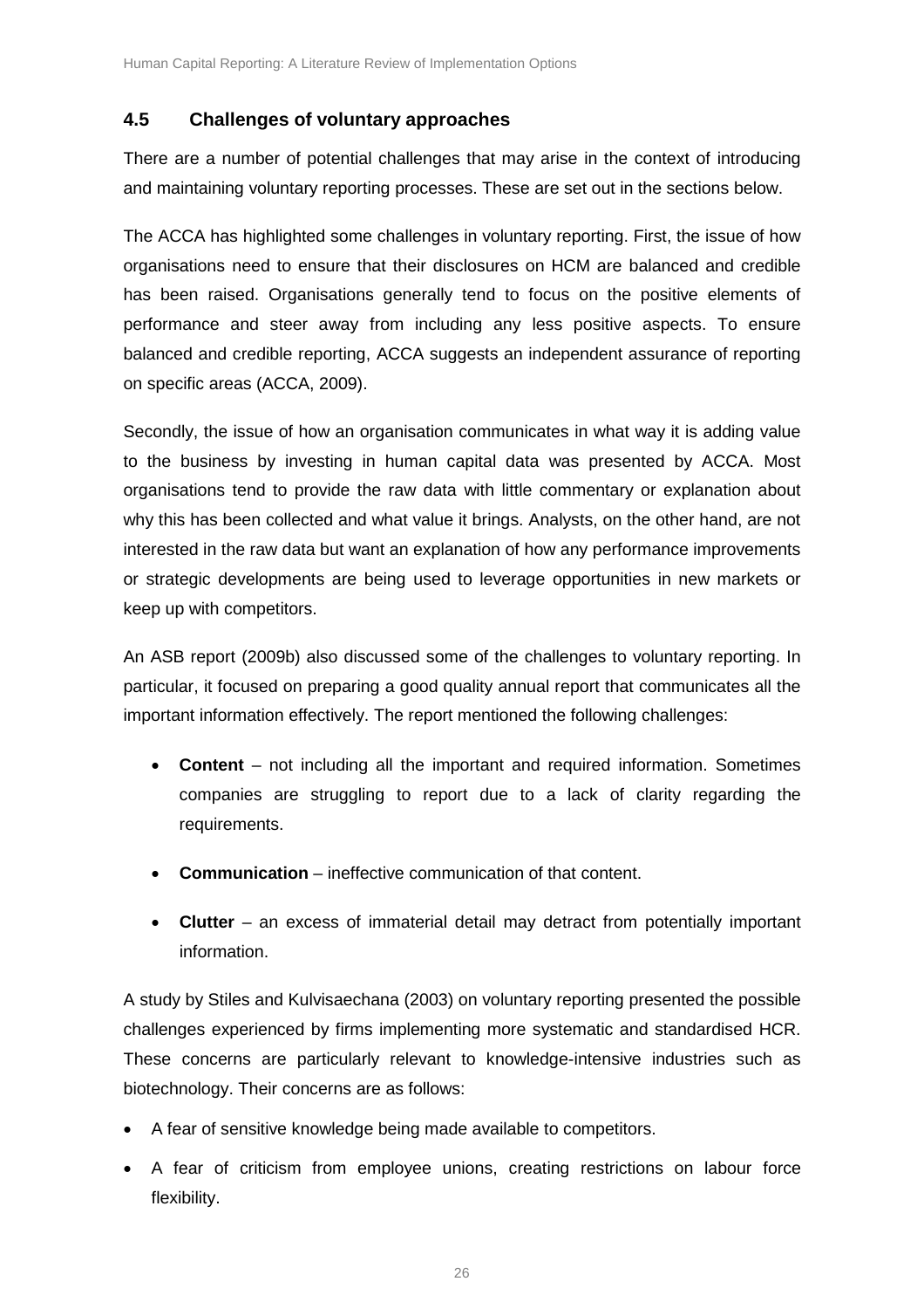## 4.5 Challenges of voluntary approaches

There are a number of potential challenges that may arise in the context of introducing and maintaining voluntary reporting processes. These are set out in the sections below.

The ACCA has highlighted some challenges in voluntary reporting. First, the issue of how organisations need to ensure that their disclosures on HCM are balanced and credible has been raised. Organisations generally tend to focus on the positive elements of performance and steer away from including any less positive aspects. To ensure balanced and credible reporting, ACCA suggests an independent assurance of reporting on specific areas (ACCA, 2009).

Secondly, the issue of how an organisation communicates in what way it is adding value to the business by investing in human capital data was presented by ACCA. Most organisations tend to provide the raw data with little commentary or explanation about why this has been collected and what value it brings. Analysts, on the other hand, are not interested in the raw data but want an explanation of how any performance improvements or strategic developments are being used to leverage opportunities in new markets or keep up with competitors.

An ASB report (2009b) also discussed some of the challenges to voluntary reporting. In particular, it focused on preparing a good quality annual report that communicates all the important information effectively. The report mentioned the following challenges:

- **Content** – not including all the important and required information. Sometimes companies are struggling to report due to a lack of clarity regarding the requirements.
- **Communication** – ineffective communication of that content.
- **Clutter** – an excess of immaterial detail may detract from potentially important information.

A study by Stiles and Kulvisaechana (2003) on voluntary reporting presented the possible challenges experienced by firms implementing more systematic and standardised HCR. These concerns are particularly relevant to knowledge-intensive industries such as biotechnology. Their concerns are as follows:

- A fear of sensitive knowledge being made available to competitors.
- A fear of criticism from employee unions, creating restrictions on labour force flexibility.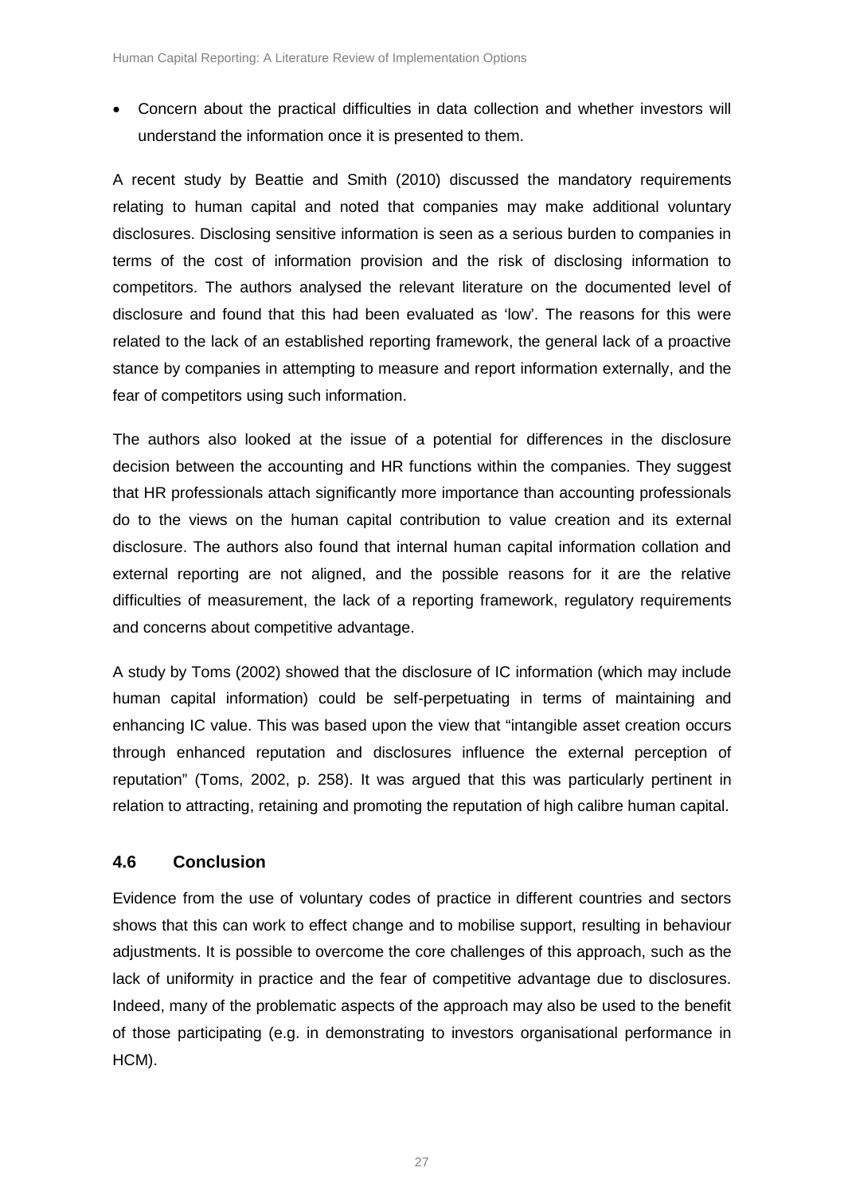- Concern about the practical difficulties in data collection and whether investors will understand the information once it is presented to them.

A recent study by Beattie and Smith (2010) discussed the mandatory requirements relating to human capital and noted that companies may make additional voluntary disclosures. Disclosing sensitive information is seen as a serious burden to companies in terms of the cost of information provision and the risk of disclosing information to competitors. The authors analysed the relevant literature on the documented level of disclosure and found that this had been evaluated as 'low'. The reasons for this were related to the lack of an established reporting framework, the general lack of a proactive stance by companies in attempting to measure and report information externally, and the fear of competitors using such information.

The authors also looked at the issue of a potential for differences in the disclosure decision between the accounting and HR functions within the companies. They suggest that HR professionals attach significantly more importance than accounting professionals do to the views on the human capital contribution to value creation and its external disclosure. The authors also found that internal human capital information collation and external reporting are not aligned, and the possible reasons for it are the relative difficulties of measurement, the lack of a reporting framework, regulatory requirements and concerns about competitive advantage.

A study by Toms (2002) showed that the disclosure of IC information (which may include human capital information) could be self-perpetuating in terms of maintaining and enhancing IC value. This was based upon the view that "intangible asset creation occurs through enhanced reputation and disclosures influence the external perception of reputation" (Toms, 2002, p. 258). It was argued that this was particularly pertinent in relation to attracting, retaining and promoting the reputation of high calibre human capital.

### 4.6 Conclusion

Evidence from the use of voluntary codes of practice in different countries and sectors shows that this can work to effect change and to mobilise support, resulting in behaviour adjustments. It is possible to overcome the core challenges of this approach, such as the lack of uniformity in practice and the fear of competitive advantage due to disclosures. Indeed, many of the problematic aspects of the approach may also be used to the benefit of those participating (e.g. in demonstrating to investors organisational performance in HCM).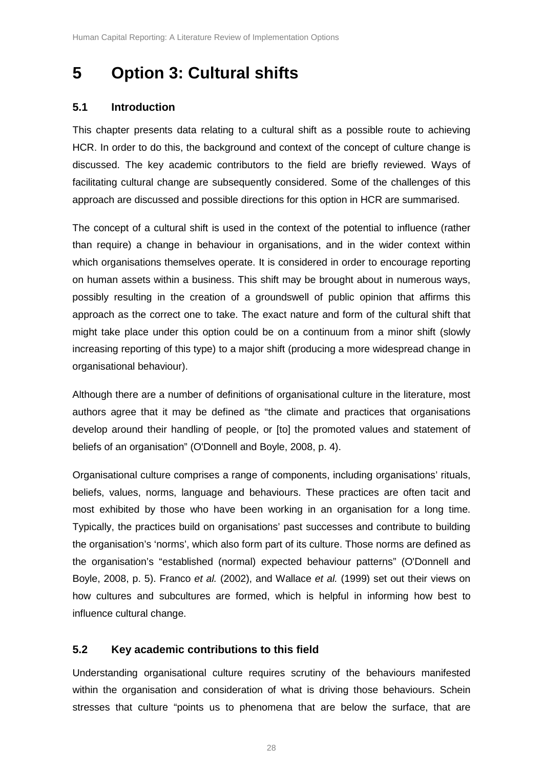# 5 Option 3: Cultural shifts

## 5.1 Introduction

This chapter presents data relating to a cultural shift as a possible route to achieving HCR. In order to do this, the background and context of the concept of culture change is discussed. The key academic contributors to the field are briefly reviewed. Ways of facilitating cultural change are subsequently considered. Some of the challenges of this approach are discussed and possible directions for this option in HCR are summarised.

The concept of a cultural shift is used in the context of the potential to influence (rather than require) a change in behaviour in organisations, and in the wider context within which organisations themselves operate. It is considered in order to encourage reporting on human assets within a business. This shift may be brought about in numerous ways, possibly resulting in the creation of a groundswell of public opinion that affirms this approach as the correct one to take. The exact nature and form of the cultural shift that might take place under this option could be on a continuum from a minor shift (slowly increasing reporting of this type) to a major shift (producing a more widespread change in organisational behaviour).

Although there are a number of definitions of organisational culture in the literature, most authors agree that it may be defined as "the climate and practices that organisations develop around their handling of people, or [to] the promoted values and statement of beliefs of an organisation" (O'Donnell and Boyle, 2008, p. 4).

Organisational culture comprises a range of components, including organisations' rituals, beliefs, values, norms, language and behaviours. These practices are often tacit and most exhibited by those who have been working in an organisation for a long time. Typically, the practices build on organisations' past successes and contribute to building the organisation's 'norms', which also form part of its culture. Those norms are defined as the organisation's "established (normal) expected behaviour patterns" (O'Donnell and Boyle, 2008, p. 5). Franco *et al.* (2002), and Wallace *et al.* (1999) set out their views on how cultures and subcultures are formed, which is helpful in informing how best to influence cultural change.

## 5.2 Key academic contributions to this field

Understanding organisational culture requires scrutiny of the behaviours manifested within the organisation and consideration of what is driving those behaviours. Schein stresses that culture "points us to phenomena that are below the surface, that are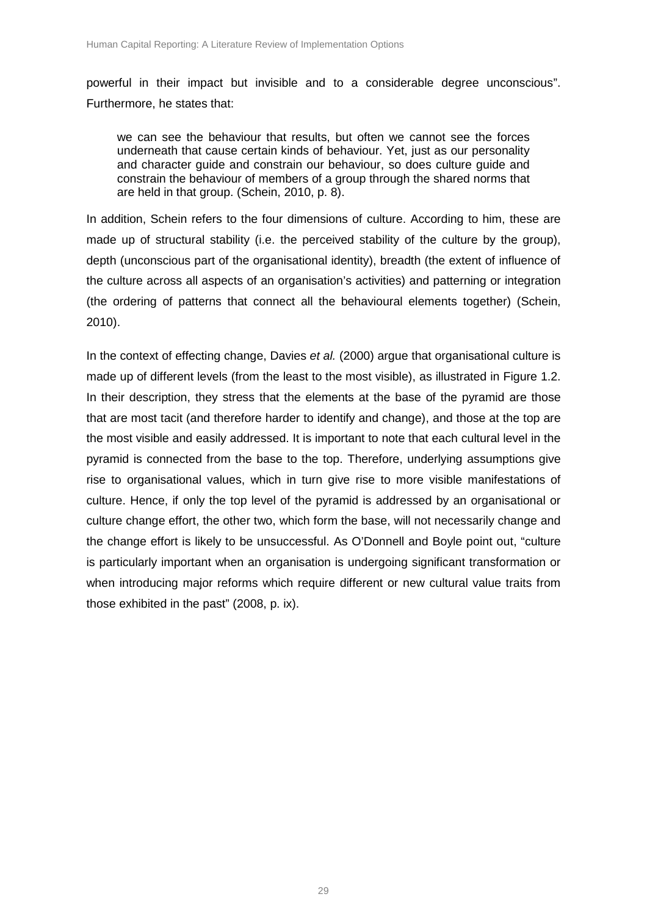powerful in their impact but invisible and to a considerable degree unconscious". Furthermore, he states that:

> we can see the behaviour that results, but often we cannot see the forces underneath that cause certain kinds of behaviour. Yet, just as our personality and character guide and constrain our behaviour, so does culture guide and constrain the behaviour of members of a group through the shared norms that are held in that group. (Schein, 2010, p. 8).

In addition, Schein refers to the four dimensions of culture. According to him, these are made up of structural stability (i.e. the perceived stability of the culture by the group), depth (unconscious part of the organisational identity), breadth (the extent of influence of the culture across all aspects of an organisation's activities) and patterning or integration (the ordering of patterns that connect all the behavioural elements together) (Schein, 2010).

In the context of effecting change, Davies *et al.* (2000) argue that organisational culture is made up of different levels (from the least to the most visible), as illustrated in Figure 1.2. In their description, they stress that the elements at the base of the pyramid are those that are most tacit (and therefore harder to identify and change), and those at the top are the most visible and easily addressed. It is important to note that each cultural level in the pyramid is connected from the base to the top. Therefore, underlying assumptions give rise to organisational values, which in turn give rise to more visible manifestations of culture. Hence, if only the top level of the pyramid is addressed by an organisational or culture change effort, the other two, which form the base, will not necessarily change and the change effort is likely to be unsuccessful. As O'Donnell and Boyle point out, "culture is particularly important when an organisation is undergoing significant transformation or when introducing major reforms which require different or new cultural value traits from those exhibited in the past" (2008, p. ix).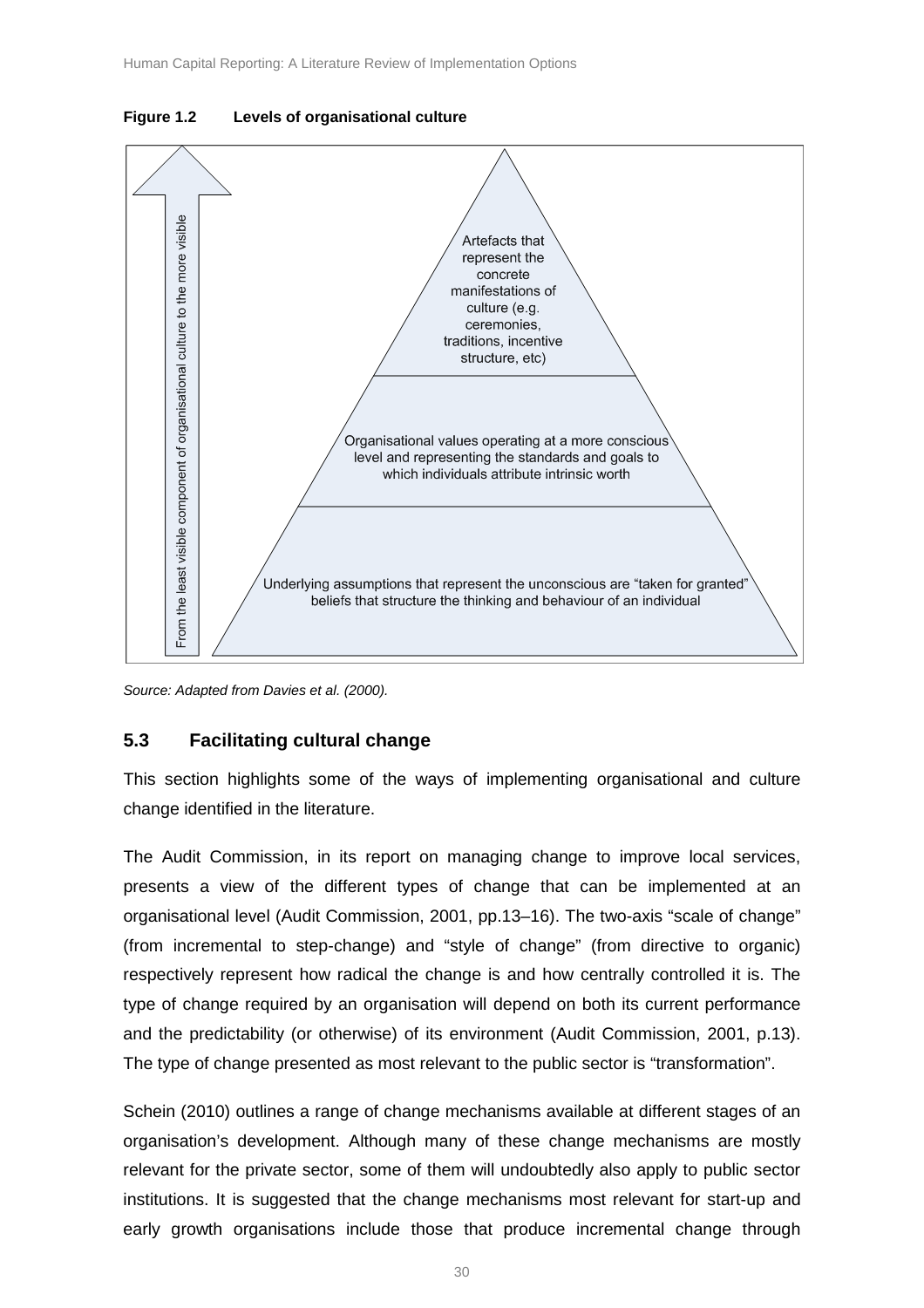**Figure 1.2 Levels of organisational culture**

From the least visible component of organisational culture to the more visible

Artefacts that represent the concrete manifestations of culture (e.g. ceremonies, traditions, incentive structure, etc)

Organisational values operating at a more conscious level and representing the standards and goals to which individuals attribute intrinsic worth

Underlying assumptions that represent the unconscious are "taken for granted" beliefs that structure the thinking and behaviour of an individual

*Source: Adapted from Davies et al. (2000).*

## 5.3 Facilitating cultural change

This section highlights some of the ways of implementing organisational and culture change identified in the literature.

The Audit Commission, in its report on managing change to improve local services, presents a view of the different types of change that can be implemented at an organisational level (Audit Commission, 2001, pp.13–16). The two-axis "scale of change" (from incremental to step-change) and "style of change" (from directive to organic) respectively represent how radical the change is and how centrally controlled it is. The type of change required by an organisation will depend on both its current performance and the predictability (or otherwise) of its environment (Audit Commission, 2001, p.13). The type of change presented as most relevant to the public sector is "transformation".

Schein (2010) outlines a range of change mechanisms available at different stages of an organisation's development. Although many of these change mechanisms are mostly relevant for the private sector, some of them will undoubtedly also apply to public sector institutions. It is suggested that the change mechanisms most relevant for start-up and early growth organisations include those that produce incremental change through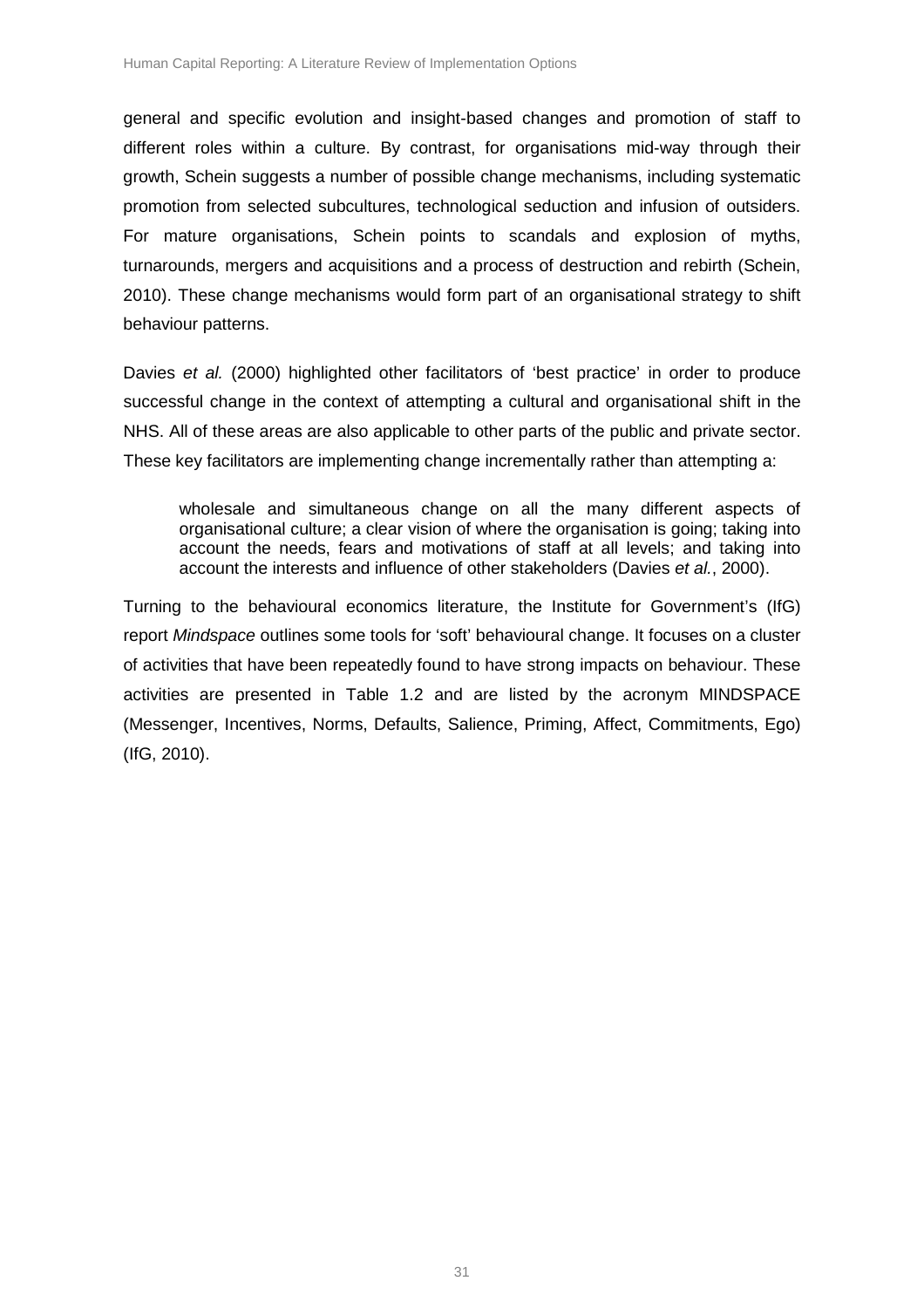general and specific evolution and insight-based changes and promotion of staff to different roles within a culture. By contrast, for organisations mid-way through their growth, Schein suggests a number of possible change mechanisms, including systematic promotion from selected subcultures, technological seduction and infusion of outsiders. For mature organisations, Schein points to scandals and explosion of myths, turnarounds, mergers and acquisitions and a process of destruction and rebirth (Schein, 2010). These change mechanisms would form part of an organisational strategy to shift behaviour patterns.

Davies *et al.* (2000) highlighted other facilitators of 'best practice' in order to produce successful change in the context of attempting a cultural and organisational shift in the NHS. All of these areas are also applicable to other parts of the public and private sector. These key facilitators are implementing change incrementally rather than attempting a:

> wholesale and simultaneous change on all the many different aspects of organisational culture; a clear vision of where the organisation is going; taking into account the needs, fears and motivations of staff at all levels; and taking into account the interests and influence of other stakeholders (Davies *et al.*, 2000).

Turning to the behavioural economics literature, the Institute for Government's (IfG) report *Mindspace* outlines some tools for 'soft' behavioural change. It focuses on a cluster of activities that have been repeatedly found to have strong impacts on behaviour. These activities are presented in Table 1.2 and are listed by the acronym MINDSPACE (Messenger, Incentives, Norms, Defaults, Salience, Priming, Affect, Commitments, Ego) (IfG, 2010).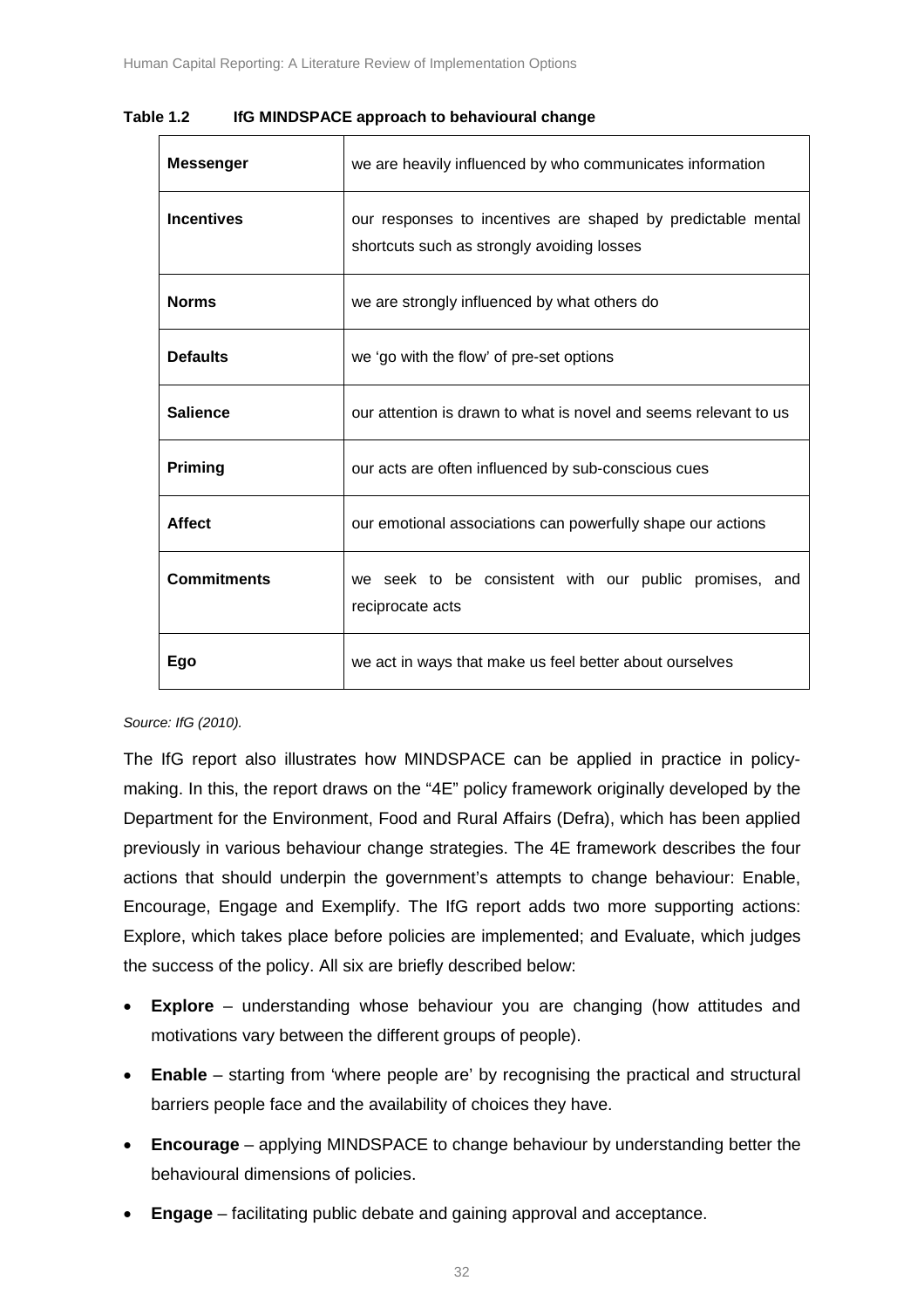**Table 1.2 IfG MINDSPACE approach to behavioural change**

| | |
|---|---|
| **Messenger** | we are heavily influenced by who communicates information |
| **Incentives** | our responses to incentives are shaped by predictable mental shortcuts such as strongly avoiding losses |
| **Norms** | we are strongly influenced by what others do |
| **Defaults** | we 'go with the flow' of pre-set options |
| **Salience** | our attention is drawn to what is novel and seems relevant to us |
| **Priming** | our acts are often influenced by sub-conscious cues |
| **Affect** | our emotional associations can powerfully shape our actions |
| **Commitments** | we seek to be consistent with our public promises, and reciprocate acts |
| **Ego** | we act in ways that make us feel better about ourselves |

*Source: IfG (2010).*

The IfG report also illustrates how MINDSPACE can be applied in practice in policy-making. In this, the report draws on the "4E" policy framework originally developed by the Department for the Environment, Food and Rural Affairs (Defra), which has been applied previously in various behaviour change strategies. The 4E framework describes the four actions that should underpin the government's attempts to change behaviour: Enable, Encourage, Engage and Exemplify. The IfG report adds two more supporting actions: Explore, which takes place before policies are implemented; and Evaluate, which judges the success of the policy. All six are briefly described below:

- **Explore** – understanding whose behaviour you are changing (how attitudes and motivations vary between the different groups of people).
- **Enable** – starting from 'where people are' by recognising the practical and structural barriers people face and the availability of choices they have.
- **Encourage** – applying MINDSPACE to change behaviour by understanding better the behavioural dimensions of policies.
- **Engage** – facilitating public debate and gaining approval and acceptance.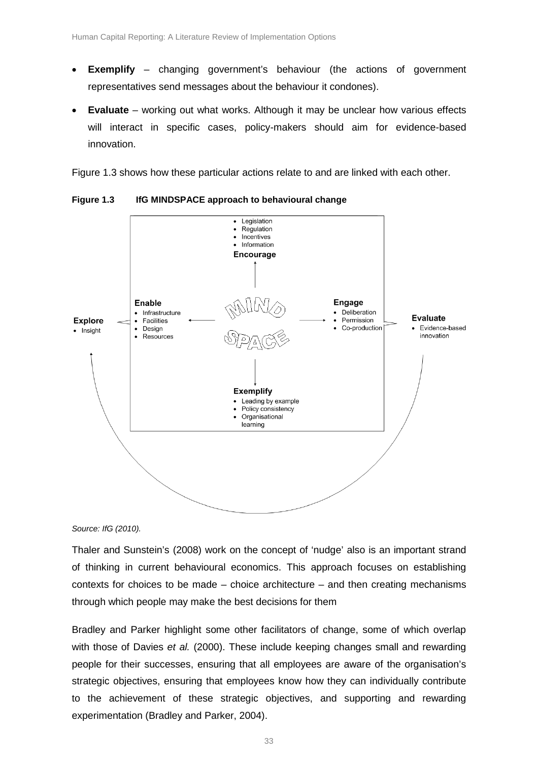- **Exemplify** – changing government's behaviour (the actions of government representatives send messages about the behaviour it condones).
- **Evaluate** – working out what works. Although it may be unclear how various effects will interact in specific cases, policy-makers should aim for evidence-based innovation.

Figure 1.3 shows how these particular actions relate to and are linked with each other.

**Figure 1.3 IfG MINDSPACE approach to behavioural change**

- Legislation
- Regulation
- Incentives
- Information

**Encourage**

**Enable**
- Infrastructure
- Facilities
- Design
- Resources

**Explore**
- Insight

MIND SPACE

**Engage**
- Deliberation
- Permission
- Co-production

**Evaluate**
- Evidence-based innovation

**Exemplify**
- Leading by example
- Policy consistency
- Organisational learning

*Source: IfG (2010).*

Thaler and Sunstein's (2008) work on the concept of 'nudge' also is an important strand of thinking in current behavioural economics. This approach focuses on establishing contexts for choices to be made – choice architecture – and then creating mechanisms through which people may make the best decisions for them

Bradley and Parker highlight some other facilitators of change, some of which overlap with those of Davies *et al.* (2000). These include keeping changes small and rewarding people for their successes, ensuring that all employees are aware of the organisation's strategic objectives, ensuring that employees know how they can individually contribute to the achievement of these strategic objectives, and supporting and rewarding experimentation (Bradley and Parker, 2004).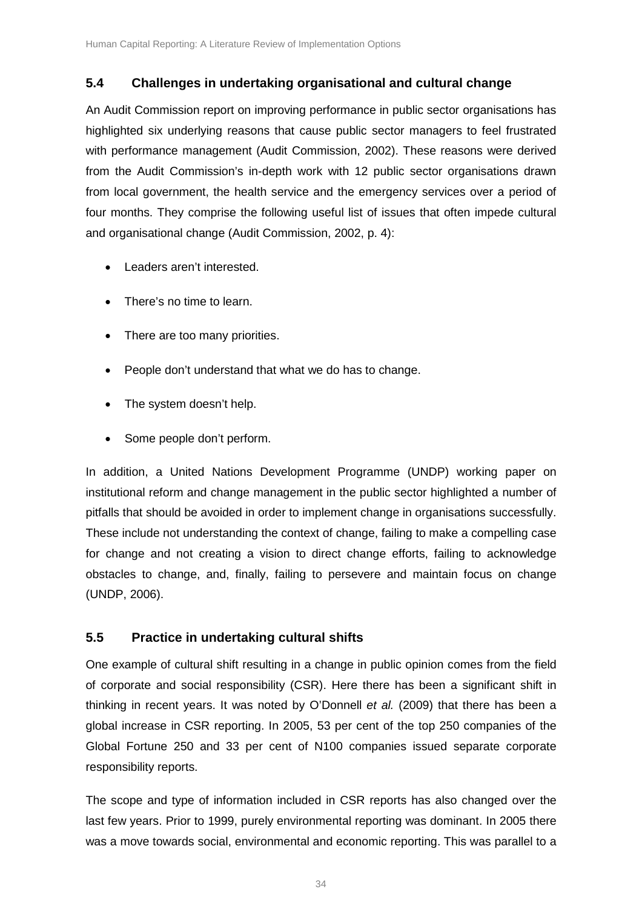### 5.4 Challenges in undertaking organisational and cultural change

An Audit Commission report on improving performance in public sector organisations has highlighted six underlying reasons that cause public sector managers to feel frustrated with performance management (Audit Commission, 2002). These reasons were derived from the Audit Commission's in-depth work with 12 public sector organisations drawn from local government, the health service and the emergency services over a period of four months. They comprise the following useful list of issues that often impede cultural and organisational change (Audit Commission, 2002, p. 4):

- Leaders aren't interested.
- There's no time to learn.
- There are too many priorities.
- People don't understand that what we do has to change.
- The system doesn't help.
- Some people don't perform.

In addition, a United Nations Development Programme (UNDP) working paper on institutional reform and change management in the public sector highlighted a number of pitfalls that should be avoided in order to implement change in organisations successfully. These include not understanding the context of change, failing to make a compelling case for change and not creating a vision to direct change efforts, failing to acknowledge obstacles to change, and, finally, failing to persevere and maintain focus on change (UNDP, 2006).

### 5.5 Practice in undertaking cultural shifts

One example of cultural shift resulting in a change in public opinion comes from the field of corporate and social responsibility (CSR). Here there has been a significant shift in thinking in recent years. It was noted by O'Donnell *et al.* (2009) that there has been a global increase in CSR reporting. In 2005, 53 per cent of the top 250 companies of the Global Fortune 250 and 33 per cent of N100 companies issued separate corporate responsibility reports.

The scope and type of information included in CSR reports has also changed over the last few years. Prior to 1999, purely environmental reporting was dominant. In 2005 there was a move towards social, environmental and economic reporting. This was parallel to a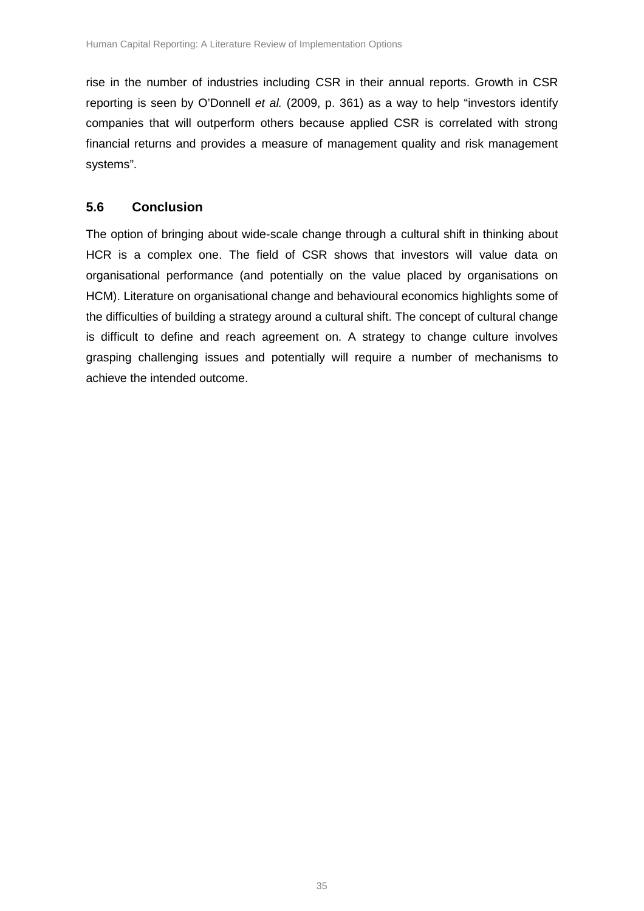rise in the number of industries including CSR in their annual reports. Growth in CSR reporting is seen by O'Donnell *et al.* (2009, p. 361) as a way to help "investors identify companies that will outperform others because applied CSR is correlated with strong financial returns and provides a measure of management quality and risk management systems".

### 5.6 Conclusion

The option of bringing about wide-scale change through a cultural shift in thinking about HCR is a complex one. The field of CSR shows that investors will value data on organisational performance (and potentially on the value placed by organisations on HCM). Literature on organisational change and behavioural economics highlights some of the difficulties of building a strategy around a cultural shift. The concept of cultural change is difficult to define and reach agreement on. A strategy to change culture involves grasping challenging issues and potentially will require a number of mechanisms to achieve the intended outcome.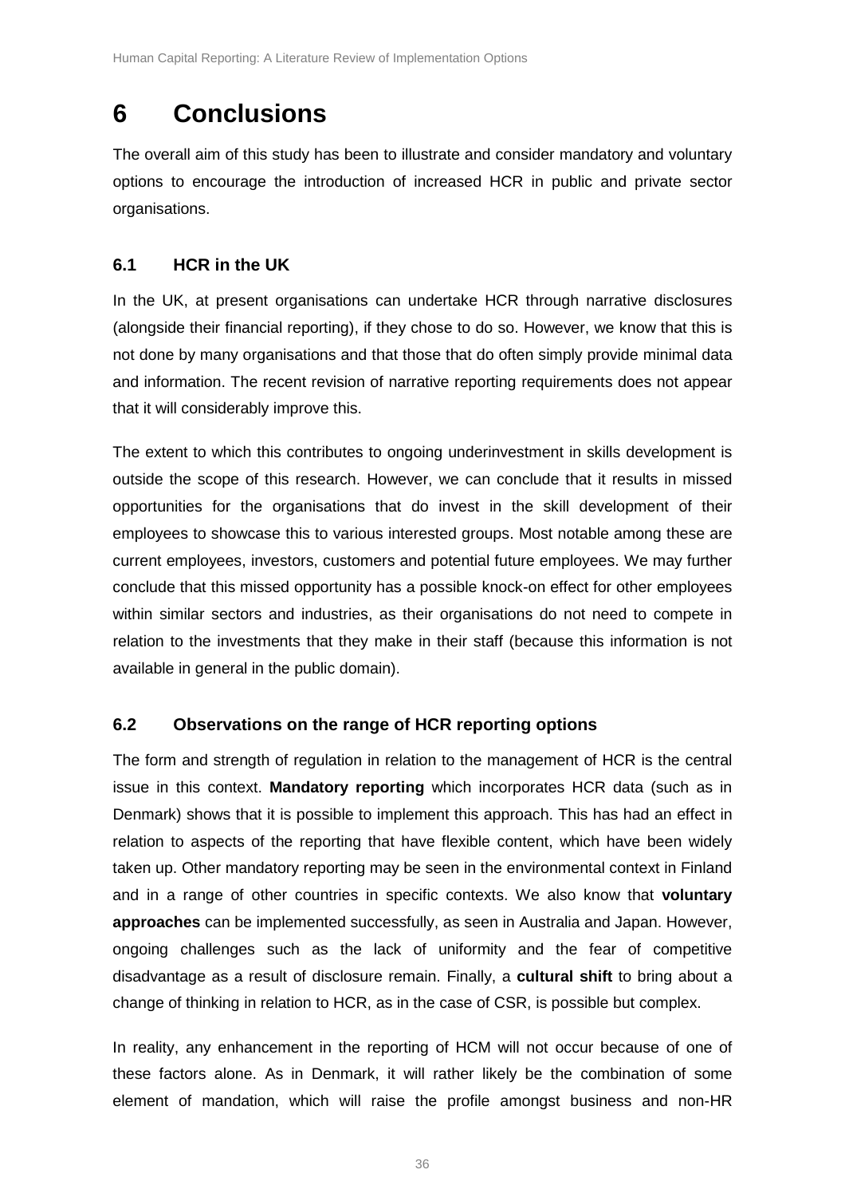# 6 Conclusions

The overall aim of this study has been to illustrate and consider mandatory and voluntary options to encourage the introduction of increased HCR in public and private sector organisations.

## 6.1 HCR in the UK

In the UK, at present organisations can undertake HCR through narrative disclosures (alongside their financial reporting), if they chose to do so. However, we know that this is not done by many organisations and that those that do often simply provide minimal data and information. The recent revision of narrative reporting requirements does not appear that it will considerably improve this.

The extent to which this contributes to ongoing underinvestment in skills development is outside the scope of this research. However, we can conclude that it results in missed opportunities for the organisations that do invest in the skill development of their employees to showcase this to various interested groups. Most notable among these are current employees, investors, customers and potential future employees. We may further conclude that this missed opportunity has a possible knock-on effect for other employees within similar sectors and industries, as their organisations do not need to compete in relation to the investments that they make in their staff (because this information is not available in general in the public domain).

## 6.2 Observations on the range of HCR reporting options

The form and strength of regulation in relation to the management of HCR is the central issue in this context. **Mandatory reporting** which incorporates HCR data (such as in Denmark) shows that it is possible to implement this approach. This has had an effect in relation to aspects of the reporting that have flexible content, which have been widely taken up. Other mandatory reporting may be seen in the environmental context in Finland and in a range of other countries in specific contexts. We also know that **voluntary approaches** can be implemented successfully, as seen in Australia and Japan. However, ongoing challenges such as the lack of uniformity and the fear of competitive disadvantage as a result of disclosure remain. Finally, a **cultural shift** to bring about a change of thinking in relation to HCR, as in the case of CSR, is possible but complex.

In reality, any enhancement in the reporting of HCM will not occur because of one of these factors alone. As in Denmark, it will rather likely be the combination of some element of mandation, which will raise the profile amongst business and non-HR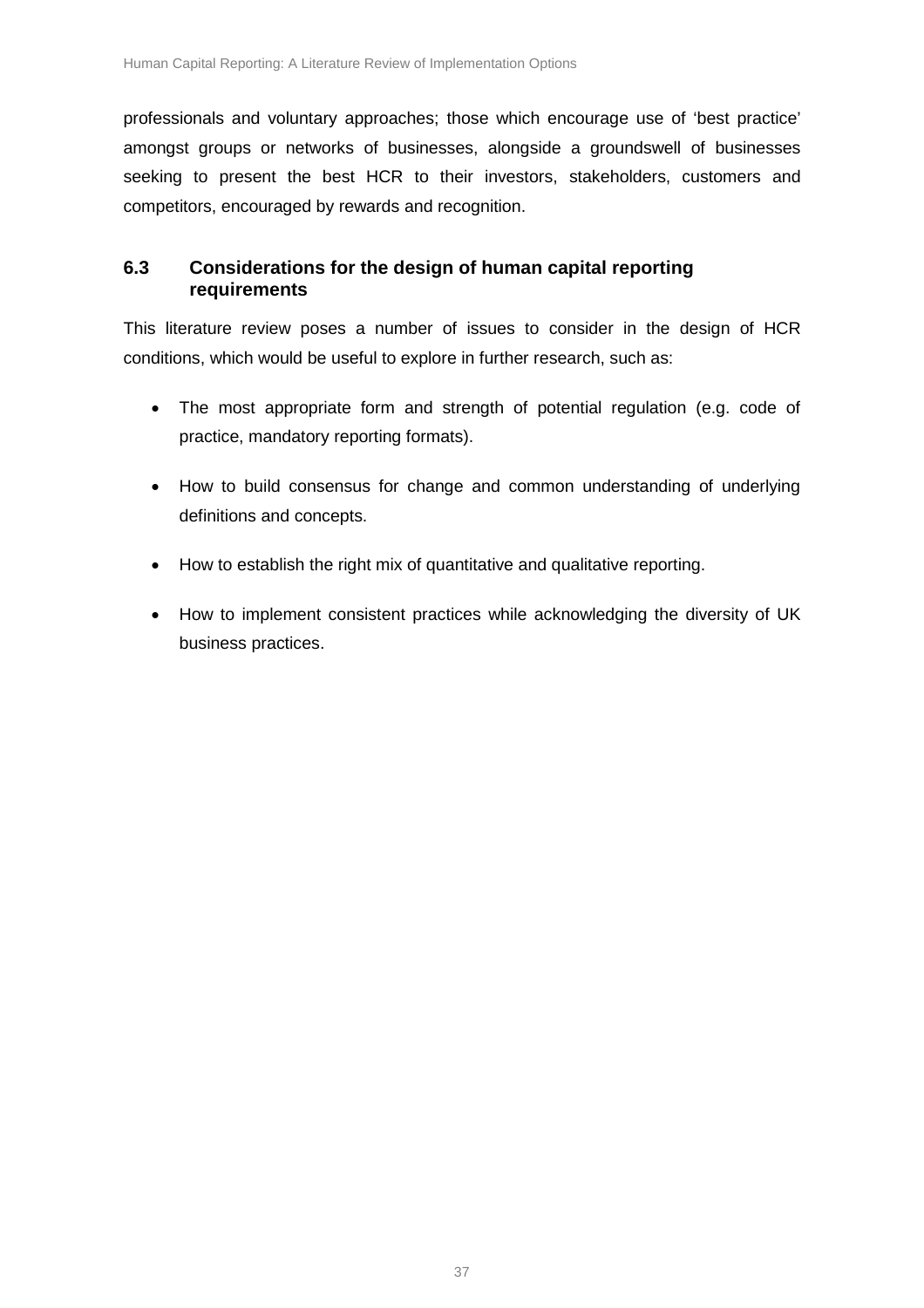professionals and voluntary approaches; those which encourage use of 'best practice' amongst groups or networks of businesses, alongside a groundswell of businesses seeking to present the best HCR to their investors, stakeholders, customers and competitors, encouraged by rewards and recognition.

### 6.3 Considerations for the design of human capital reporting requirements

This literature review poses a number of issues to consider in the design of HCR conditions, which would be useful to explore in further research, such as:

- The most appropriate form and strength of potential regulation (e.g. code of practice, mandatory reporting formats).
- How to build consensus for change and common understanding of underlying definitions and concepts.
- How to establish the right mix of quantitative and qualitative reporting.
- How to implement consistent practices while acknowledging the diversity of UK business practices.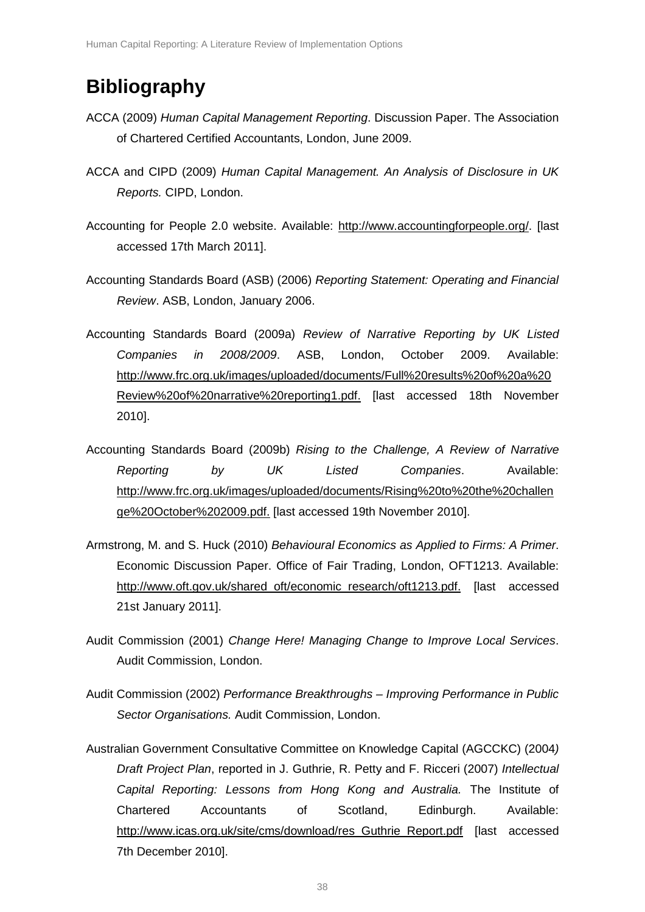# Bibliography

ACCA (2009) *Human Capital Management Reporting*. Discussion Paper. The Association of Chartered Certified Accountants, London, June 2009.

ACCA and CIPD (2009) *Human Capital Management. An Analysis of Disclosure in UK Reports.* CIPD, London.

Accounting for People 2.0 website. Available: http://www.accountingforpeople.org/. [last accessed 17th March 2011].

Accounting Standards Board (ASB) (2006) *Reporting Statement: Operating and Financial Review*. ASB, London, January 2006.

Accounting Standards Board (2009a) *Review of Narrative Reporting by UK Listed Companies in 2008/2009*. ASB, London, October 2009. Available: http://www.frc.org.uk/images/uploaded/documents/Full%20results%20of%20a%20Review%20of%20narrative%20reporting1.pdf. [last accessed 18th November 2010].

Accounting Standards Board (2009b) *Rising to the Challenge, A Review of Narrative Reporting by UK Listed Companies*. Available: http://www.frc.org.uk/images/uploaded/documents/Rising%20to%20the%20challenge%20October%202009.pdf. [last accessed 19th November 2010].

Armstrong, M. and S. Huck (2010) *Behavioural Economics as Applied to Firms: A Primer*. Economic Discussion Paper. Office of Fair Trading, London, OFT1213. Available: http://www.oft.gov.uk/shared_oft/economic_research/oft1213.pdf. [last accessed 21st January 2011].

Audit Commission (2001) *Change Here! Managing Change to Improve Local Services*. Audit Commission, London.

Audit Commission (2002) *Performance Breakthroughs – Improving Performance in Public Sector Organisations.* Audit Commission, London.

Australian Government Consultative Committee on Knowledge Capital (AGCCKC) (2004) *Draft Project Plan*, reported in J. Guthrie, R. Petty and F. Ricceri (2007) *Intellectual Capital Reporting: Lessons from Hong Kong and Australia.* The Institute of Chartered Accountants of Scotland, Edinburgh. Available: http://www.icas.org.uk/site/cms/download/res_Guthrie_Report.pdf [last accessed 7th December 2010].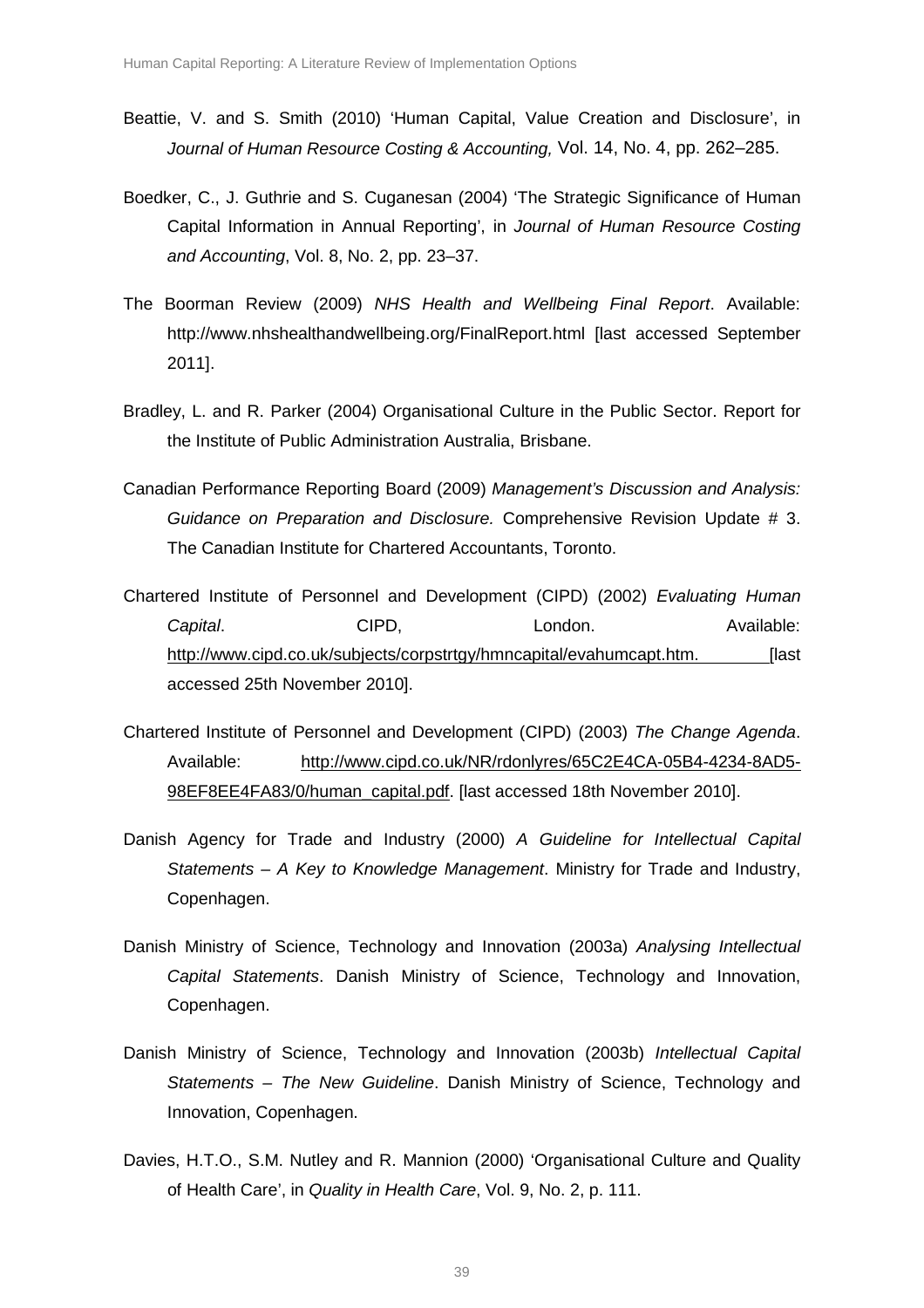Beattie, V. and S. Smith (2010) 'Human Capital, Value Creation and Disclosure', in *Journal of Human Resource Costing & Accounting,* Vol. 14, No. 4, pp. 262–285.

Boedker, C., J. Guthrie and S. Cuganesan (2004) 'The Strategic Significance of Human Capital Information in Annual Reporting', in *Journal of Human Resource Costing and Accounting*, Vol. 8, No. 2, pp. 23–37.

The Boorman Review (2009) *NHS Health and Wellbeing Final Report*. Available: http://www.nhshealthandwellbeing.org/FinalReport.html [last accessed September 2011].

Bradley, L. and R. Parker (2004) Organisational Culture in the Public Sector. Report for the Institute of Public Administration Australia, Brisbane.

Canadian Performance Reporting Board (2009) *Management's Discussion and Analysis: Guidance on Preparation and Disclosure.* Comprehensive Revision Update # 3. The Canadian Institute for Chartered Accountants, Toronto.

Chartered Institute of Personnel and Development (CIPD) (2002) *Evaluating Human Capital*. CIPD, London. Available: http://www.cipd.co.uk/subjects/corpstrtgy/hmncapital/evahumcapt.htm. [last accessed 25th November 2010].

Chartered Institute of Personnel and Development (CIPD) (2003) *The Change Agenda*. Available: http://www.cipd.co.uk/NR/rdonlyres/65C2E4CA-05B4-4234-8AD5-98EF8EE4FA83/0/human_capital.pdf. [last accessed 18th November 2010].

Danish Agency for Trade and Industry (2000) *A Guideline for Intellectual Capital Statements – A Key to Knowledge Management*. Ministry for Trade and Industry, Copenhagen.

Danish Ministry of Science, Technology and Innovation (2003a) *Analysing Intellectual Capital Statements*. Danish Ministry of Science, Technology and Innovation, Copenhagen.

Danish Ministry of Science, Technology and Innovation (2003b) *Intellectual Capital Statements – The New Guideline*. Danish Ministry of Science, Technology and Innovation, Copenhagen.

Davies, H.T.O., S.M. Nutley and R. Mannion (2000) 'Organisational Culture and Quality of Health Care', in *Quality in Health Care*, Vol. 9, No. 2, p. 111.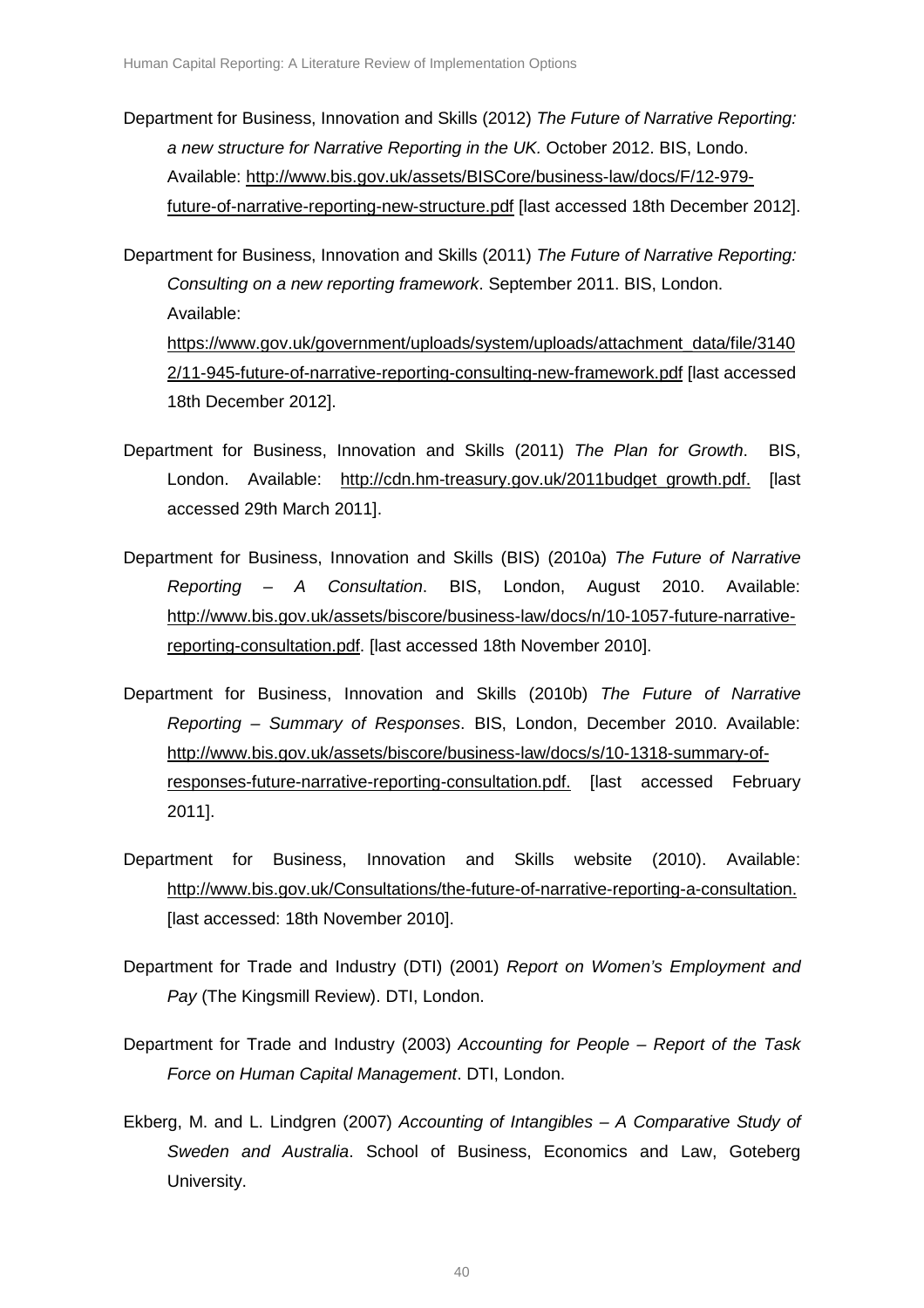Department for Business, Innovation and Skills (2012) *The Future of Narrative Reporting: a new structure for Narrative Reporting in the UK.* October 2012. BIS, Londo. Available: http://www.bis.gov.uk/assets/BISCore/business-law/docs/F/12-979-future-of-narrative-reporting-new-structure.pdf [last accessed 18th December 2012].

Department for Business, Innovation and Skills (2011) *The Future of Narrative Reporting: Consulting on a new reporting framework*. September 2011. BIS, London. Available: https://www.gov.uk/government/uploads/system/uploads/attachment_data/file/31402/11-945-future-of-narrative-reporting-consulting-new-framework.pdf [last accessed 18th December 2012].

Department for Business, Innovation and Skills (2011) *The Plan for Growth*. BIS, London. Available: http://cdn.hm-treasury.gov.uk/2011budget_growth.pdf. [last accessed 29th March 2011].

Department for Business, Innovation and Skills (BIS) (2010a) *The Future of Narrative Reporting – A Consultation*. BIS, London, August 2010. Available: http://www.bis.gov.uk/assets/biscore/business-law/docs/n/10-1057-future-narrative-reporting-consultation.pdf. [last accessed 18th November 2010].

Department for Business, Innovation and Skills (2010b) *The Future of Narrative Reporting – Summary of Responses*. BIS, London, December 2010. Available: http://www.bis.gov.uk/assets/biscore/business-law/docs/s/10-1318-summary-of-responses-future-narrative-reporting-consultation.pdf. [last accessed February 2011].

Department for Business, Innovation and Skills website (2010). Available: http://www.bis.gov.uk/Consultations/the-future-of-narrative-reporting-a-consultation. [last accessed: 18th November 2010].

Department for Trade and Industry (DTI) (2001) *Report on Women's Employment and Pay* (The Kingsmill Review). DTI, London.

Department for Trade and Industry (2003) *Accounting for People – Report of the Task Force on Human Capital Management*. DTI, London.

Ekberg, M. and L. Lindgren (2007) *Accounting of Intangibles – A Comparative Study of Sweden and Australia*. School of Business, Economics and Law, Goteberg University.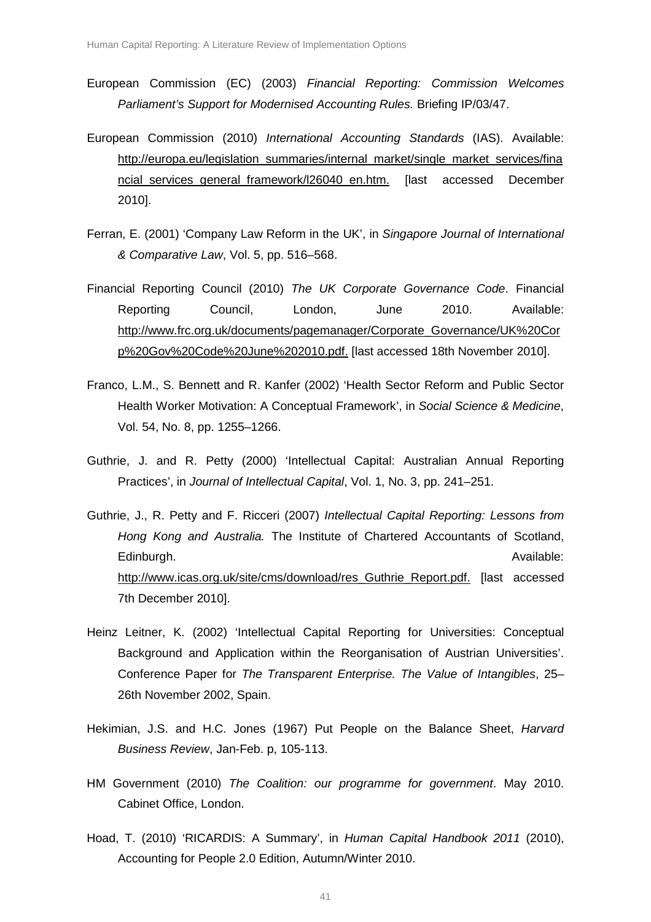European Commission (EC) (2003) *Financial Reporting: Commission Welcomes Parliament's Support for Modernised Accounting Rules.* Briefing IP/03/47.

European Commission (2010) *International Accounting Standards* (IAS). Available: http://europa.eu/legislation_summaries/internal_market/single_market_services/financial_services_general_framework/l26040_en.htm. [last accessed December 2010].

Ferran, E. (2001) 'Company Law Reform in the UK', in *Singapore Journal of International & Comparative Law*, Vol. 5, pp. 516–568.

Financial Reporting Council (2010) *The UK Corporate Governance Code*. Financial Reporting Council, London, June 2010. Available: http://www.frc.org.uk/documents/pagemanager/Corporate_Governance/UK%20Corp%20Gov%20Code%20June%202010.pdf. [last accessed 18th November 2010].

Franco, L.M., S. Bennett and R. Kanfer (2002) 'Health Sector Reform and Public Sector Health Worker Motivation: A Conceptual Framework', in *Social Science & Medicine*, Vol. 54, No. 8, pp. 1255–1266.

Guthrie, J. and R. Petty (2000) 'Intellectual Capital: Australian Annual Reporting Practices', in *Journal of Intellectual Capital*, Vol. 1, No. 3, pp. 241–251.

Guthrie, J., R. Petty and F. Ricceri (2007) *Intellectual Capital Reporting: Lessons from Hong Kong and Australia.* The Institute of Chartered Accountants of Scotland, Edinburgh. Available: http://www.icas.org.uk/site/cms/download/res_Guthrie_Report.pdf. [last accessed 7th December 2010].

Heinz Leitner, K. (2002) 'Intellectual Capital Reporting for Universities: Conceptual Background and Application within the Reorganisation of Austrian Universities'. Conference Paper for *The Transparent Enterprise. The Value of Intangibles*, 25–26th November 2002, Spain.

Hekimian, J.S. and H.C. Jones (1967) Put People on the Balance Sheet, *Harvard Business Review*, Jan-Feb. p, 105-113.

HM Government (2010) *The Coalition: our programme for government*. May 2010. Cabinet Office, London.

Hoad, T. (2010) 'RICARDIS: A Summary', in *Human Capital Handbook 2011* (2010), Accounting for People 2.0 Edition, Autumn/Winter 2010.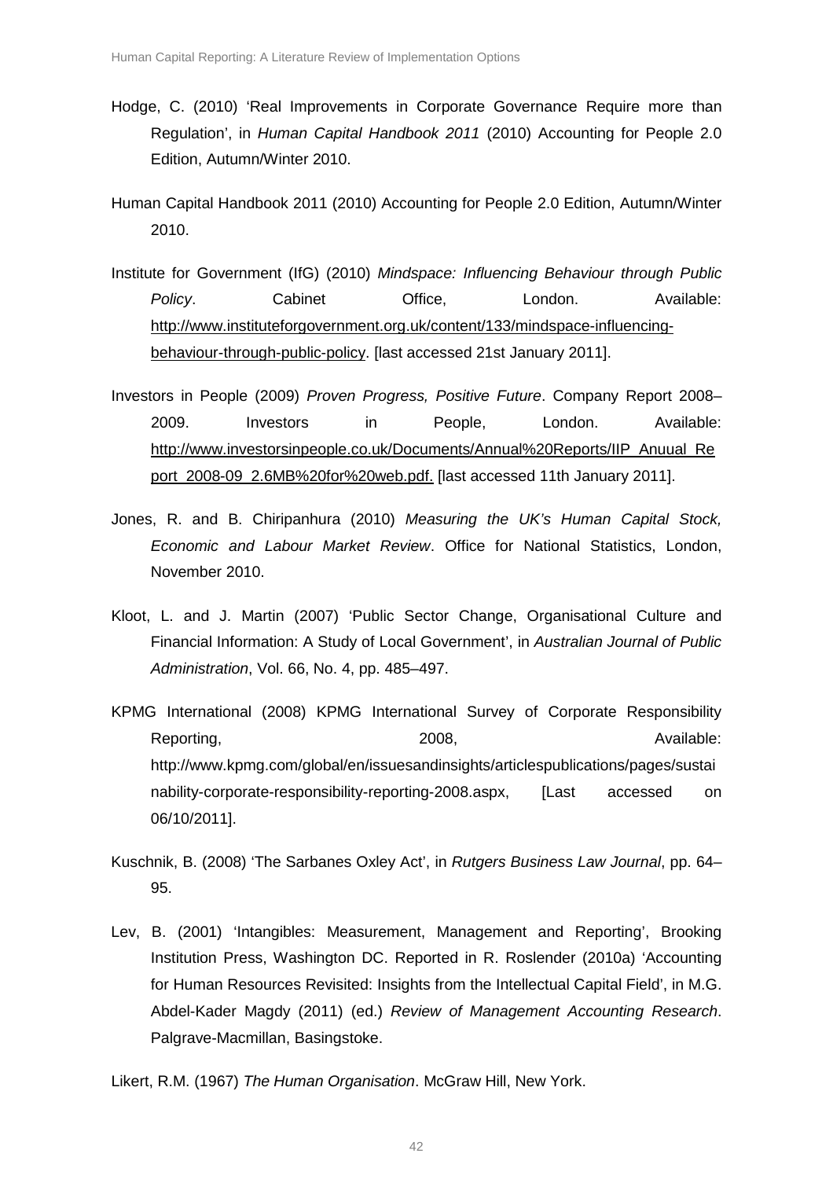Hodge, C. (2010) 'Real Improvements in Corporate Governance Require more than Regulation', in *Human Capital Handbook 2011* (2010) Accounting for People 2.0 Edition, Autumn/Winter 2010.

Human Capital Handbook 2011 (2010) Accounting for People 2.0 Edition, Autumn/Winter 2010.

Institute for Government (IfG) (2010) *Mindspace: Influencing Behaviour through Public Policy*. Cabinet Office, London. Available: http://www.instituteforgovernment.org.uk/content/133/mindspace-influencing-behaviour-through-public-policy. [last accessed 21st January 2011].

Investors in People (2009) *Proven Progress, Positive Future*. Company Report 2008–2009. Investors in People, London. Available: http://www.investorsinpeople.co.uk/Documents/Annual%20Reports/IIP_Anuual_Report_2008-09_2.6MB%20for%20web.pdf. [last accessed 11th January 2011].

Jones, R. and B. Chiripanhura (2010) *Measuring the UK's Human Capital Stock, Economic and Labour Market Review*. Office for National Statistics, London, November 2010.

Kloot, L. and J. Martin (2007) 'Public Sector Change, Organisational Culture and Financial Information: A Study of Local Government', in *Australian Journal of Public Administration*, Vol. 66, No. 4, pp. 485–497.

KPMG International (2008) KPMG International Survey of Corporate Responsibility Reporting, 2008, Available: http://www.kpmg.com/global/en/issuesandinsights/articlespublications/pages/sustainability-corporate-responsibility-reporting-2008.aspx, [Last accessed on 06/10/2011].

Kuschnik, B. (2008) 'The Sarbanes Oxley Act', in *Rutgers Business Law Journal*, pp. 64–95.

Lev, B. (2001) 'Intangibles: Measurement, Management and Reporting', Brooking Institution Press, Washington DC. Reported in R. Roslender (2010a) 'Accounting for Human Resources Revisited: Insights from the Intellectual Capital Field', in M.G. Abdel-Kader Magdy (2011) (ed.) *Review of Management Accounting Research*. Palgrave-Macmillan, Basingstoke.

Likert, R.M. (1967) *The Human Organisation*. McGraw Hill, New York.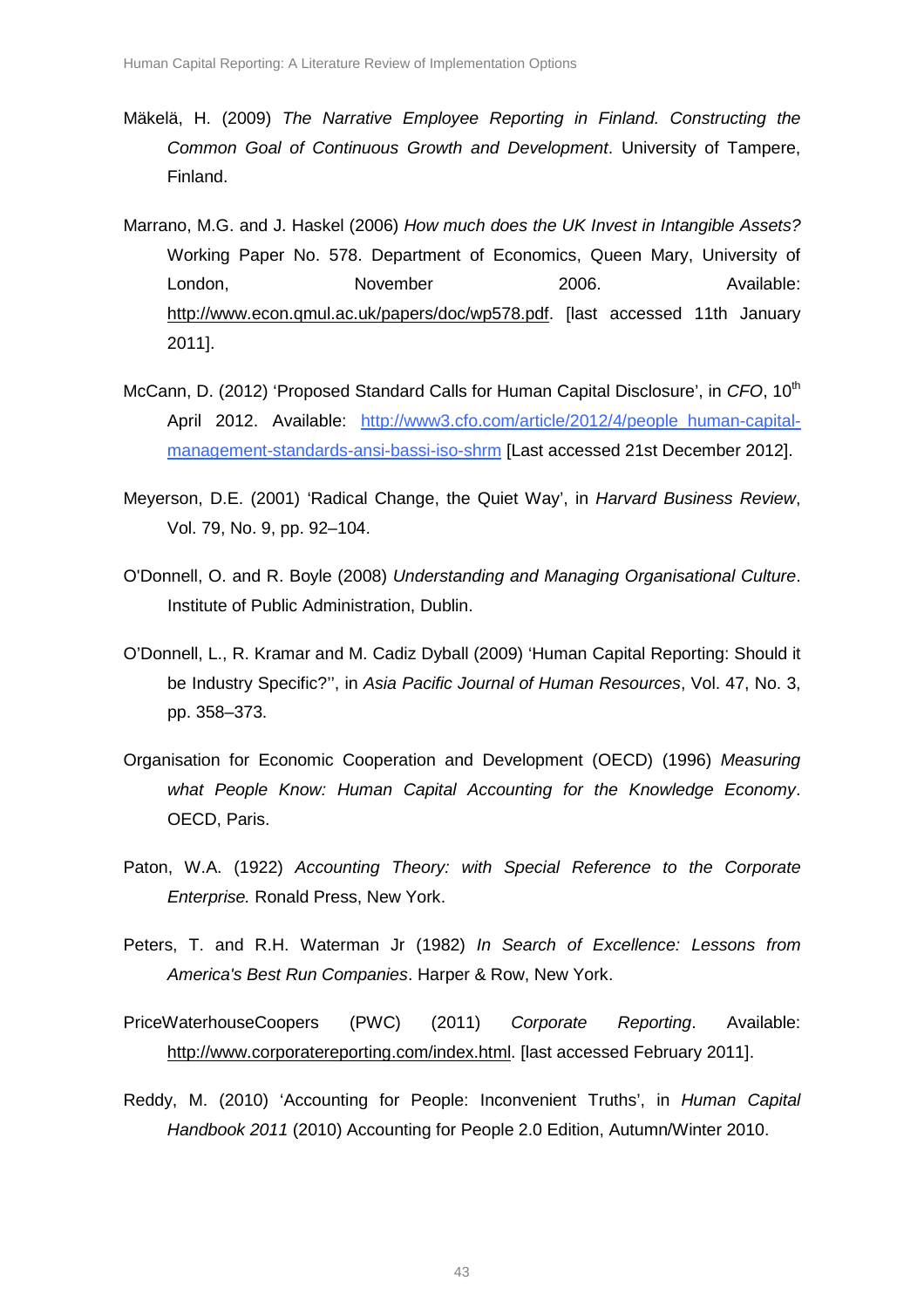Mäkelä, H. (2009) *The Narrative Employee Reporting in Finland. Constructing the Common Goal of Continuous Growth and Development*. University of Tampere, Finland.

Marrano, M.G. and J. Haskel (2006) *How much does the UK Invest in Intangible Assets?* Working Paper No. 578. Department of Economics, Queen Mary, University of London, November 2006. Available: http://www.econ.qmul.ac.uk/papers/doc/wp578.pdf. [last accessed 11th January 2011].

McCann, D. (2012) 'Proposed Standard Calls for Human Capital Disclosure', in *CFO*, 10th April 2012. Available: http://www3.cfo.com/article/2012/4/people_human-capital-management-standards-ansi-bassi-iso-shrm [Last accessed 21st December 2012].

Meyerson, D.E. (2001) 'Radical Change, the Quiet Way', in *Harvard Business Review*, Vol. 79, No. 9, pp. 92–104.

O'Donnell, O. and R. Boyle (2008) *Understanding and Managing Organisational Culture*. Institute of Public Administration, Dublin.

O'Donnell, L., R. Kramar and M. Cadiz Dyball (2009) 'Human Capital Reporting: Should it be Industry Specific?'', in *Asia Pacific Journal of Human Resources*, Vol. 47, No. 3, pp. 358–373.

Organisation for Economic Cooperation and Development (OECD) (1996) *Measuring what People Know: Human Capital Accounting for the Knowledge Economy*. OECD, Paris.

Paton, W.A. (1922) *Accounting Theory: with Special Reference to the Corporate Enterprise.* Ronald Press, New York.

Peters, T. and R.H. Waterman Jr (1982) *In Search of Excellence: Lessons from America's Best Run Companies*. Harper & Row, New York.

PriceWaterhouseCoopers (PWC) (2011) *Corporate Reporting*. Available: http://www.corporatereporting.com/index.html. [last accessed February 2011].

Reddy, M. (2010) 'Accounting for People: Inconvenient Truths', in *Human Capital Handbook 2011* (2010) Accounting for People 2.0 Edition, Autumn/Winter 2010.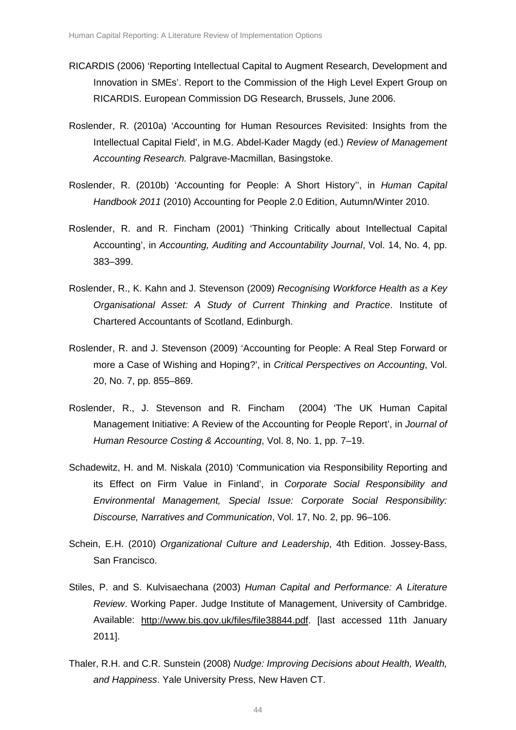RICARDIS (2006) 'Reporting Intellectual Capital to Augment Research, Development and Innovation in SMEs'. Report to the Commission of the High Level Expert Group on RICARDIS. European Commission DG Research, Brussels, June 2006.

Roslender, R. (2010a) 'Accounting for Human Resources Revisited: Insights from the Intellectual Capital Field', in M.G. Abdel-Kader Magdy (ed.) *Review of Management Accounting Research.* Palgrave-Macmillan, Basingstoke.

Roslender, R. (2010b) 'Accounting for People: A Short History'', in *Human Capital Handbook 2011* (2010) Accounting for People 2.0 Edition, Autumn/Winter 2010.

Roslender, R. and R. Fincham (2001) 'Thinking Critically about Intellectual Capital Accounting', in *Accounting, Auditing and Accountability Journal*, Vol. 14, No. 4, pp. 383–399.

Roslender, R., K. Kahn and J. Stevenson (2009) *Recognising Workforce Health as a Key Organisational Asset: A Study of Current Thinking and Practice*. Institute of Chartered Accountants of Scotland, Edinburgh.

Roslender, R. and J. Stevenson (2009) 'Accounting for People: A Real Step Forward or more a Case of Wishing and Hoping?', in *Critical Perspectives on Accounting*, Vol. 20, No. 7, pp. 855–869.

Roslender, R., J. Stevenson and R. Fincham (2004) 'The UK Human Capital Management Initiative: A Review of the Accounting for People Report', in *Journal of Human Resource Costing & Accounting*, Vol. 8, No. 1, pp. 7–19.

Schadewitz, H. and M. Niskala (2010) 'Communication via Responsibility Reporting and its Effect on Firm Value in Finland', in *Corporate Social Responsibility and Environmental Management, Special Issue: Corporate Social Responsibility: Discourse, Narratives and Communication*, Vol. 17, No. 2, pp. 96–106.

Schein, E.H. (2010) *Organizational Culture and Leadership*, 4th Edition. Jossey-Bass, San Francisco.

Stiles, P. and S. Kulvisaechana (2003) *Human Capital and Performance: A Literature Review*. Working Paper. Judge Institute of Management, University of Cambridge. Available: http://www.bis.gov.uk/files/file38844.pdf. [last accessed 11th January 2011].

Thaler, R.H. and C.R. Sunstein (2008) *Nudge: Improving Decisions about Health, Wealth, and Happiness*. Yale University Press, New Haven CT.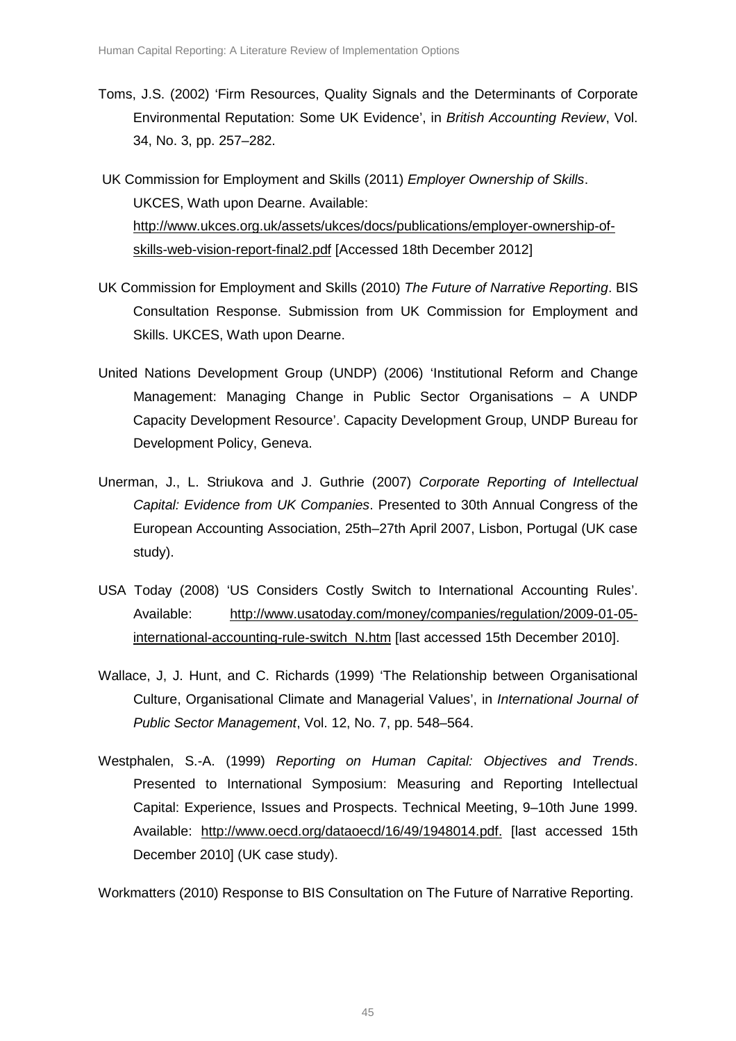Toms, J.S. (2002) 'Firm Resources, Quality Signals and the Determinants of Corporate Environmental Reputation: Some UK Evidence', in *British Accounting Review*, Vol. 34, No. 3, pp. 257–282.

UK Commission for Employment and Skills (2011) *Employer Ownership of Skills*. UKCES, Wath upon Dearne. Available: http://www.ukces.org.uk/assets/ukces/docs/publications/employer-ownership-of-skills-web-vision-report-final2.pdf [Accessed 18th December 2012]

UK Commission for Employment and Skills (2010) *The Future of Narrative Reporting*. BIS Consultation Response. Submission from UK Commission for Employment and Skills. UKCES, Wath upon Dearne.

United Nations Development Group (UNDP) (2006) 'Institutional Reform and Change Management: Managing Change in Public Sector Organisations – A UNDP Capacity Development Resource'. Capacity Development Group, UNDP Bureau for Development Policy, Geneva.

Unerman, J., L. Striukova and J. Guthrie (2007) *Corporate Reporting of Intellectual Capital: Evidence from UK Companies*. Presented to 30th Annual Congress of the European Accounting Association, 25th–27th April 2007, Lisbon, Portugal (UK case study).

USA Today (2008) 'US Considers Costly Switch to International Accounting Rules'. Available: http://www.usatoday.com/money/companies/regulation/2009-01-05-international-accounting-rule-switch_N.htm [last accessed 15th December 2010].

Wallace, J, J. Hunt, and C. Richards (1999) 'The Relationship between Organisational Culture, Organisational Climate and Managerial Values', in *International Journal of Public Sector Management*, Vol. 12, No. 7, pp. 548–564.

Westphalen, S.-A. (1999) *Reporting on Human Capital: Objectives and Trends*. Presented to International Symposium: Measuring and Reporting Intellectual Capital: Experience, Issues and Prospects. Technical Meeting, 9–10th June 1999. Available: http://www.oecd.org/dataoecd/16/49/1948014.pdf. [last accessed 15th December 2010] (UK case study).

Workmatters (2010) Response to BIS Consultation on The Future of Narrative Reporting.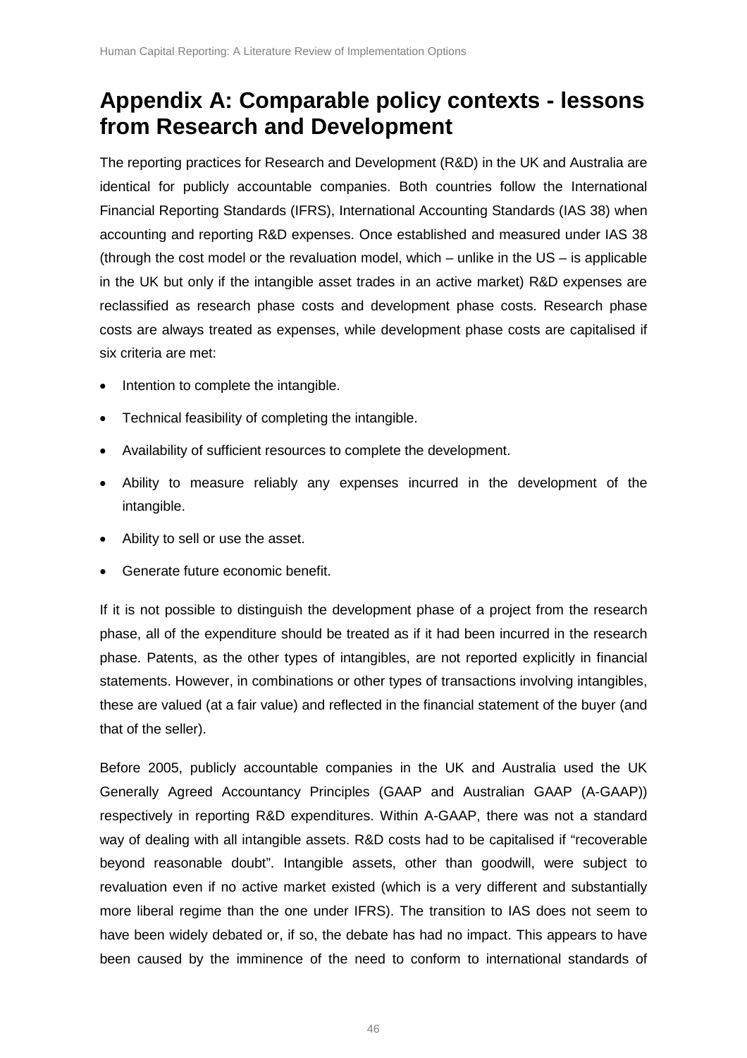# Appendix A: Comparable policy contexts - lessons from Research and Development

The reporting practices for Research and Development (R&D) in the UK and Australia are identical for publicly accountable companies. Both countries follow the International Financial Reporting Standards (IFRS), International Accounting Standards (IAS 38) when accounting and reporting R&D expenses. Once established and measured under IAS 38 (through the cost model or the revaluation model, which – unlike in the US – is applicable in the UK but only if the intangible asset trades in an active market) R&D expenses are reclassified as research phase costs and development phase costs. Research phase costs are always treated as expenses, while development phase costs are capitalised if six criteria are met:

- Intention to complete the intangible.
- Technical feasibility of completing the intangible.
- Availability of sufficient resources to complete the development.
- Ability to measure reliably any expenses incurred in the development of the intangible.
- Ability to sell or use the asset.
- Generate future economic benefit.

If it is not possible to distinguish the development phase of a project from the research phase, all of the expenditure should be treated as if it had been incurred in the research phase. Patents, as the other types of intangibles, are not reported explicitly in financial statements. However, in combinations or other types of transactions involving intangibles, these are valued (at a fair value) and reflected in the financial statement of the buyer (and that of the seller).

Before 2005, publicly accountable companies in the UK and Australia used the UK Generally Agreed Accountancy Principles (GAAP and Australian GAAP (A-GAAP)) respectively in reporting R&D expenditures. Within A-GAAP, there was not a standard way of dealing with all intangible assets. R&D costs had to be capitalised if "recoverable beyond reasonable doubt". Intangible assets, other than goodwill, were subject to revaluation even if no active market existed (which is a very different and substantially more liberal regime than the one under IFRS). The transition to IAS does not seem to have been widely debated or, if so, the debate has had no impact. This appears to have been caused by the imminence of the need to conform to international standards of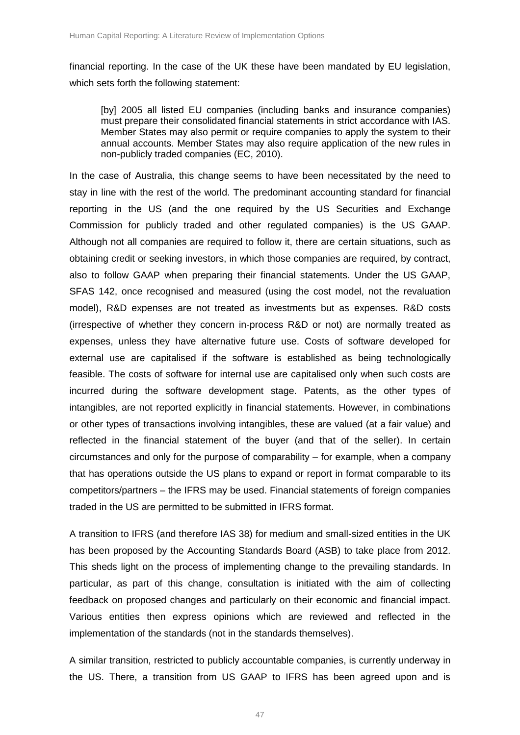financial reporting. In the case of the UK these have been mandated by EU legislation, which sets forth the following statement:

> [by] 2005 all listed EU companies (including banks and insurance companies) must prepare their consolidated financial statements in strict accordance with IAS. Member States may also permit or require companies to apply the system to their annual accounts. Member States may also require application of the new rules in non-publicly traded companies (EC, 2010).

In the case of Australia, this change seems to have been necessitated by the need to stay in line with the rest of the world. The predominant accounting standard for financial reporting in the US (and the one required by the US Securities and Exchange Commission for publicly traded and other regulated companies) is the US GAAP. Although not all companies are required to follow it, there are certain situations, such as obtaining credit or seeking investors, in which those companies are required, by contract, also to follow GAAP when preparing their financial statements. Under the US GAAP, SFAS 142, once recognised and measured (using the cost model, not the revaluation model), R&D expenses are not treated as investments but as expenses. R&D costs (irrespective of whether they concern in-process R&D or not) are normally treated as expenses, unless they have alternative future use. Costs of software developed for external use are capitalised if the software is established as being technologically feasible. The costs of software for internal use are capitalised only when such costs are incurred during the software development stage. Patents, as the other types of intangibles, are not reported explicitly in financial statements. However, in combinations or other types of transactions involving intangibles, these are valued (at a fair value) and reflected in the financial statement of the buyer (and that of the seller). In certain circumstances and only for the purpose of comparability – for example, when a company that has operations outside the US plans to expand or report in format comparable to its competitors/partners – the IFRS may be used. Financial statements of foreign companies traded in the US are permitted to be submitted in IFRS format.

A transition to IFRS (and therefore IAS 38) for medium and small-sized entities in the UK has been proposed by the Accounting Standards Board (ASB) to take place from 2012. This sheds light on the process of implementing change to the prevailing standards. In particular, as part of this change, consultation is initiated with the aim of collecting feedback on proposed changes and particularly on their economic and financial impact. Various entities then express opinions which are reviewed and reflected in the implementation of the standards (not in the standards themselves).

A similar transition, restricted to publicly accountable companies, is currently underway in the US. There, a transition from US GAAP to IFRS has been agreed upon and is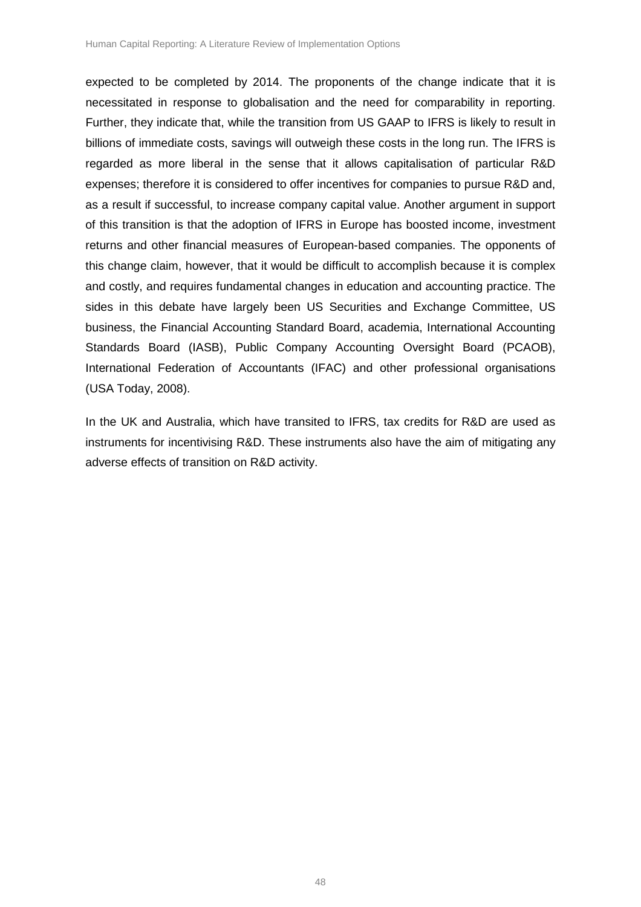expected to be completed by 2014. The proponents of the change indicate that it is necessitated in response to globalisation and the need for comparability in reporting. Further, they indicate that, while the transition from US GAAP to IFRS is likely to result in billions of immediate costs, savings will outweigh these costs in the long run. The IFRS is regarded as more liberal in the sense that it allows capitalisation of particular R&D expenses; therefore it is considered to offer incentives for companies to pursue R&D and, as a result if successful, to increase company capital value. Another argument in support of this transition is that the adoption of IFRS in Europe has boosted income, investment returns and other financial measures of European-based companies. The opponents of this change claim, however, that it would be difficult to accomplish because it is complex and costly, and requires fundamental changes in education and accounting practice. The sides in this debate have largely been US Securities and Exchange Committee, US business, the Financial Accounting Standard Board, academia, International Accounting Standards Board (IASB), Public Company Accounting Oversight Board (PCAOB), International Federation of Accountants (IFAC) and other professional organisations (USA Today, 2008).

In the UK and Australia, which have transited to IFRS, tax credits for R&D are used as instruments for incentivising R&D. These instruments also have the aim of mitigating any adverse effects of transition on R&D activity.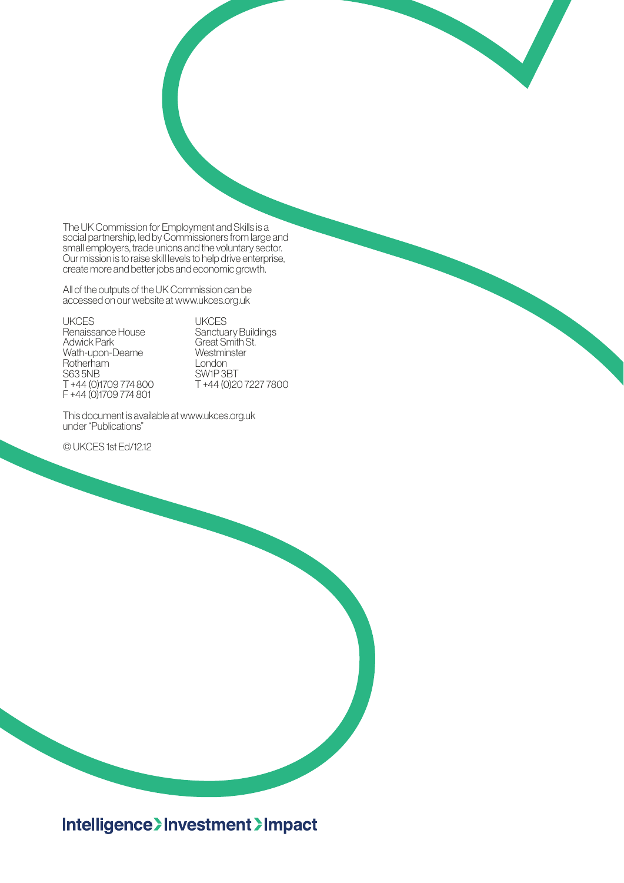The UK Commission for Employment and Skills is a social partnership, led by Commissioners from large and small employers, trade unions and the voluntary sector. Our mission is to raise skill levels to help drive enterprise, create more and better jobs and economic growth.

All of the outputs of the UK Commission can be accessed on our website at www.ukces.org.uk

UKCES
Renaissance House
Adwick Park
Wath-upon-Dearne
Rotherham
S63 5NB
T +44 (0)1709 774 800
F +44 (0)1709 774 801

UKCES
Sanctuary Buildings
Great Smith St.
Westminster
London
SW1P 3BT
T +44 (0)20 7227 7800

This document is available at www.ukces.org.uk under "Publications"

© UKCES 1st Ed/12.12

**Intelligence > Investment > Impact**